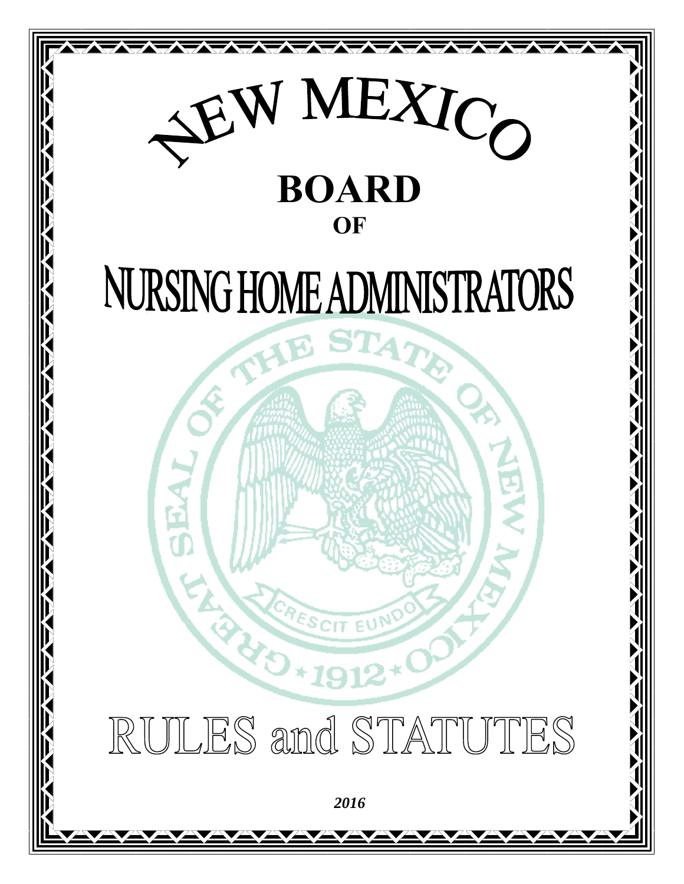# NEW MEXICO

# BOARD

## OF

# NURSING HOME ADMINISTRATORS

# RULES and STATUTES

*2016*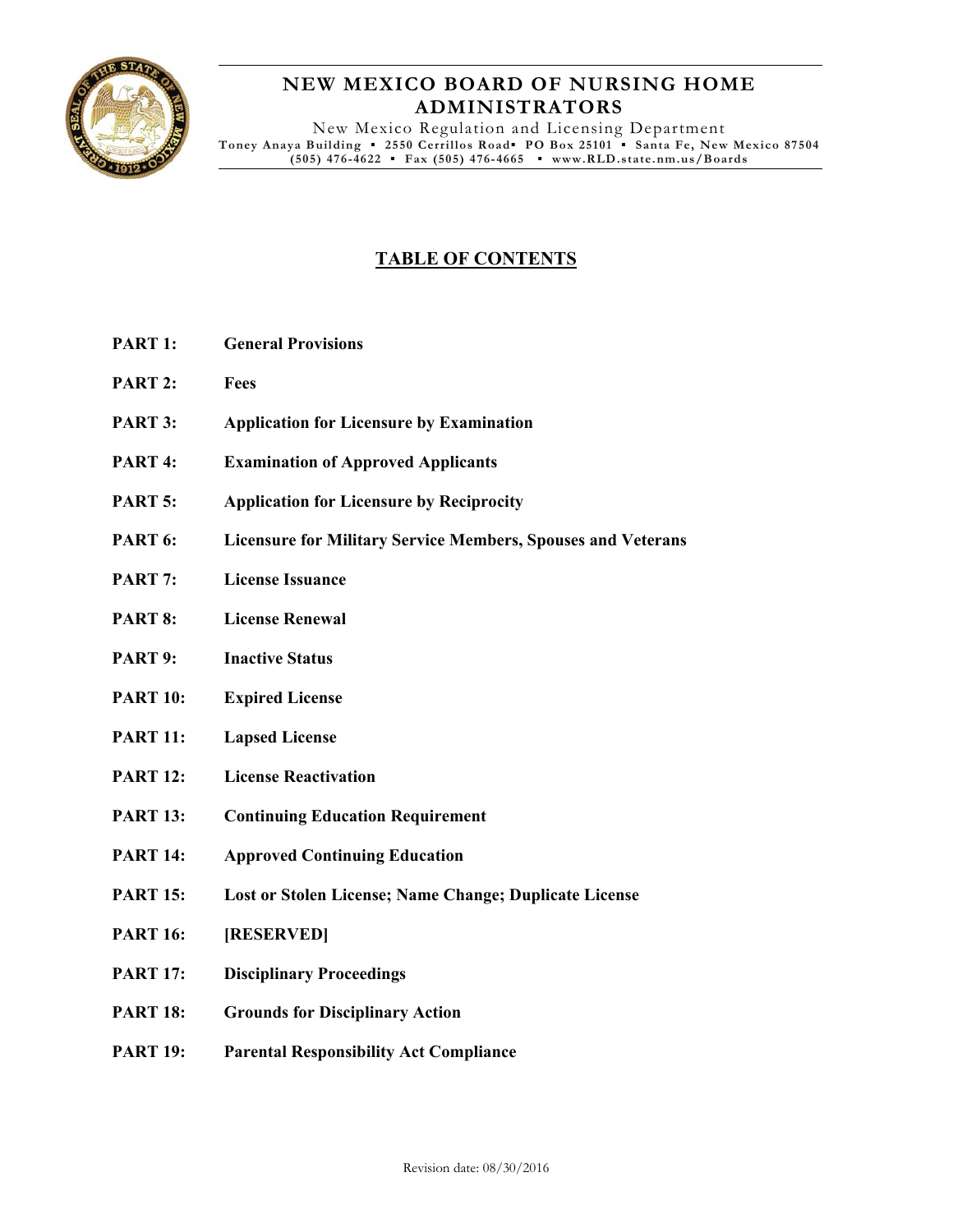# NEW MEXICO BOARD OF NURSING HOME ADMINISTRATORS

New Mexico Regulation and Licensing Department
Toney Anaya Building ▪ 2550 Cerrillos Road▪ PO Box 25101 ▪ Santa Fe, New Mexico 87504
(505) 476-4622 ▪ Fax (505) 476-4665 ▪ www.RLD.state.nm.us/Boards

## TABLE OF CONTENTS

**PART 1:** **General Provisions**

**PART 2:** **Fees**

**PART 3:** **Application for Licensure by Examination**

**PART 4:** **Examination of Approved Applicants**

**PART 5:** **Application for Licensure by Reciprocity**

**PART 6:** **Licensure for Military Service Members, Spouses and Veterans**

**PART 7:** **License Issuance**

**PART 8:** **License Renewal**

**PART 9:** **Inactive Status**

**PART 10:** **Expired License**

**PART 11:** **Lapsed License**

**PART 12:** **License Reactivation**

**PART 13:** **Continuing Education Requirement**

**PART 14:** **Approved Continuing Education**

**PART 15:** **Lost or Stolen License; Name Change; Duplicate License**

**PART 16:** **[RESERVED]**

**PART 17:** **Disciplinary Proceedings**

**PART 18:** **Grounds for Disciplinary Action**

**PART 19:** **Parental Responsibility Act Compliance**

Revision date: 08/30/2016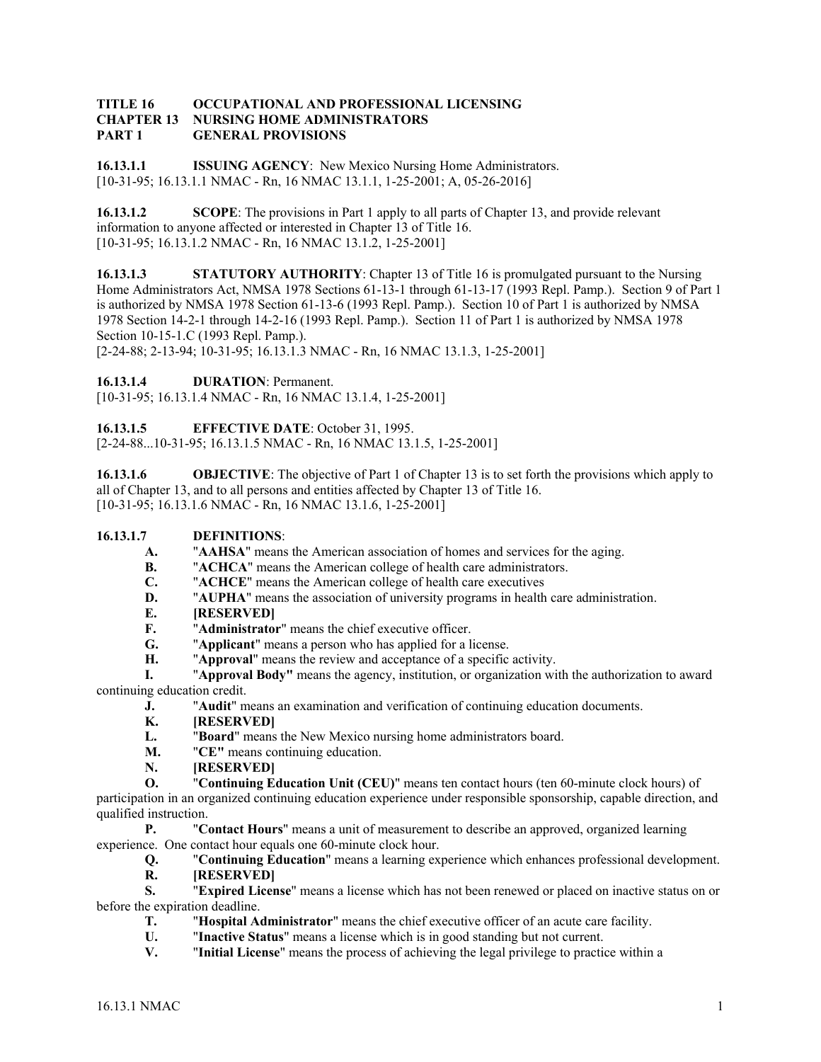**TITLE 16 OCCUPATIONAL AND PROFESSIONAL LICENSING**
**CHAPTER 13 NURSING HOME ADMINISTRATORS**
**PART 1 GENERAL PROVISIONS**

**16.13.1.1 ISSUING AGENCY**: New Mexico Nursing Home Administrators.
[10-31-95; 16.13.1.1 NMAC - Rn, 16 NMAC 13.1.1, 1-25-2001; A, 05-26-2016]

**16.13.1.2 SCOPE**: The provisions in Part 1 apply to all parts of Chapter 13, and provide relevant information to anyone affected or interested in Chapter 13 of Title 16.
[10-31-95; 16.13.1.2 NMAC - Rn, 16 NMAC 13.1.2, 1-25-2001]

**16.13.1.3 STATUTORY AUTHORITY**: Chapter 13 of Title 16 is promulgated pursuant to the Nursing Home Administrators Act, NMSA 1978 Sections 61-13-1 through 61-13-17 (1993 Repl. Pamp.). Section 9 of Part 1 is authorized by NMSA 1978 Section 61-13-6 (1993 Repl. Pamp.). Section 10 of Part 1 is authorized by NMSA 1978 Section 14-2-1 through 14-2-16 (1993 Repl. Pamp.). Section 11 of Part 1 is authorized by NMSA 1978 Section 10-15-1.C (1993 Repl. Pamp.).
[2-24-88; 2-13-94; 10-31-95; 16.13.1.3 NMAC - Rn, 16 NMAC 13.1.3, 1-25-2001]

**16.13.1.4 DURATION**: Permanent.
[10-31-95; 16.13.1.4 NMAC - Rn, 16 NMAC 13.1.4, 1-25-2001]

**16.13.1.5 EFFECTIVE DATE**: October 31, 1995.
[2-24-88...10-31-95; 16.13.1.5 NMAC - Rn, 16 NMAC 13.1.5, 1-25-2001]

**16.13.1.6 OBJECTIVE**: The objective of Part 1 of Chapter 13 is to set forth the provisions which apply to all of Chapter 13, and to all persons and entities affected by Chapter 13 of Title 16.
[10-31-95; 16.13.1.6 NMAC - Rn, 16 NMAC 13.1.6, 1-25-2001]

**16.13.1.7 DEFINITIONS**:

**A.** "**AAHSA**" means the American association of homes and services for the aging.

**B.** "**ACHCA**" means the American college of health care administrators.

**C.** "**ACHCE**" means the American college of health care executives

**D.** "**AUPHA**" means the association of university programs in health care administration.

**E. [RESERVED]**

**F.** "**Administrator**" means the chief executive officer.

**G.** "**Applicant**" means a person who has applied for a license.

**H.** "**Approval**" means the review and acceptance of a specific activity.

**I.** "**Approval Body"** means the agency, institution, or organization with the authorization to award continuing education credit.

**J.** "**Audit**" means an examination and verification of continuing education documents.

**K. [RESERVED]**

**L.** "**Board**" means the New Mexico nursing home administrators board.

**M.** "**CE"** means continuing education.

**N. [RESERVED]**

**O.** "**Continuing Education Unit (CEU)**" means ten contact hours (ten 60-minute clock hours) of participation in an organized continuing education experience under responsible sponsorship, capable direction, and qualified instruction.

**P.** "**Contact Hours**" means a unit of measurement to describe an approved, organized learning experience. One contact hour equals one 60-minute clock hour.

**Q.** "**Continuing Education**" means a learning experience which enhances professional development.

**R. [RESERVED]**

**S.** "**Expired License**" means a license which has not been renewed or placed on inactive status on or before the expiration deadline.

**T.** "**Hospital Administrator**" means the chief executive officer of an acute care facility.

**U.** "**Inactive Status**" means a license which is in good standing but not current.

**V.** "**Initial License**" means the process of achieving the legal privilege to practice within a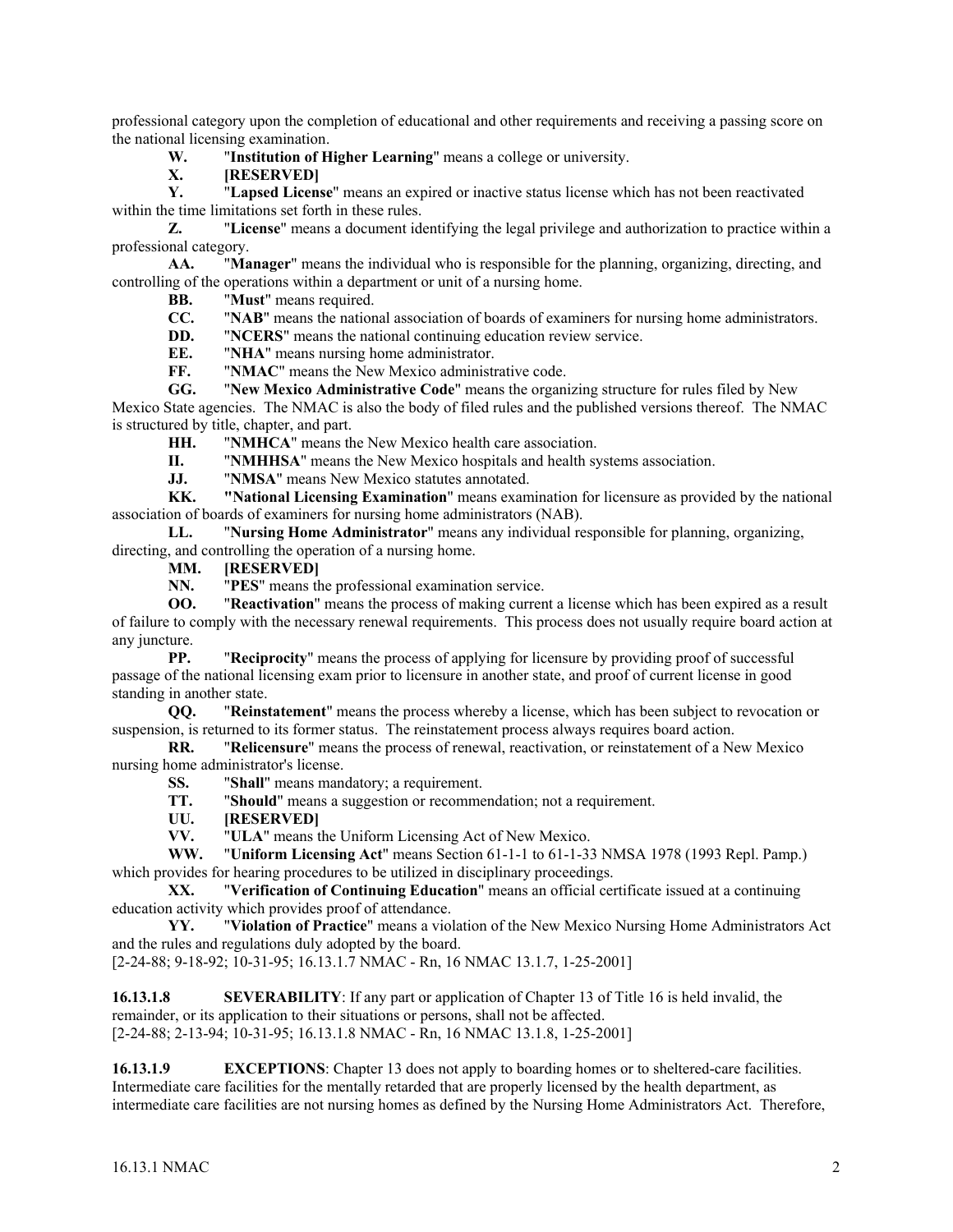professional category upon the completion of educational and other requirements and receiving a passing score on the national licensing examination.

**W.** "**Institution of Higher Learning**" means a college or university.

**X.** **[RESERVED]**

**Y.** "**Lapsed License**" means an expired or inactive status license which has not been reactivated within the time limitations set forth in these rules.

**Z.** "**License**" means a document identifying the legal privilege and authorization to practice within a professional category.

**AA.** "**Manager**" means the individual who is responsible for the planning, organizing, directing, and controlling of the operations within a department or unit of a nursing home.

**BB.** "**Must**" means required.

**CC.** "**NAB**" means the national association of boards of examiners for nursing home administrators.

**DD.** "**NCERS**" means the national continuing education review service.

**EE.** "**NHA**" means nursing home administrator.

**FF.** "**NMAC**" means the New Mexico administrative code.

**GG.** "**New Mexico Administrative Code**" means the organizing structure for rules filed by New Mexico State agencies. The NMAC is also the body of filed rules and the published versions thereof. The NMAC is structured by title, chapter, and part.

**HH.** "**NMHCA**" means the New Mexico health care association.

**II.** "**NMHHSA**" means the New Mexico hospitals and health systems association.

**JJ.** "**NMSA**" means New Mexico statutes annotated.

**KK.** **"National Licensing Examination**" means examination for licensure as provided by the national association of boards of examiners for nursing home administrators (NAB).

**LL.** "**Nursing Home Administrator**" means any individual responsible for planning, organizing, directing, and controlling the operation of a nursing home.

**MM.** **[RESERVED]**

**NN.** "**PES**" means the professional examination service.

**OO.** "**Reactivation**" means the process of making current a license which has been expired as a result of failure to comply with the necessary renewal requirements. This process does not usually require board action at any juncture.

**PP.** "**Reciprocity**" means the process of applying for licensure by providing proof of successful passage of the national licensing exam prior to licensure in another state, and proof of current license in good standing in another state.

**QQ.** "**Reinstatement**" means the process whereby a license, which has been subject to revocation or suspension, is returned to its former status. The reinstatement process always requires board action.

**RR.** "**Relicensure**" means the process of renewal, reactivation, or reinstatement of a New Mexico nursing home administrator's license.

**SS.** "**Shall**" means mandatory; a requirement.

**TT.** "**Should**" means a suggestion or recommendation; not a requirement.

**UU.** **[RESERVED]**

**VV.** "**ULA**" means the Uniform Licensing Act of New Mexico.

**WW.** "**Uniform Licensing Act**" means Section 61-1-1 to 61-1-33 NMSA 1978 (1993 Repl. Pamp.) which provides for hearing procedures to be utilized in disciplinary proceedings.

**XX.** "**Verification of Continuing Education**" means an official certificate issued at a continuing education activity which provides proof of attendance.

**YY.** "**Violation of Practice**" means a violation of the New Mexico Nursing Home Administrators Act and the rules and regulations duly adopted by the board.

[2-24-88; 9-18-92; 10-31-95; 16.13.1.7 NMAC - Rn, 16 NMAC 13.1.7, 1-25-2001]

**16.13.1.8** **SEVERABILITY**: If any part or application of Chapter 13 of Title 16 is held invalid, the remainder, or its application to their situations or persons, shall not be affected.
[2-24-88; 2-13-94; 10-31-95; 16.13.1.8 NMAC - Rn, 16 NMAC 13.1.8, 1-25-2001]

**16.13.1.9** **EXCEPTIONS**: Chapter 13 does not apply to boarding homes or to sheltered-care facilities. Intermediate care facilities for the mentally retarded that are properly licensed by the health department, as intermediate care facilities are not nursing homes as defined by the Nursing Home Administrators Act. Therefore,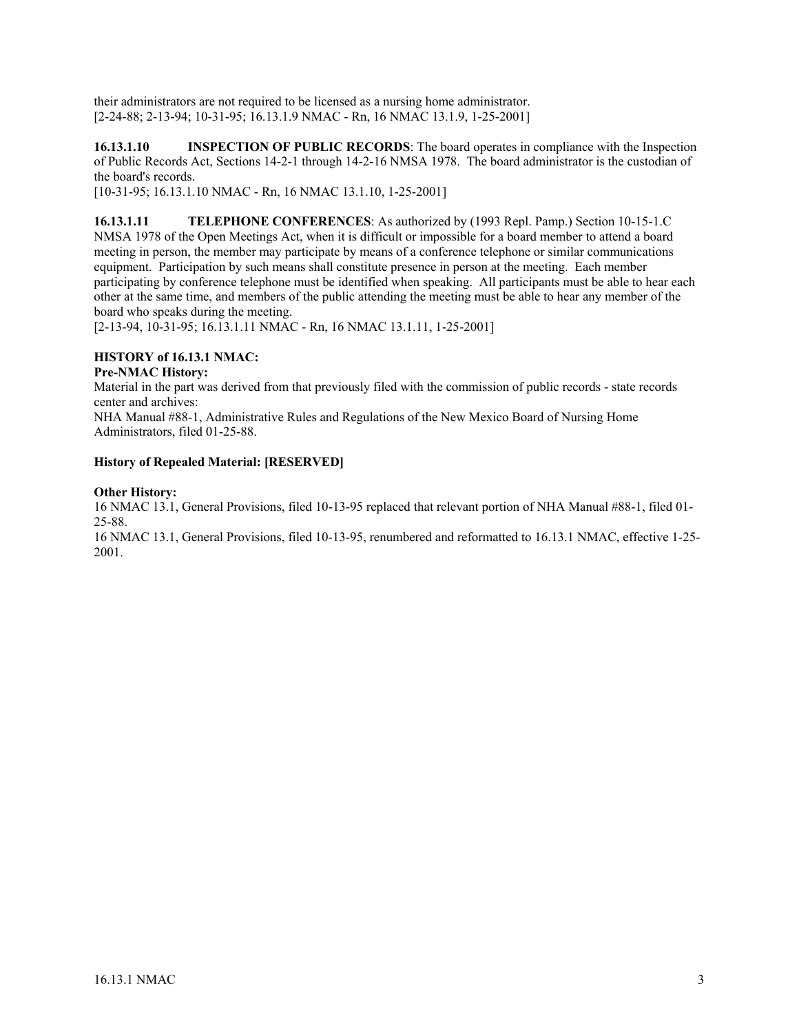their administrators are not required to be licensed as a nursing home administrator.
[2-24-88; 2-13-94; 10-31-95; 16.13.1.9 NMAC - Rn, 16 NMAC 13.1.9, 1-25-2001]

**16.13.1.10 INSPECTION OF PUBLIC RECORDS**: The board operates in compliance with the Inspection of Public Records Act, Sections 14-2-1 through 14-2-16 NMSA 1978. The board administrator is the custodian of the board's records.
[10-31-95; 16.13.1.10 NMAC - Rn, 16 NMAC 13.1.10, 1-25-2001]

**16.13.1.11 TELEPHONE CONFERENCES**: As authorized by (1993 Repl. Pamp.) Section 10-15-1.C NMSA 1978 of the Open Meetings Act, when it is difficult or impossible for a board member to attend a board meeting in person, the member may participate by means of a conference telephone or similar communications equipment. Participation by such means shall constitute presence in person at the meeting. Each member participating by conference telephone must be identified when speaking. All participants must be able to hear each other at the same time, and members of the public attending the meeting must be able to hear any member of the board who speaks during the meeting.
[2-13-94, 10-31-95; 16.13.1.11 NMAC - Rn, 16 NMAC 13.1.11, 1-25-2001]

**HISTORY of 16.13.1 NMAC:**
**Pre-NMAC History:**
Material in the part was derived from that previously filed with the commission of public records - state records center and archives:
NHA Manual #88-1, Administrative Rules and Regulations of the New Mexico Board of Nursing Home Administrators, filed 01-25-88.

**History of Repealed Material: [RESERVED]**

**Other History:**
16 NMAC 13.1, General Provisions, filed 10-13-95 replaced that relevant portion of NHA Manual #88-1, filed 01-25-88.
16 NMAC 13.1, General Provisions, filed 10-13-95, renumbered and reformatted to 16.13.1 NMAC, effective 1-25-2001.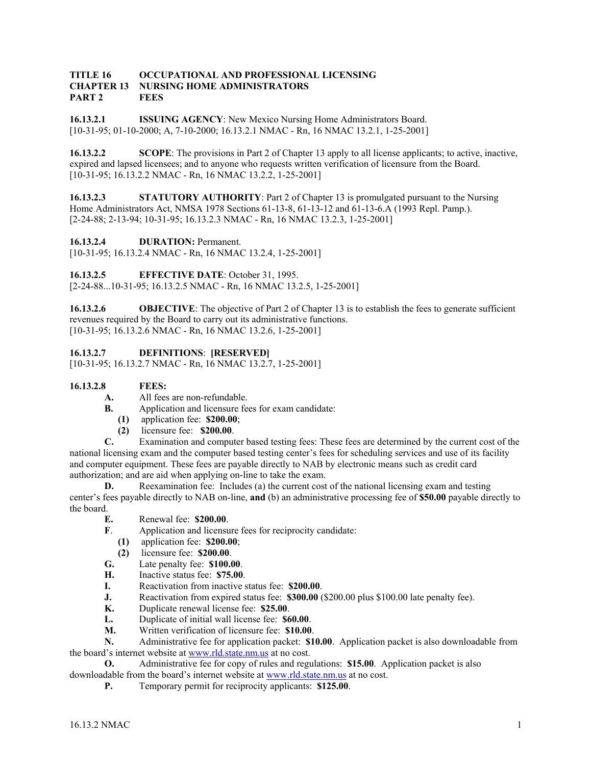**TITLE 16 OCCUPATIONAL AND PROFESSIONAL LICENSING**
**CHAPTER 13 NURSING HOME ADMINISTRATORS**
**PART 2 FEES**

**16.13.2.1 ISSUING AGENCY**: New Mexico Nursing Home Administrators Board.
[10-31-95; 01-10-2000; A, 7-10-2000; 16.13.2.1 NMAC - Rn, 16 NMAC 13.2.1, 1-25-2001]

**16.13.2.2 SCOPE**: The provisions in Part 2 of Chapter 13 apply to all license applicants; to active, inactive, expired and lapsed licensees; and to anyone who requests written verification of licensure from the Board.
[10-31-95; 16.13.2.2 NMAC - Rn, 16 NMAC 13.2.2, 1-25-2001]

**16.13.2.3 STATUTORY AUTHORITY**: Part 2 of Chapter 13 is promulgated pursuant to the Nursing Home Administrators Act, NMSA 1978 Sections 61-13-8, 61-13-12 and 61-13-6.A (1993 Repl. Pamp.).
[2-24-88; 2-13-94; 10-31-95; 16.13.2.3 NMAC - Rn, 16 NMAC 13.2.3, 1-25-2001]

**16.13.2.4 DURATION:** Permanent.
[10-31-95; 16.13.2.4 NMAC - Rn, 16 NMAC 13.2.4, 1-25-2001]

**16.13.2.5 EFFECTIVE DATE**: October 31, 1995.
[2-24-88...10-31-95; 16.13.2.5 NMAC - Rn, 16 NMAC 13.2.5, 1-25-2001]

**16.13.2.6 OBJECTIVE**: The objective of Part 2 of Chapter 13 is to establish the fees to generate sufficient revenues required by the Board to carry out its administrative functions.
[10-31-95; 16.13.2.6 NMAC - Rn, 16 NMAC 13.2.6, 1-25-2001]

**16.13.2.7 DEFINITIONS**: **[RESERVED]**
[10-31-95; 16.13.2.7 NMAC - Rn, 16 NMAC 13.2.7, 1-25-2001]

**16.13.2.8 FEES:**

**A.** All fees are non-refundable.

**B.** Application and licensure fees for exam candidate:
- **(1)** application fee: **$200.00**;
- **(2)** licensure fee: **$200.00**.

**C.** Examination and computer based testing fees: These fees are determined by the current cost of the national licensing exam and the computer based testing center's fees for scheduling services and use of its facility and computer equipment. These fees are payable directly to NAB by electronic means such as credit card authorization; and are aid when applying on-line to take the exam.

**D.** Reexamination fee: Includes (a) the current cost of the national licensing exam and testing center's fees payable directly to NAB on-line, **and** (b) an administrative processing fee of **$50.00** payable directly to the board.

**E.** Renewal fee: **$200.00**.

**F**. Application and licensure fees for reciprocity candidate:
- **(1)** application fee: **$200.00**;
- **(2)** licensure fee: **$200.00**.

**G.** Late penalty fee: **$100.00**.

**H.** Inactive status fee: **$75.00**.

**I.** Reactivation from inactive status fee: **$200.00**.

**J.** Reactivation from expired status fee: **$300.00** ($200.00 plus $100.00 late penalty fee).

**K.** Duplicate renewal license fee: **$25.00**.

**L.** Duplicate of initial wall license fee: **$60.00**.

**M.** Written verification of licensure fee: **$10.00**.

**N.** Administrative fee for application packet: **$10.00**. Application packet is also downloadable from the board's internet website at www.rld.state.nm.us at no cost.

**O.** Administrative fee for copy of rules and regulations: **$15.00**. Application packet is also downloadable from the board's internet website at www.rld.state.nm.us at no cost.

**P.** Temporary permit for reciprocity applicants: **$125.00**.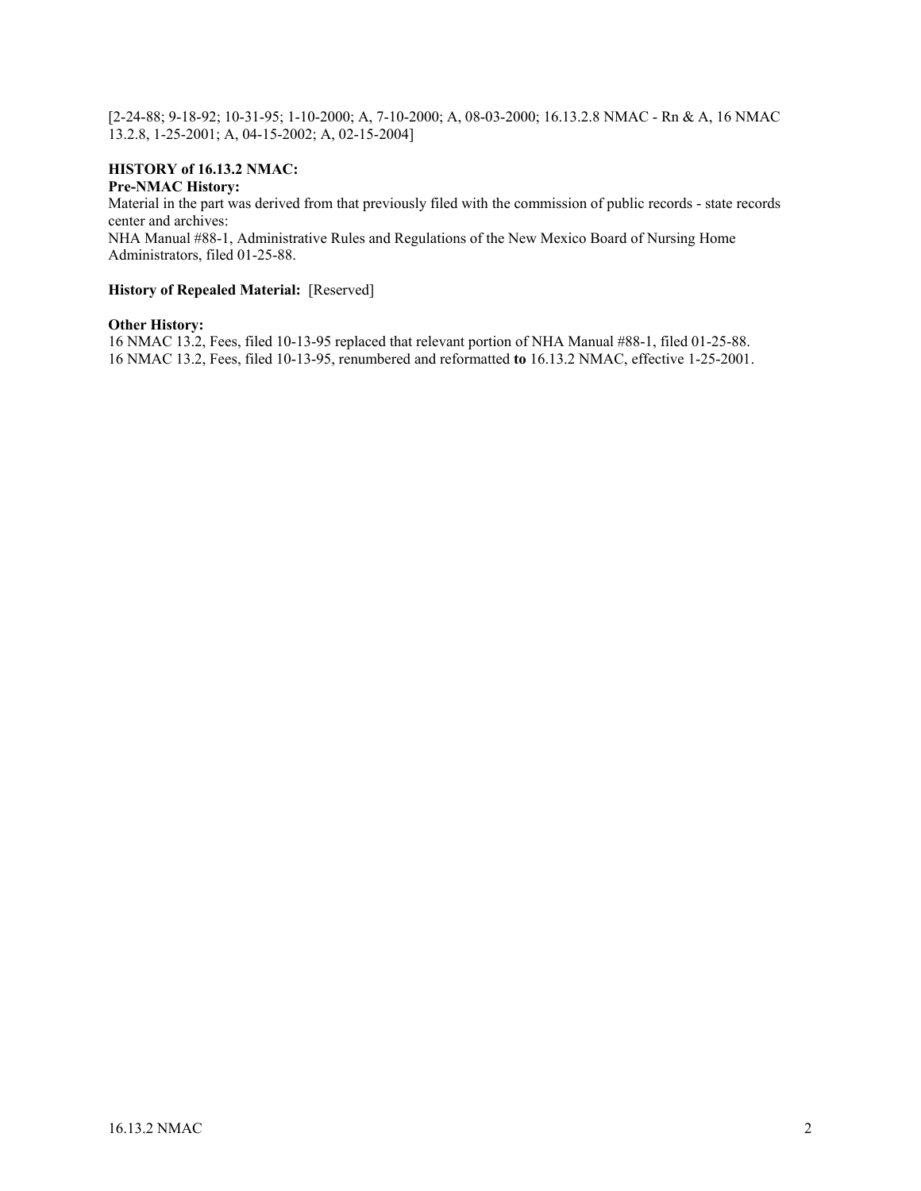[2-24-88; 9-18-92; 10-31-95; 1-10-2000; A, 7-10-2000; A, 08-03-2000; 16.13.2.8 NMAC - Rn & A, 16 NMAC 13.2.8, 1-25-2001; A, 04-15-2002; A, 02-15-2004]

**HISTORY of 16.13.2 NMAC:**

**Pre-NMAC History:**

Material in the part was derived from that previously filed with the commission of public records - state records center and archives:

NHA Manual #88-1, Administrative Rules and Regulations of the New Mexico Board of Nursing Home Administrators, filed 01-25-88.

**History of Repealed Material:** [Reserved]

**Other History:**

16 NMAC 13.2, Fees, filed 10-13-95 replaced that relevant portion of NHA Manual #88-1, filed 01-25-88.

16 NMAC 13.2, Fees, filed 10-13-95, renumbered and reformatted **to** 16.13.2 NMAC, effective 1-25-2001.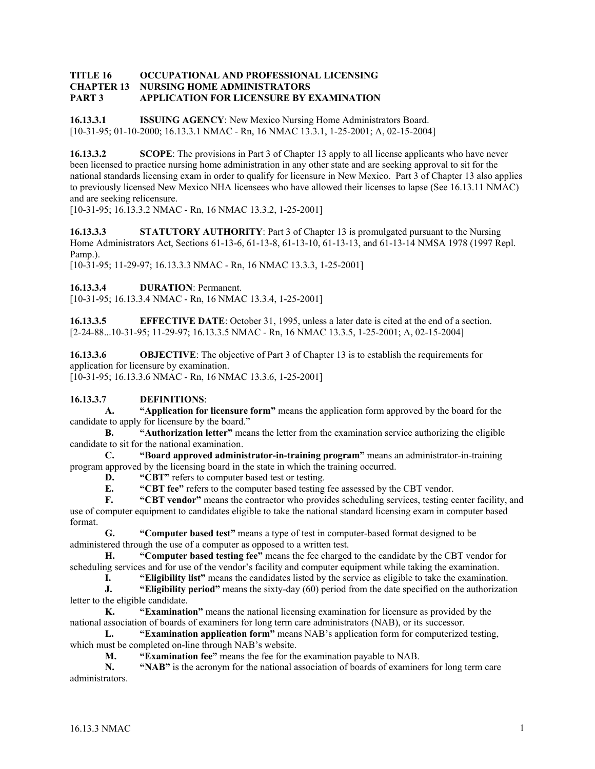**TITLE 16 OCCUPATIONAL AND PROFESSIONAL LICENSING**
**CHAPTER 13 NURSING HOME ADMINISTRATORS**
**PART 3 APPLICATION FOR LICENSURE BY EXAMINATION**

**16.13.3.1 ISSUING AGENCY**: New Mexico Nursing Home Administrators Board.
[10-31-95; 01-10-2000; 16.13.3.1 NMAC - Rn, 16 NMAC 13.3.1, 1-25-2001; A, 02-15-2004]

**16.13.3.2 SCOPE**: The provisions in Part 3 of Chapter 13 apply to all license applicants who have never been licensed to practice nursing home administration in any other state and are seeking approval to sit for the national standards licensing exam in order to qualify for licensure in New Mexico. Part 3 of Chapter 13 also applies to previously licensed New Mexico NHA licensees who have allowed their licenses to lapse (See 16.13.11 NMAC) and are seeking relicensure.
[10-31-95; 16.13.3.2 NMAC - Rn, 16 NMAC 13.3.2, 1-25-2001]

**16.13.3.3 STATUTORY AUTHORITY**: Part 3 of Chapter 13 is promulgated pursuant to the Nursing Home Administrators Act, Sections 61-13-6, 61-13-8, 61-13-10, 61-13-13, and 61-13-14 NMSA 1978 (1997 Repl. Pamp.).
[10-31-95; 11-29-97; 16.13.3.3 NMAC - Rn, 16 NMAC 13.3.3, 1-25-2001]

**16.13.3.4 DURATION**: Permanent.
[10-31-95; 16.13.3.4 NMAC - Rn, 16 NMAC 13.3.4, 1-25-2001]

**16.13.3.5 EFFECTIVE DATE**: October 31, 1995, unless a later date is cited at the end of a section.
[2-24-88...10-31-95; 11-29-97; 16.13.3.5 NMAC - Rn, 16 NMAC 13.3.5, 1-25-2001; A, 02-15-2004]

**16.13.3.6 OBJECTIVE**: The objective of Part 3 of Chapter 13 is to establish the requirements for application for licensure by examination.
[10-31-95; 16.13.3.6 NMAC - Rn, 16 NMAC 13.3.6, 1-25-2001]

**16.13.3.7 DEFINITIONS**:

**A. "Application for licensure form"** means the application form approved by the board for the candidate to apply for licensure by the board."

**B. "Authorization letter"** means the letter from the examination service authorizing the eligible candidate to sit for the national examination.

**C. "Board approved administrator-in-training program"** means an administrator-in-training program approved by the licensing board in the state in which the training occurred.

**D. "CBT"** refers to computer based test or testing.

**E. "CBT fee"** refers to the computer based testing fee assessed by the CBT vendor.

**F. "CBT vendor"** means the contractor who provides scheduling services, testing center facility, and use of computer equipment to candidates eligible to take the national standard licensing exam in computer based format.

**G. "Computer based test"** means a type of test in computer-based format designed to be administered through the use of a computer as opposed to a written test.

**H. "Computer based testing fee"** means the fee charged to the candidate by the CBT vendor for scheduling services and for use of the vendor's facility and computer equipment while taking the examination.

**I. "Eligibility list"** means the candidates listed by the service as eligible to take the examination.

**J. "Eligibility period"** means the sixty-day (60) period from the date specified on the authorization letter to the eligible candidate.

**K. "Examination"** means the national licensing examination for licensure as provided by the national association of boards of examiners for long term care administrators (NAB), or its successor.

**L. "Examination application form"** means NAB's application form for computerized testing, which must be completed on-line through NAB's website.

**M. "Examination fee"** means the fee for the examination payable to NAB.

**N. "NAB"** is the acronym for the national association of boards of examiners for long term care administrators.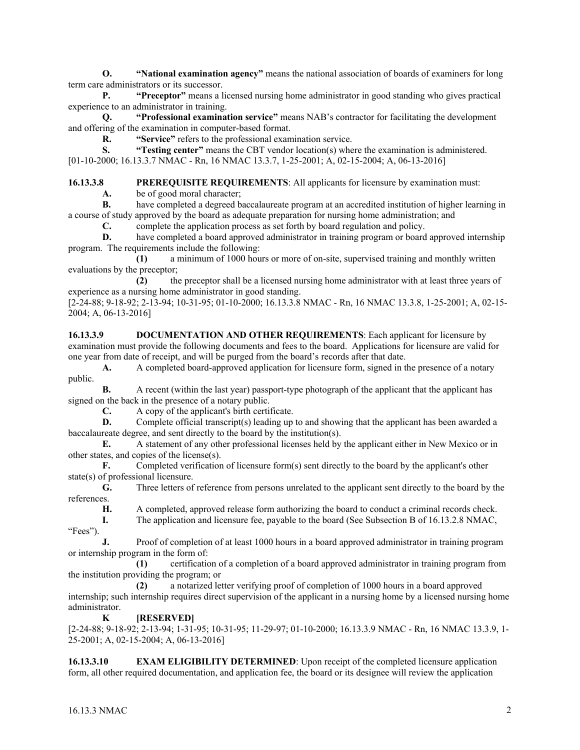**O.** **"National examination agency"** means the national association of boards of examiners for long term care administrators or its successor.

**P.** **"Preceptor"** means a licensed nursing home administrator in good standing who gives practical experience to an administrator in training.

**Q.** **"Professional examination service"** means NAB's contractor for facilitating the development and offering of the examination in computer-based format.

**R.** **"Service"** refers to the professional examination service.

**S.** **"Testing center"** means the CBT vendor location(s) where the examination is administered.

[01-10-2000; 16.13.3.7 NMAC - Rn, 16 NMAC 13.3.7, 1-25-2001; A, 02-15-2004; A, 06-13-2016]

**16.13.3.8** **PREREQUISITE REQUIREMENTS**: All applicants for licensure by examination must:

**A.** be of good moral character;

**B.** have completed a degreed baccalaureate program at an accredited institution of higher learning in a course of study approved by the board as adequate preparation for nursing home administration; and

**C.** complete the application process as set forth by board regulation and policy.

**D.** have completed a board approved administrator in training program or board approved internship program. The requirements include the following:

**(1)** a minimum of 1000 hours or more of on-site, supervised training and monthly written evaluations by the preceptor;

**(2)** the preceptor shall be a licensed nursing home administrator with at least three years of experience as a nursing home administrator in good standing.

[2-24-88; 9-18-92; 2-13-94; 10-31-95; 01-10-2000; 16.13.3.8 NMAC - Rn, 16 NMAC 13.3.8, 1-25-2001; A, 02-15-2004; A, 06-13-2016]

**16.13.3.9** **DOCUMENTATION AND OTHER REQUIREMENTS**: Each applicant for licensure by examination must provide the following documents and fees to the board. Applications for licensure are valid for one year from date of receipt, and will be purged from the board's records after that date.

**A.** A completed board-approved application for licensure form, signed in the presence of a notary public.

**B.** A recent (within the last year) passport-type photograph of the applicant that the applicant has signed on the back in the presence of a notary public.

**C.** A copy of the applicant's birth certificate.

**D.** Complete official transcript(s) leading up to and showing that the applicant has been awarded a baccalaureate degree, and sent directly to the board by the institution(s).

**E.** A statement of any other professional licenses held by the applicant either in New Mexico or in other states, and copies of the license(s).

**F.** Completed verification of licensure form(s) sent directly to the board by the applicant's other state(s) of professional licensure.

**G.** Three letters of reference from persons unrelated to the applicant sent directly to the board by the references.

**H.** A completed, approved release form authorizing the board to conduct a criminal records check.

**I.** The application and licensure fee, payable to the board (See Subsection B of 16.13.2.8 NMAC, "Fees").

**J.** Proof of completion of at least 1000 hours in a board approved administrator in training program or internship program in the form of:

**(1)** certification of a completion of a board approved administrator in training program from the institution providing the program; or

**(2)** a notarized letter verifying proof of completion of 1000 hours in a board approved internship; such internship requires direct supervision of the applicant in a nursing home by a licensed nursing home administrator.

**K** **[RESERVED]**

[2-24-88; 9-18-92; 2-13-94; 1-31-95; 10-31-95; 11-29-97; 01-10-2000; 16.13.3.9 NMAC - Rn, 16 NMAC 13.3.9, 1-25-2001; A, 02-15-2004; A, 06-13-2016]

**16.13.3.10** **EXAM ELIGIBILITY DETERMINED**: Upon receipt of the completed licensure application form, all other required documentation, and application fee, the board or its designee will review the application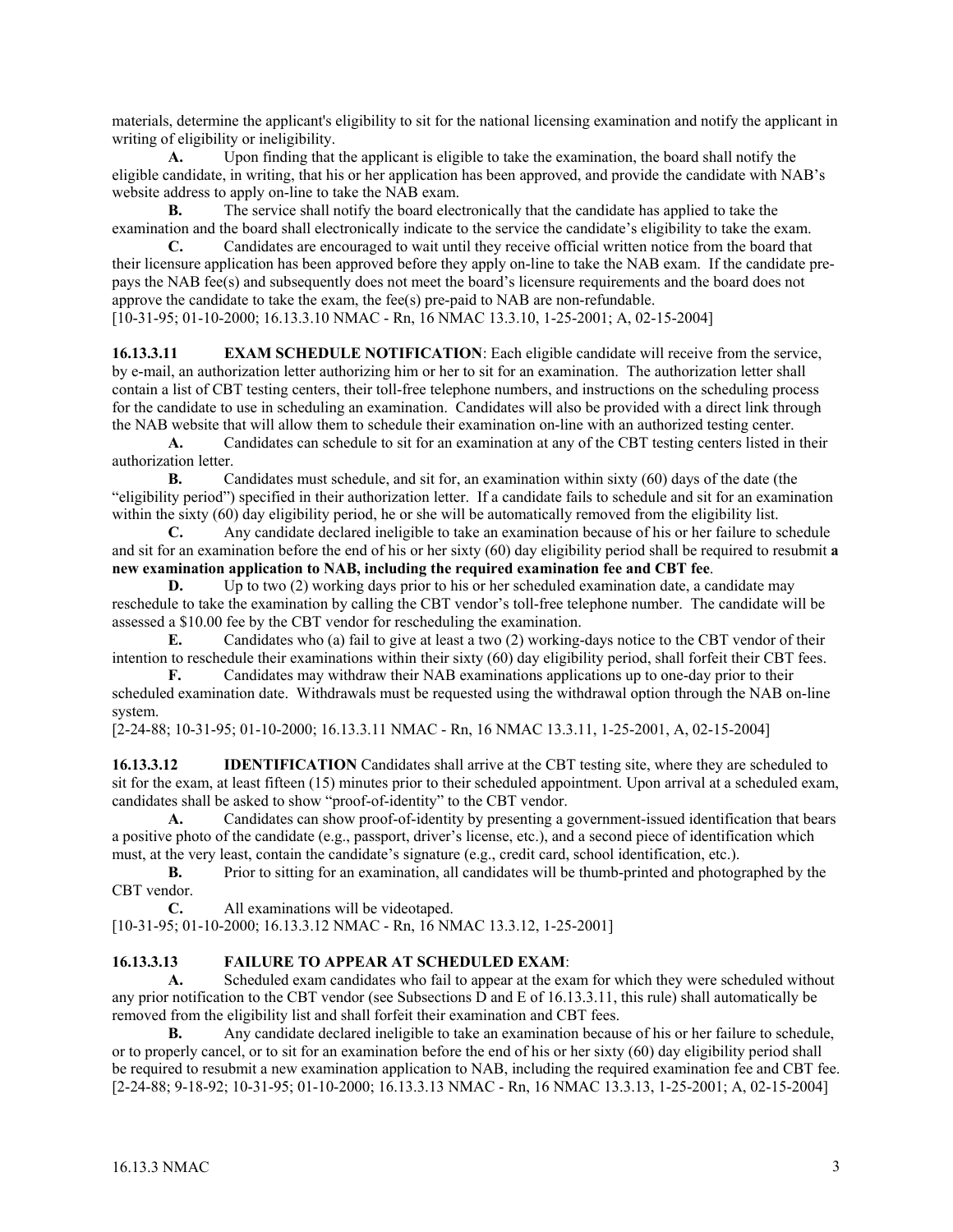materials, determine the applicant's eligibility to sit for the national licensing examination and notify the applicant in writing of eligibility or ineligibility.

**A.** Upon finding that the applicant is eligible to take the examination, the board shall notify the eligible candidate, in writing, that his or her application has been approved, and provide the candidate with NAB's website address to apply on-line to take the NAB exam.

**B.** The service shall notify the board electronically that the candidate has applied to take the examination and the board shall electronically indicate to the service the candidate's eligibility to take the exam.

**C.** Candidates are encouraged to wait until they receive official written notice from the board that their licensure application has been approved before they apply on-line to take the NAB exam. If the candidate pre-pays the NAB fee(s) and subsequently does not meet the board's licensure requirements and the board does not approve the candidate to take the exam, the fee(s) pre-paid to NAB are non-refundable.

[10-31-95; 01-10-2000; 16.13.3.10 NMAC - Rn, 16 NMAC 13.3.10, 1-25-2001; A, 02-15-2004]

**16.13.3.11 EXAM SCHEDULE NOTIFICATION**: Each eligible candidate will receive from the service, by e-mail, an authorization letter authorizing him or her to sit for an examination. The authorization letter shall contain a list of CBT testing centers, their toll-free telephone numbers, and instructions on the scheduling process for the candidate to use in scheduling an examination. Candidates will also be provided with a direct link through the NAB website that will allow them to schedule their examination on-line with an authorized testing center.

**A.** Candidates can schedule to sit for an examination at any of the CBT testing centers listed in their authorization letter.

**B.** Candidates must schedule, and sit for, an examination within sixty (60) days of the date (the "eligibility period") specified in their authorization letter. If a candidate fails to schedule and sit for an examination within the sixty (60) day eligibility period, he or she will be automatically removed from the eligibility list.

**C.** Any candidate declared ineligible to take an examination because of his or her failure to schedule and sit for an examination before the end of his or her sixty (60) day eligibility period shall be required to resubmit **a new examination application to NAB, including the required examination fee and CBT fee**.

**D.** Up to two (2) working days prior to his or her scheduled examination date, a candidate may reschedule to take the examination by calling the CBT vendor's toll-free telephone number. The candidate will be assessed a $10.00 fee by the CBT vendor for rescheduling the examination.

**E.** Candidates who (a) fail to give at least a two (2) working-days notice to the CBT vendor of their intention to reschedule their examinations within their sixty (60) day eligibility period, shall forfeit their CBT fees.

**F.** Candidates may withdraw their NAB examinations applications up to one-day prior to their scheduled examination date. Withdrawals must be requested using the withdrawal option through the NAB on-line system.

[2-24-88; 10-31-95; 01-10-2000; 16.13.3.11 NMAC - Rn, 16 NMAC 13.3.11, 1-25-2001, A, 02-15-2004]

**16.13.3.12 IDENTIFICATION** Candidates shall arrive at the CBT testing site, where they are scheduled to sit for the exam, at least fifteen (15) minutes prior to their scheduled appointment. Upon arrival at a scheduled exam, candidates shall be asked to show "proof-of-identity" to the CBT vendor.

**A.** Candidates can show proof-of-identity by presenting a government-issued identification that bears a positive photo of the candidate (e.g., passport, driver's license, etc.), and a second piece of identification which must, at the very least, contain the candidate's signature (e.g., credit card, school identification, etc.).

**B.** Prior to sitting for an examination, all candidates will be thumb-printed and photographed by the CBT vendor.

**C.** All examinations will be videotaped.

[10-31-95; 01-10-2000; 16.13.3.12 NMAC - Rn, 16 NMAC 13.3.12, 1-25-2001]

**16.13.3.13 FAILURE TO APPEAR AT SCHEDULED EXAM**:

**A.** Scheduled exam candidates who fail to appear at the exam for which they were scheduled without any prior notification to the CBT vendor (see Subsections D and E of 16.13.3.11, this rule) shall automatically be removed from the eligibility list and shall forfeit their examination and CBT fees.

**B.** Any candidate declared ineligible to take an examination because of his or her failure to schedule, or to properly cancel, or to sit for an examination before the end of his or her sixty (60) day eligibility period shall be required to resubmit a new examination application to NAB, including the required examination fee and CBT fee.

[2-24-88; 9-18-92; 10-31-95; 01-10-2000; 16.13.3.13 NMAC - Rn, 16 NMAC 13.3.13, 1-25-2001; A, 02-15-2004]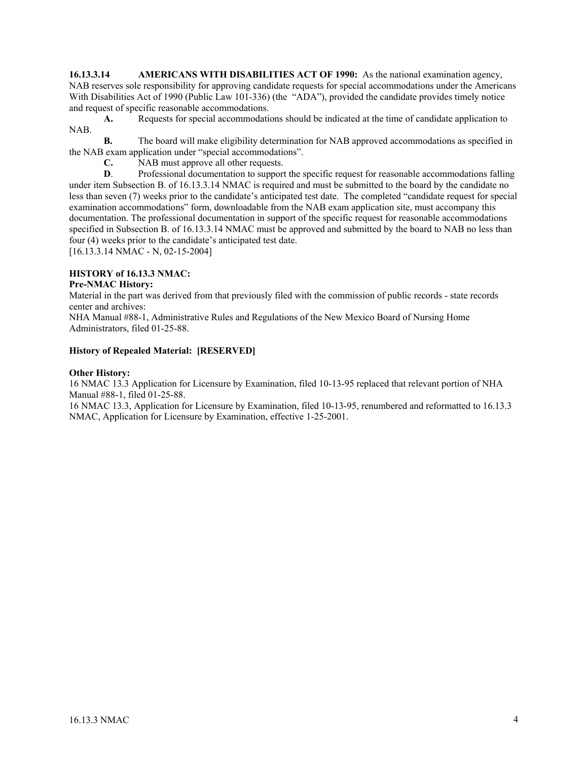**16.13.3.14 AMERICANS WITH DISABILITIES ACT OF 1990:** As the national examination agency, NAB reserves sole responsibility for approving candidate requests for special accommodations under the Americans With Disabilities Act of 1990 (Public Law 101-336) (the "ADA"), provided the candidate provides timely notice and request of specific reasonable accommodations.

**A.** Requests for special accommodations should be indicated at the time of candidate application to NAB.

**B.** The board will make eligibility determination for NAB approved accommodations as specified in the NAB exam application under "special accommodations".

**C.** NAB must approve all other requests.

**D**. Professional documentation to support the specific request for reasonable accommodations falling under item Subsection B. of 16.13.3.14 NMAC is required and must be submitted to the board by the candidate no less than seven (7) weeks prior to the candidate's anticipated test date. The completed "candidate request for special examination accommodations" form, downloadable from the NAB exam application site, must accompany this documentation. The professional documentation in support of the specific request for reasonable accommodations specified in Subsection B. of 16.13.3.14 NMAC must be approved and submitted by the board to NAB no less than four (4) weeks prior to the candidate's anticipated test date.

[16.13.3.14 NMAC - N, 02-15-2004]

**HISTORY of 16.13.3 NMAC:**

**Pre-NMAC History:**

Material in the part was derived from that previously filed with the commission of public records - state records center and archives:

NHA Manual #88-1, Administrative Rules and Regulations of the New Mexico Board of Nursing Home Administrators, filed 01-25-88.

**History of Repealed Material: [RESERVED]**

**Other History:**

16 NMAC 13.3 Application for Licensure by Examination, filed 10-13-95 replaced that relevant portion of NHA Manual #88-1, filed 01-25-88.

16 NMAC 13.3, Application for Licensure by Examination, filed 10-13-95, renumbered and reformatted to 16.13.3 NMAC, Application for Licensure by Examination, effective 1-25-2001.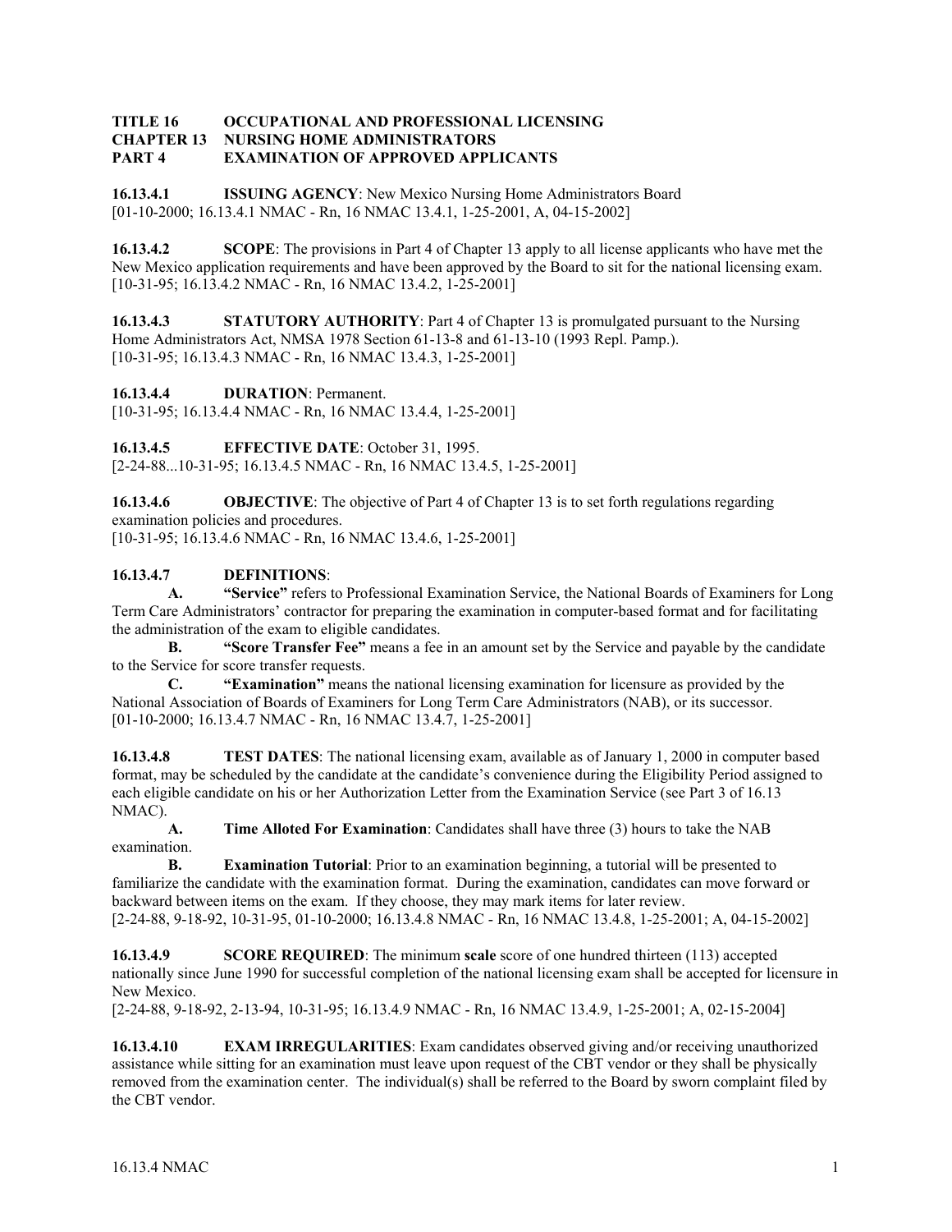**TITLE 16 OCCUPATIONAL AND PROFESSIONAL LICENSING**
**CHAPTER 13 NURSING HOME ADMINISTRATORS**
**PART 4 EXAMINATION OF APPROVED APPLICANTS**

**16.13.4.1 ISSUING AGENCY**: New Mexico Nursing Home Administrators Board
[01-10-2000; 16.13.4.1 NMAC - Rn, 16 NMAC 13.4.1, 1-25-2001, A, 04-15-2002]

**16.13.4.2 SCOPE**: The provisions in Part 4 of Chapter 13 apply to all license applicants who have met the New Mexico application requirements and have been approved by the Board to sit for the national licensing exam.
[10-31-95; 16.13.4.2 NMAC - Rn, 16 NMAC 13.4.2, 1-25-2001]

**16.13.4.3 STATUTORY AUTHORITY**: Part 4 of Chapter 13 is promulgated pursuant to the Nursing Home Administrators Act, NMSA 1978 Section 61-13-8 and 61-13-10 (1993 Repl. Pamp.).
[10-31-95; 16.13.4.3 NMAC - Rn, 16 NMAC 13.4.3, 1-25-2001]

**16.13.4.4 DURATION**: Permanent.
[10-31-95; 16.13.4.4 NMAC - Rn, 16 NMAC 13.4.4, 1-25-2001]

**16.13.4.5 EFFECTIVE DATE**: October 31, 1995.
[2-24-88...10-31-95; 16.13.4.5 NMAC - Rn, 16 NMAC 13.4.5, 1-25-2001]

**16.13.4.6 OBJECTIVE**: The objective of Part 4 of Chapter 13 is to set forth regulations regarding examination policies and procedures.
[10-31-95; 16.13.4.6 NMAC - Rn, 16 NMAC 13.4.6, 1-25-2001]

**16.13.4.7 DEFINITIONS**:

**A. "Service"** refers to Professional Examination Service, the National Boards of Examiners for Long Term Care Administrators' contractor for preparing the examination in computer-based format and for facilitating the administration of the exam to eligible candidates.

**B. "Score Transfer Fee"** means a fee in an amount set by the Service and payable by the candidate to the Service for score transfer requests.

**C. "Examination"** means the national licensing examination for licensure as provided by the National Association of Boards of Examiners for Long Term Care Administrators (NAB), or its successor.
[01-10-2000; 16.13.4.7 NMAC - Rn, 16 NMAC 13.4.7, 1-25-2001]

**16.13.4.8 TEST DATES**: The national licensing exam, available as of January 1, 2000 in computer based format, may be scheduled by the candidate at the candidate's convenience during the Eligibility Period assigned to each eligible candidate on his or her Authorization Letter from the Examination Service (see Part 3 of 16.13 NMAC).

**A. Time Alloted For Examination**: Candidates shall have three (3) hours to take the NAB examination.

**B. Examination Tutorial**: Prior to an examination beginning, a tutorial will be presented to familiarize the candidate with the examination format. During the examination, candidates can move forward or backward between items on the exam. If they choose, they may mark items for later review.
[2-24-88, 9-18-92, 10-31-95, 01-10-2000; 16.13.4.8 NMAC - Rn, 16 NMAC 13.4.8, 1-25-2001; A, 04-15-2002]

**16.13.4.9 SCORE REQUIRED**: The minimum **scale** score of one hundred thirteen (113) accepted nationally since June 1990 for successful completion of the national licensing exam shall be accepted for licensure in New Mexico.
[2-24-88, 9-18-92, 2-13-94, 10-31-95; 16.13.4.9 NMAC - Rn, 16 NMAC 13.4.9, 1-25-2001; A, 02-15-2004]

**16.13.4.10 EXAM IRREGULARITIES**: Exam candidates observed giving and/or receiving unauthorized assistance while sitting for an examination must leave upon request of the CBT vendor or they shall be physically removed from the examination center. The individual(s) shall be referred to the Board by sworn complaint filed by the CBT vendor.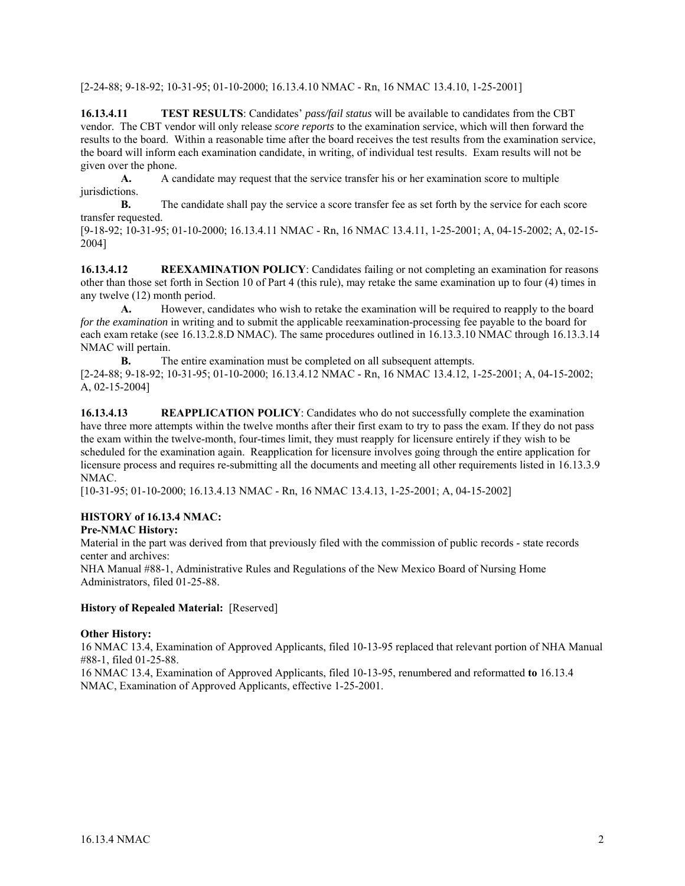[2-24-88; 9-18-92; 10-31-95; 01-10-2000; 16.13.4.10 NMAC - Rn, 16 NMAC 13.4.10, 1-25-2001]

**16.13.4.11 TEST RESULTS**: Candidates' *pass/fail status* will be available to candidates from the CBT vendor. The CBT vendor will only release *score reports* to the examination service, which will then forward the results to the board. Within a reasonable time after the board receives the test results from the examination service, the board will inform each examination candidate, in writing, of individual test results. Exam results will not be given over the phone.

**A.** A candidate may request that the service transfer his or her examination score to multiple jurisdictions.

**B.** The candidate shall pay the service a score transfer fee as set forth by the service for each score transfer requested.

[9-18-92; 10-31-95; 01-10-2000; 16.13.4.11 NMAC - Rn, 16 NMAC 13.4.11, 1-25-2001; A, 04-15-2002; A, 02-15-2004]

**16.13.4.12 REEXAMINATION POLICY**: Candidates failing or not completing an examination for reasons other than those set forth in Section 10 of Part 4 (this rule), may retake the same examination up to four (4) times in any twelve (12) month period.

**A.** However, candidates who wish to retake the examination will be required to reapply to the board *for the examination* in writing and to submit the applicable reexamination-processing fee payable to the board for each exam retake (see 16.13.2.8.D NMAC). The same procedures outlined in 16.13.3.10 NMAC through 16.13.3.14 NMAC will pertain.

**B.** The entire examination must be completed on all subsequent attempts.

[2-24-88; 9-18-92; 10-31-95; 01-10-2000; 16.13.4.12 NMAC - Rn, 16 NMAC 13.4.12, 1-25-2001; A, 04-15-2002; A, 02-15-2004]

**16.13.4.13 REAPPLICATION POLICY**: Candidates who do not successfully complete the examination have three more attempts within the twelve months after their first exam to try to pass the exam. If they do not pass the exam within the twelve-month, four-times limit, they must reapply for licensure entirely if they wish to be scheduled for the examination again. Reapplication for licensure involves going through the entire application for licensure process and requires re-submitting all the documents and meeting all other requirements listed in 16.13.3.9 NMAC.

[10-31-95; 01-10-2000; 16.13.4.13 NMAC - Rn, 16 NMAC 13.4.13, 1-25-2001; A, 04-15-2002]

**HISTORY of 16.13.4 NMAC:**

**Pre-NMAC History:**

Material in the part was derived from that previously filed with the commission of public records - state records center and archives:

NHA Manual #88-1, Administrative Rules and Regulations of the New Mexico Board of Nursing Home Administrators, filed 01-25-88.

**History of Repealed Material:** [Reserved]

**Other History:**

16 NMAC 13.4, Examination of Approved Applicants, filed 10-13-95 replaced that relevant portion of NHA Manual #88-1, filed 01-25-88.

16 NMAC 13.4, Examination of Approved Applicants, filed 10-13-95, renumbered and reformatted **to** 16.13.4 NMAC, Examination of Approved Applicants, effective 1-25-2001.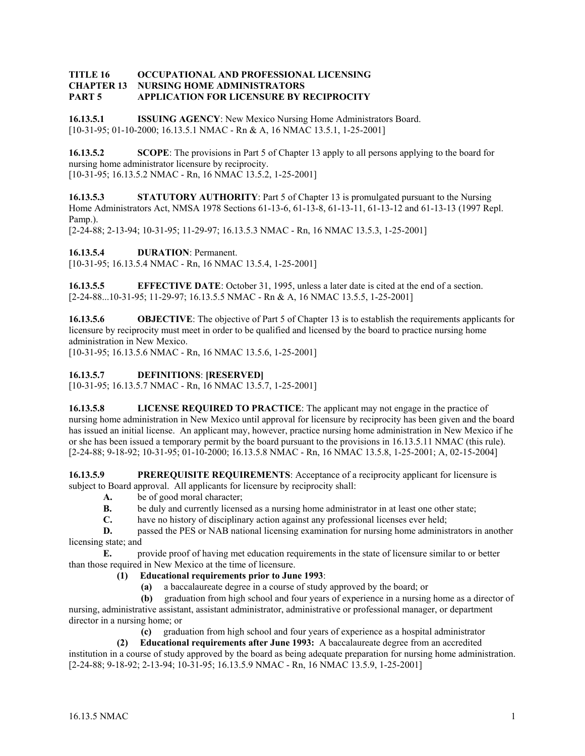**TITLE 16 OCCUPATIONAL AND PROFESSIONAL LICENSING**
**CHAPTER 13 NURSING HOME ADMINISTRATORS**
**PART 5 APPLICATION FOR LICENSURE BY RECIPROCITY**

**16.13.5.1 ISSUING AGENCY**: New Mexico Nursing Home Administrators Board.
[10-31-95; 01-10-2000; 16.13.5.1 NMAC - Rn & A, 16 NMAC 13.5.1, 1-25-2001]

**16.13.5.2 SCOPE**: The provisions in Part 5 of Chapter 13 apply to all persons applying to the board for nursing home administrator licensure by reciprocity.
[10-31-95; 16.13.5.2 NMAC - Rn, 16 NMAC 13.5.2, 1-25-2001]

**16.13.5.3 STATUTORY AUTHORITY**: Part 5 of Chapter 13 is promulgated pursuant to the Nursing Home Administrators Act, NMSA 1978 Sections 61-13-6, 61-13-8, 61-13-11, 61-13-12 and 61-13-13 (1997 Repl. Pamp.).
[2-24-88; 2-13-94; 10-31-95; 11-29-97; 16.13.5.3 NMAC - Rn, 16 NMAC 13.5.3, 1-25-2001]

**16.13.5.4 DURATION**: Permanent.
[10-31-95; 16.13.5.4 NMAC - Rn, 16 NMAC 13.5.4, 1-25-2001]

**16.13.5.5 EFFECTIVE DATE**: October 31, 1995, unless a later date is cited at the end of a section.
[2-24-88...10-31-95; 11-29-97; 16.13.5.5 NMAC - Rn & A, 16 NMAC 13.5.5, 1-25-2001]

**16.13.5.6 OBJECTIVE**: The objective of Part 5 of Chapter 13 is to establish the requirements applicants for licensure by reciprocity must meet in order to be qualified and licensed by the board to practice nursing home administration in New Mexico.
[10-31-95; 16.13.5.6 NMAC - Rn, 16 NMAC 13.5.6, 1-25-2001]

**16.13.5.7 DEFINITIONS**: **[RESERVED]**
[10-31-95; 16.13.5.7 NMAC - Rn, 16 NMAC 13.5.7, 1-25-2001]

**16.13.5.8 LICENSE REQUIRED TO PRACTICE**: The applicant may not engage in the practice of nursing home administration in New Mexico until approval for licensure by reciprocity has been given and the board has issued an initial license. An applicant may, however, practice nursing home administration in New Mexico if he or she has been issued a temporary permit by the board pursuant to the provisions in 16.13.5.11 NMAC (this rule).
[2-24-88; 9-18-92; 10-31-95; 01-10-2000; 16.13.5.8 NMAC - Rn, 16 NMAC 13.5.8, 1-25-2001; A, 02-15-2004]

**16.13.5.9 PREREQUISITE REQUIREMENTS**: Acceptance of a reciprocity applicant for licensure is subject to Board approval. All applicants for licensure by reciprocity shall:

**A.** be of good moral character;

**B.** be duly and currently licensed as a nursing home administrator in at least one other state;

**C.** have no history of disciplinary action against any professional licenses ever held;

**D.** passed the PES or NAB national licensing examination for nursing home administrators in another licensing state; and

**E.** provide proof of having met education requirements in the state of licensure similar to or better than those required in New Mexico at the time of licensure.

**(1) Educational requirements prior to June 1993**:

**(a)** a baccalaureate degree in a course of study approved by the board; or

**(b)** graduation from high school and four years of experience in a nursing home as a director of nursing, administrative assistant, assistant administrator, administrative or professional manager, or department director in a nursing home; or

**(c)** graduation from high school and four years of experience as a hospital administrator

**(2) Educational requirements after June 1993:** A baccalaureate degree from an accredited institution in a course of study approved by the board as being adequate preparation for nursing home administration.
[2-24-88; 9-18-92; 2-13-94; 10-31-95; 16.13.5.9 NMAC - Rn, 16 NMAC 13.5.9, 1-25-2001]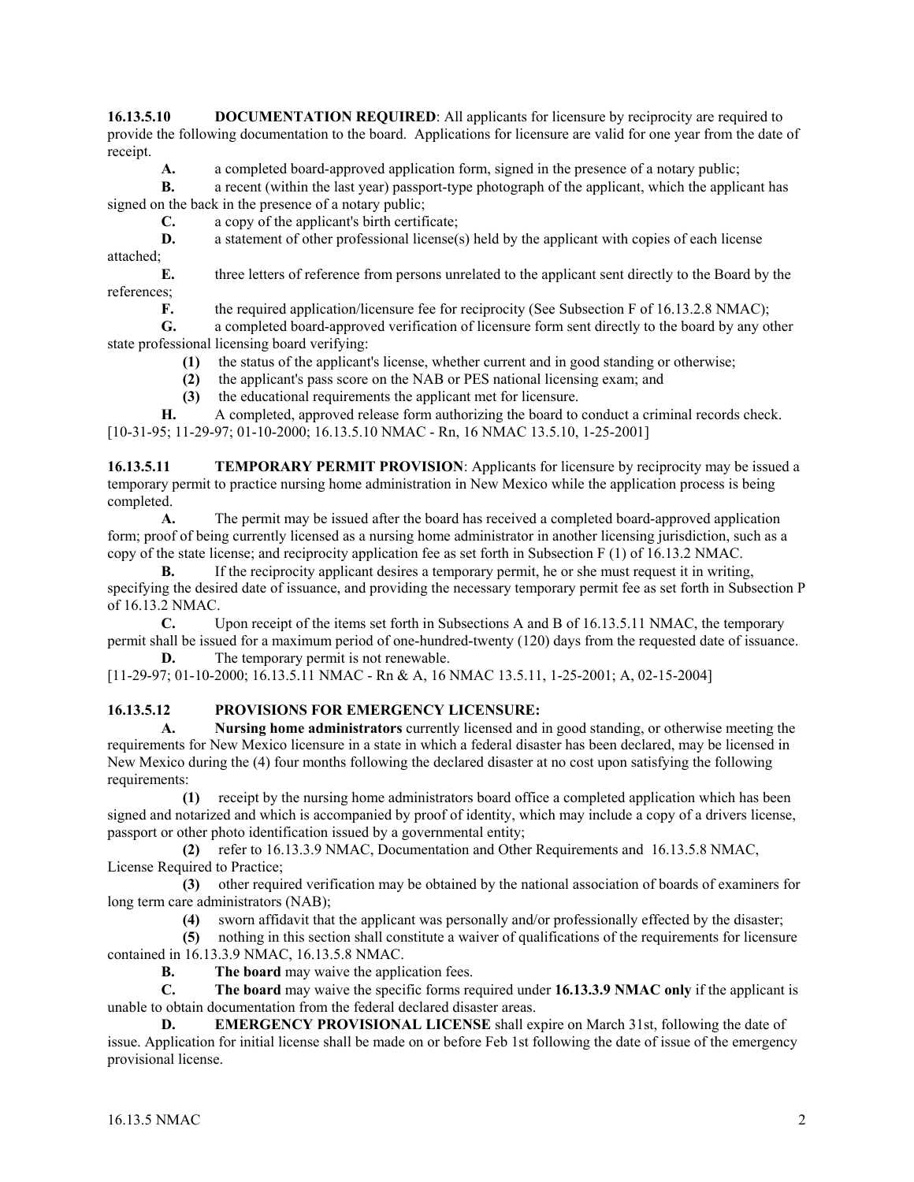**16.13.5.10 DOCUMENTATION REQUIRED**: All applicants for licensure by reciprocity are required to provide the following documentation to the board. Applications for licensure are valid for one year from the date of receipt.

**A.** a completed board-approved application form, signed in the presence of a notary public;

**B.** a recent (within the last year) passport-type photograph of the applicant, which the applicant has signed on the back in the presence of a notary public;

**C.** a copy of the applicant's birth certificate;

**D.** a statement of other professional license(s) held by the applicant with copies of each license attached;

**E.** three letters of reference from persons unrelated to the applicant sent directly to the Board by the references;

**F.** the required application/licensure fee for reciprocity (See Subsection F of 16.13.2.8 NMAC);

**G.** a completed board-approved verification of licensure form sent directly to the board by any other state professional licensing board verifying:

**(1)** the status of the applicant's license, whether current and in good standing or otherwise;

**(2)** the applicant's pass score on the NAB or PES national licensing exam; and

**(3)** the educational requirements the applicant met for licensure.

**H.** A completed, approved release form authorizing the board to conduct a criminal records check.

[10-31-95; 11-29-97; 01-10-2000; 16.13.5.10 NMAC - Rn, 16 NMAC 13.5.10, 1-25-2001]

**16.13.5.11 TEMPORARY PERMIT PROVISION**: Applicants for licensure by reciprocity may be issued a temporary permit to practice nursing home administration in New Mexico while the application process is being completed.

**A.** The permit may be issued after the board has received a completed board-approved application form; proof of being currently licensed as a nursing home administrator in another licensing jurisdiction, such as a copy of the state license; and reciprocity application fee as set forth in Subsection F (1) of 16.13.2 NMAC.

**B.** If the reciprocity applicant desires a temporary permit, he or she must request it in writing, specifying the desired date of issuance, and providing the necessary temporary permit fee as set forth in Subsection P of 16.13.2 NMAC.

**C.** Upon receipt of the items set forth in Subsections A and B of 16.13.5.11 NMAC, the temporary permit shall be issued for a maximum period of one-hundred-twenty (120) days from the requested date of issuance.

**D.** The temporary permit is not renewable.

[11-29-97; 01-10-2000; 16.13.5.11 NMAC - Rn & A, 16 NMAC 13.5.11, 1-25-2001; A, 02-15-2004]

**16.13.5.12 PROVISIONS FOR EMERGENCY LICENSURE:**

**A. Nursing home administrators** currently licensed and in good standing, or otherwise meeting the requirements for New Mexico licensure in a state in which a federal disaster has been declared, may be licensed in New Mexico during the (4) four months following the declared disaster at no cost upon satisfying the following requirements:

**(1)** receipt by the nursing home administrators board office a completed application which has been signed and notarized and which is accompanied by proof of identity, which may include a copy of a drivers license, passport or other photo identification issued by a governmental entity;

**(2)** refer to 16.13.3.9 NMAC, Documentation and Other Requirements and 16.13.5.8 NMAC, License Required to Practice;

**(3)** other required verification may be obtained by the national association of boards of examiners for long term care administrators (NAB);

**(4)** sworn affidavit that the applicant was personally and/or professionally effected by the disaster;

**(5)** nothing in this section shall constitute a waiver of qualifications of the requirements for licensure contained in 16.13.3.9 NMAC, 16.13.5.8 NMAC.

**B. The board** may waive the application fees.

**C. The board** may waive the specific forms required under **16.13.3.9 NMAC only** if the applicant is unable to obtain documentation from the federal declared disaster areas.

**D. EMERGENCY PROVISIONAL LICENSE** shall expire on March 31st, following the date of issue. Application for initial license shall be made on or before Feb 1st following the date of issue of the emergency provisional license.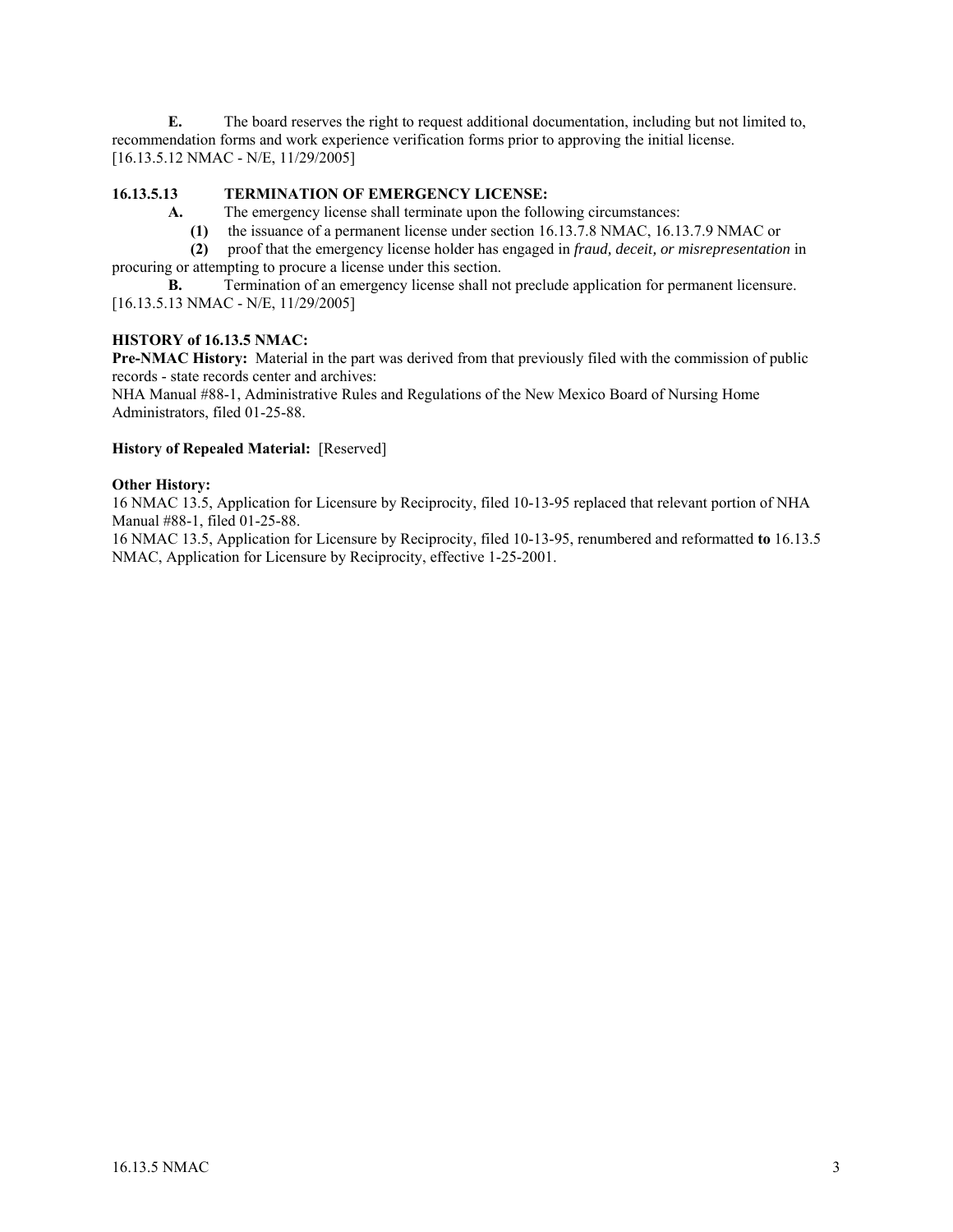**E.** The board reserves the right to request additional documentation, including but not limited to, recommendation forms and work experience verification forms prior to approving the initial license.
[16.13.5.12 NMAC - N/E, 11/29/2005]

**16.13.5.13 TERMINATION OF EMERGENCY LICENSE:**

**A.** The emergency license shall terminate upon the following circumstances:

**(1)** the issuance of a permanent license under section 16.13.7.8 NMAC, 16.13.7.9 NMAC or

**(2)** proof that the emergency license holder has engaged in *fraud, deceit, or misrepresentation* in procuring or attempting to procure a license under this section.

**B.** Termination of an emergency license shall not preclude application for permanent licensure.
[16.13.5.13 NMAC - N/E, 11/29/2005]

**HISTORY of 16.13.5 NMAC:**

**Pre-NMAC History:** Material in the part was derived from that previously filed with the commission of public records - state records center and archives:
NHA Manual #88-1, Administrative Rules and Regulations of the New Mexico Board of Nursing Home Administrators, filed 01-25-88.

**History of Repealed Material:** [Reserved]

**Other History:**
16 NMAC 13.5, Application for Licensure by Reciprocity, filed 10-13-95 replaced that relevant portion of NHA Manual #88-1, filed 01-25-88.
16 NMAC 13.5, Application for Licensure by Reciprocity, filed 10-13-95, renumbered and reformatted **to** 16.13.5 NMAC, Application for Licensure by Reciprocity, effective 1-25-2001.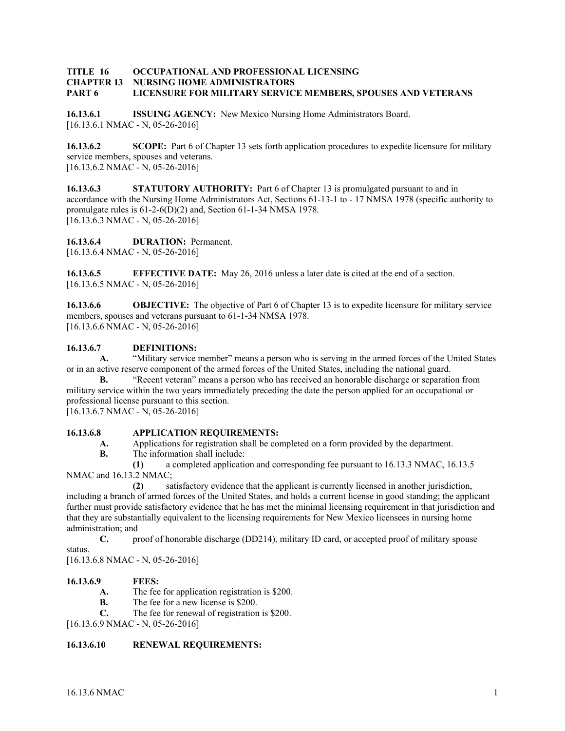**TITLE 16 OCCUPATIONAL AND PROFESSIONAL LICENSING**
**CHAPTER 13 NURSING HOME ADMINISTRATORS**
**PART 6 LICENSURE FOR MILITARY SERVICE MEMBERS, SPOUSES AND VETERANS**

**16.13.6.1 ISSUING AGENCY:** New Mexico Nursing Home Administrators Board.
[16.13.6.1 NMAC - N, 05-26-2016]

**16.13.6.2 SCOPE:** Part 6 of Chapter 13 sets forth application procedures to expedite licensure for military service members, spouses and veterans.
[16.13.6.2 NMAC - N, 05-26-2016]

**16.13.6.3 STATUTORY AUTHORITY:** Part 6 of Chapter 13 is promulgated pursuant to and in accordance with the Nursing Home Administrators Act, Sections 61-13-1 to - 17 NMSA 1978 (specific authority to promulgate rules is 61-2-6(D)(2) and, Section 61-1-34 NMSA 1978.
[16.13.6.3 NMAC - N, 05-26-2016]

**16.13.6.4 DURATION:** Permanent.
[16.13.6.4 NMAC - N, 05-26-2016]

**16.13.6.5 EFFECTIVE DATE:** May 26, 2016 unless a later date is cited at the end of a section.
[16.13.6.5 NMAC - N, 05-26-2016]

**16.13.6.6 OBJECTIVE:** The objective of Part 6 of Chapter 13 is to expedite licensure for military service members, spouses and veterans pursuant to 61-1-34 NMSA 1978.
[16.13.6.6 NMAC - N, 05-26-2016]

**16.13.6.7 DEFINITIONS:**

**A.** "Military service member" means a person who is serving in the armed forces of the United States or in an active reserve component of the armed forces of the United States, including the national guard.

**B.** "Recent veteran" means a person who has received an honorable discharge or separation from military service within the two years immediately preceding the date the person applied for an occupational or professional license pursuant to this section.
[16.13.6.7 NMAC - N, 05-26-2016]

**16.13.6.8 APPLICATION REQUIREMENTS:**

**A.** Applications for registration shall be completed on a form provided by the department.

**B.** The information shall include:

**(1)** a completed application and corresponding fee pursuant to 16.13.3 NMAC, 16.13.5 NMAC and 16.13.2 NMAC;

**(2)** satisfactory evidence that the applicant is currently licensed in another jurisdiction, including a branch of armed forces of the United States, and holds a current license in good standing; the applicant further must provide satisfactory evidence that he has met the minimal licensing requirement in that jurisdiction and that they are substantially equivalent to the licensing requirements for New Mexico licensees in nursing home administration; and

**C.** proof of honorable discharge (DD214), military ID card, or accepted proof of military spouse status.
[16.13.6.8 NMAC - N, 05-26-2016]

**16.13.6.9 FEES:**

**A.** The fee for application registration is $200.

**B.** The fee for a new license is $200.

**C.** The fee for renewal of registration is $200.
[16.13.6.9 NMAC - N, 05-26-2016]

**16.13.6.10 RENEWAL REQUIREMENTS:**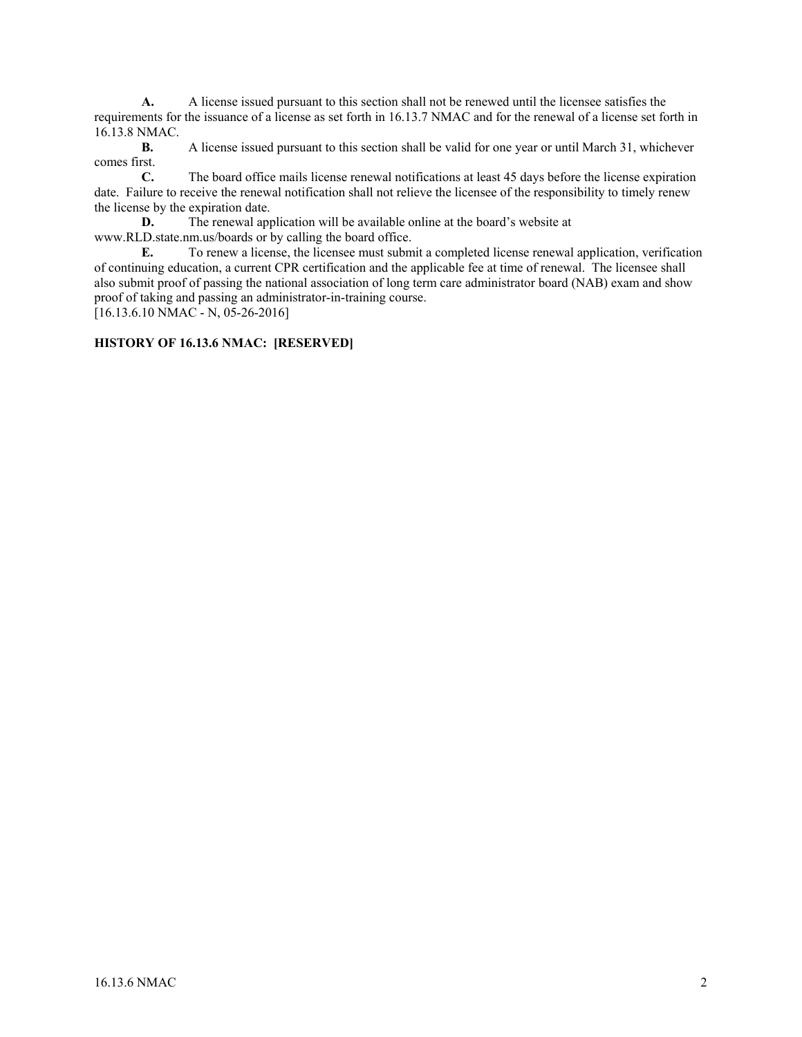**A.** A license issued pursuant to this section shall not be renewed until the licensee satisfies the requirements for the issuance of a license as set forth in 16.13.7 NMAC and for the renewal of a license set forth in 16.13.8 NMAC.

**B.** A license issued pursuant to this section shall be valid for one year or until March 31, whichever comes first.

**C.** The board office mails license renewal notifications at least 45 days before the license expiration date. Failure to receive the renewal notification shall not relieve the licensee of the responsibility to timely renew the license by the expiration date.

**D.** The renewal application will be available online at the board's website at www.RLD.state.nm.us/boards or by calling the board office.

**E.** To renew a license, the licensee must submit a completed license renewal application, verification of continuing education, a current CPR certification and the applicable fee at time of renewal. The licensee shall also submit proof of passing the national association of long term care administrator board (NAB) exam and show proof of taking and passing an administrator-in-training course.

[16.13.6.10 NMAC - N, 05-26-2016]

**HISTORY OF 16.13.6 NMAC: [RESERVED]**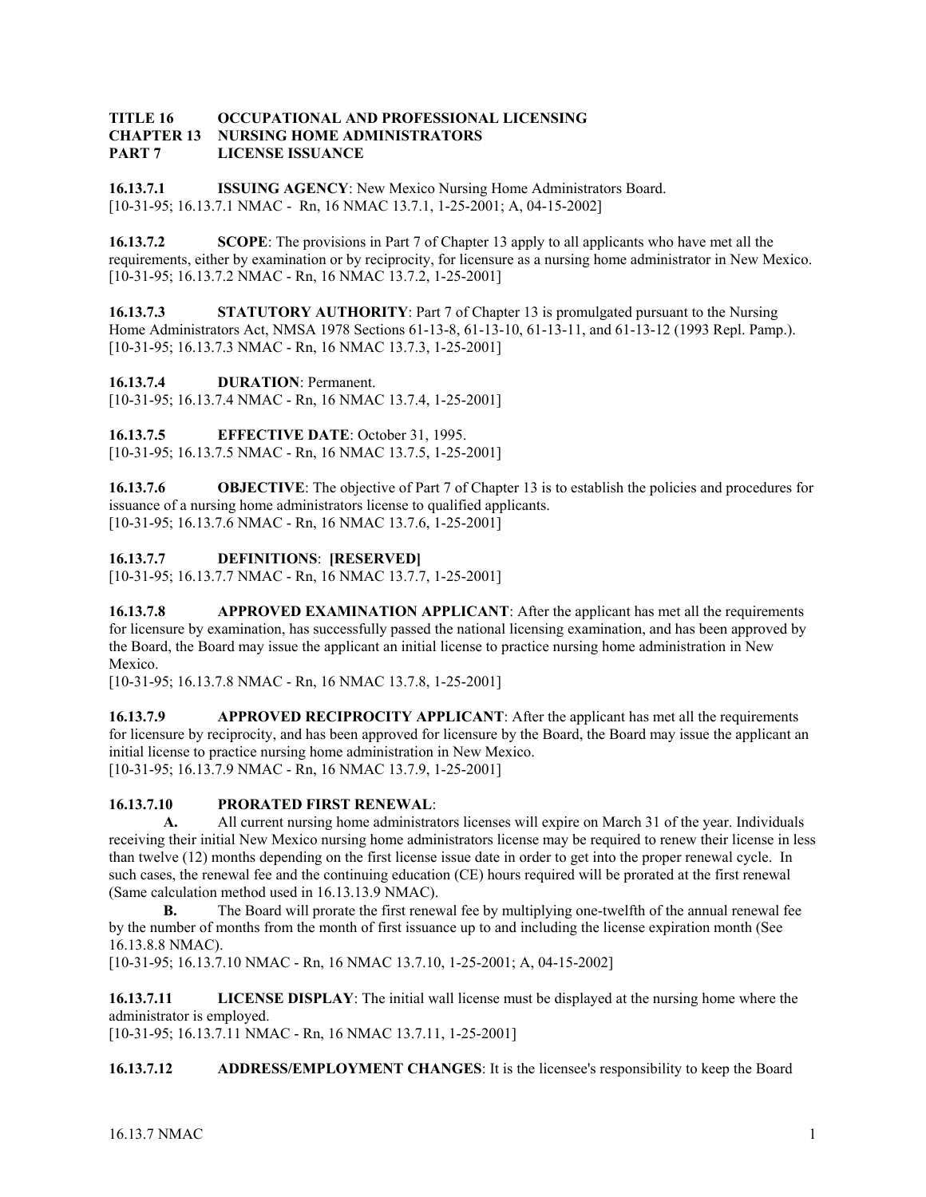**TITLE 16 OCCUPATIONAL AND PROFESSIONAL LICENSING**
**CHAPTER 13 NURSING HOME ADMINISTRATORS**
**PART 7 LICENSE ISSUANCE**

**16.13.7.1 ISSUING AGENCY**: New Mexico Nursing Home Administrators Board.
[10-31-95; 16.13.7.1 NMAC - Rn, 16 NMAC 13.7.1, 1-25-2001; A, 04-15-2002]

**16.13.7.2 SCOPE**: The provisions in Part 7 of Chapter 13 apply to all applicants who have met all the requirements, either by examination or by reciprocity, for licensure as a nursing home administrator in New Mexico.
[10-31-95; 16.13.7.2 NMAC - Rn, 16 NMAC 13.7.2, 1-25-2001]

**16.13.7.3 STATUTORY AUTHORITY**: Part 7 of Chapter 13 is promulgated pursuant to the Nursing Home Administrators Act, NMSA 1978 Sections 61-13-8, 61-13-10, 61-13-11, and 61-13-12 (1993 Repl. Pamp.).
[10-31-95; 16.13.7.3 NMAC - Rn, 16 NMAC 13.7.3, 1-25-2001]

**16.13.7.4 DURATION**: Permanent.
[10-31-95; 16.13.7.4 NMAC - Rn, 16 NMAC 13.7.4, 1-25-2001]

**16.13.7.5 EFFECTIVE DATE**: October 31, 1995.
[10-31-95; 16.13.7.5 NMAC - Rn, 16 NMAC 13.7.5, 1-25-2001]

**16.13.7.6 OBJECTIVE**: The objective of Part 7 of Chapter 13 is to establish the policies and procedures for issuance of a nursing home administrators license to qualified applicants.
[10-31-95; 16.13.7.6 NMAC - Rn, 16 NMAC 13.7.6, 1-25-2001]

**16.13.7.7 DEFINITIONS**: **[RESERVED]**
[10-31-95; 16.13.7.7 NMAC - Rn, 16 NMAC 13.7.7, 1-25-2001]

**16.13.7.8 APPROVED EXAMINATION APPLICANT**: After the applicant has met all the requirements for licensure by examination, has successfully passed the national licensing examination, and has been approved by the Board, the Board may issue the applicant an initial license to practice nursing home administration in New Mexico.
[10-31-95; 16.13.7.8 NMAC - Rn, 16 NMAC 13.7.8, 1-25-2001]

**16.13.7.9 APPROVED RECIPROCITY APPLICANT**: After the applicant has met all the requirements for licensure by reciprocity, and has been approved for licensure by the Board, the Board may issue the applicant an initial license to practice nursing home administration in New Mexico.
[10-31-95; 16.13.7.9 NMAC - Rn, 16 NMAC 13.7.9, 1-25-2001]

**16.13.7.10 PRORATED FIRST RENEWAL**:

**A.** All current nursing home administrators licenses will expire on March 31 of the year. Individuals receiving their initial New Mexico nursing home administrators license may be required to renew their license in less than twelve (12) months depending on the first license issue date in order to get into the proper renewal cycle. In such cases, the renewal fee and the continuing education (CE) hours required will be prorated at the first renewal (Same calculation method used in 16.13.13.9 NMAC).

**B.** The Board will prorate the first renewal fee by multiplying one-twelfth of the annual renewal fee by the number of months from the month of first issuance up to and including the license expiration month (See 16.13.8.8 NMAC).
[10-31-95; 16.13.7.10 NMAC - Rn, 16 NMAC 13.7.10, 1-25-2001; A, 04-15-2002]

**16.13.7.11 LICENSE DISPLAY**: The initial wall license must be displayed at the nursing home where the administrator is employed.
[10-31-95; 16.13.7.11 NMAC - Rn, 16 NMAC 13.7.11, 1-25-2001]

**16.13.7.12 ADDRESS/EMPLOYMENT CHANGES**: It is the licensee's responsibility to keep the Board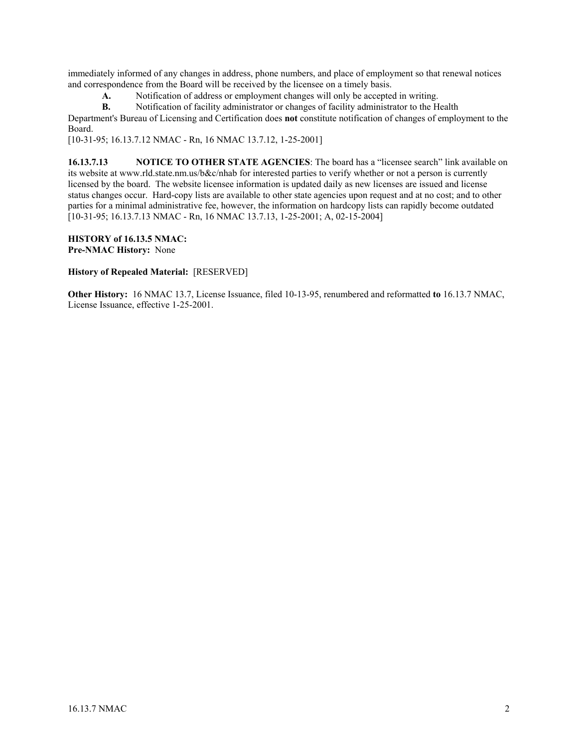immediately informed of any changes in address, phone numbers, and place of employment so that renewal notices and correspondence from the Board will be received by the licensee on a timely basis.

**A.** Notification of address or employment changes will only be accepted in writing.

**B.** Notification of facility administrator or changes of facility administrator to the Health Department's Bureau of Licensing and Certification does **not** constitute notification of changes of employment to the Board.

[10-31-95; 16.13.7.12 NMAC - Rn, 16 NMAC 13.7.12, 1-25-2001]

**16.13.7.13 NOTICE TO OTHER STATE AGENCIES**: The board has a "licensee search" link available on its website at www.rld.state.nm.us/b&c/nhab for interested parties to verify whether or not a person is currently licensed by the board. The website licensee information is updated daily as new licenses are issued and license status changes occur. Hard-copy lists are available to other state agencies upon request and at no cost; and to other parties for a minimal administrative fee, however, the information on hardcopy lists can rapidly become outdated

[10-31-95; 16.13.7.13 NMAC - Rn, 16 NMAC 13.7.13, 1-25-2001; A, 02-15-2004]

**HISTORY of 16.13.5 NMAC:**

**Pre-NMAC History:** None

**History of Repealed Material:** [RESERVED]

**Other History:** 16 NMAC 13.7, License Issuance, filed 10-13-95, renumbered and reformatted **to** 16.13.7 NMAC, License Issuance, effective 1-25-2001.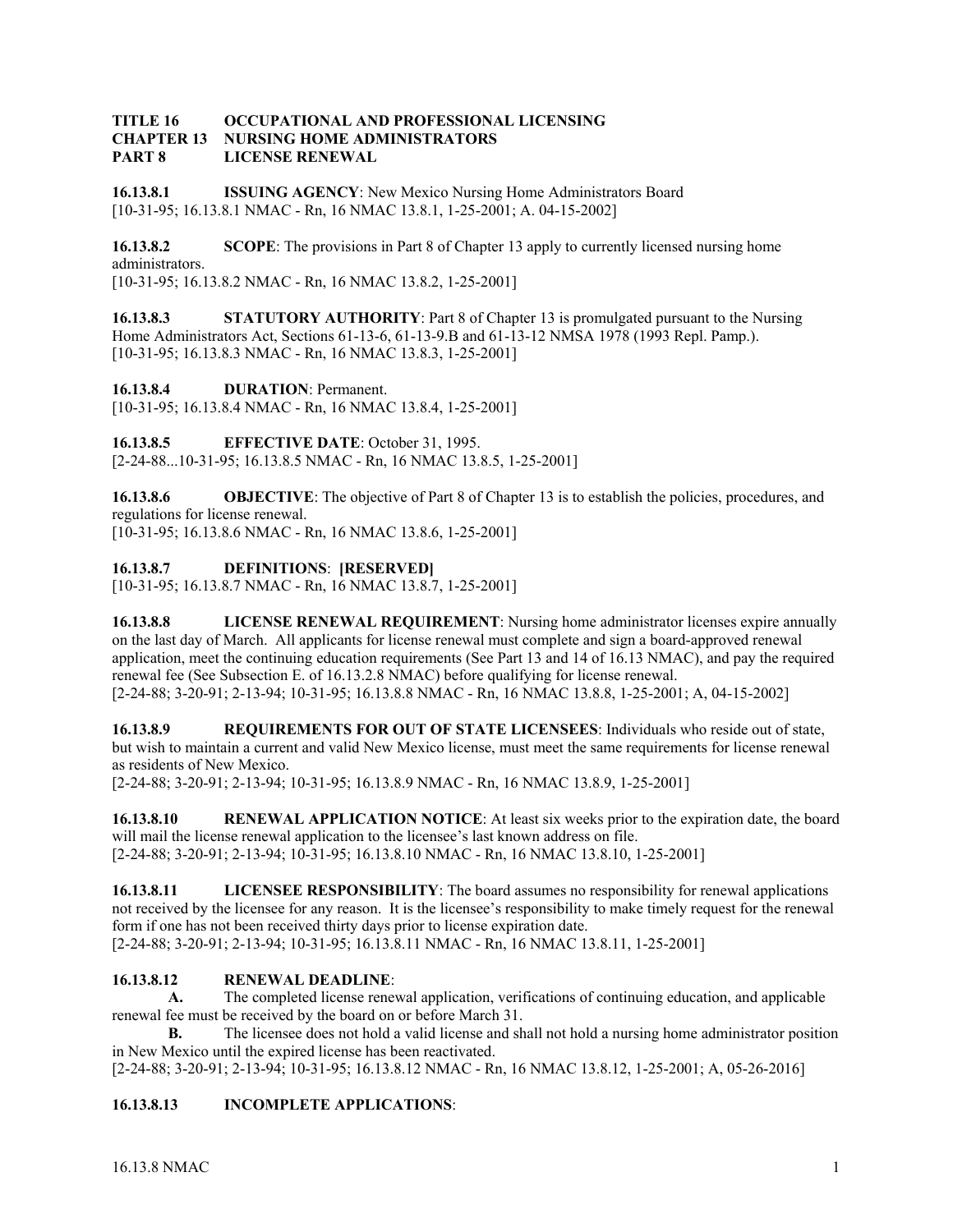**TITLE 16 OCCUPATIONAL AND PROFESSIONAL LICENSING**
**CHAPTER 13 NURSING HOME ADMINISTRATORS**
**PART 8 LICENSE RENEWAL**

**16.13.8.1 ISSUING AGENCY**: New Mexico Nursing Home Administrators Board
[10-31-95; 16.13.8.1 NMAC - Rn, 16 NMAC 13.8.1, 1-25-2001; A. 04-15-2002]

**16.13.8.2 SCOPE**: The provisions in Part 8 of Chapter 13 apply to currently licensed nursing home administrators.
[10-31-95; 16.13.8.2 NMAC - Rn, 16 NMAC 13.8.2, 1-25-2001]

**16.13.8.3 STATUTORY AUTHORITY**: Part 8 of Chapter 13 is promulgated pursuant to the Nursing Home Administrators Act, Sections 61-13-6, 61-13-9.B and 61-13-12 NMSA 1978 (1993 Repl. Pamp.).
[10-31-95; 16.13.8.3 NMAC - Rn, 16 NMAC 13.8.3, 1-25-2001]

**16.13.8.4 DURATION**: Permanent.
[10-31-95; 16.13.8.4 NMAC - Rn, 16 NMAC 13.8.4, 1-25-2001]

**16.13.8.5 EFFECTIVE DATE**: October 31, 1995.
[2-24-88...10-31-95; 16.13.8.5 NMAC - Rn, 16 NMAC 13.8.5, 1-25-2001]

**16.13.8.6 OBJECTIVE**: The objective of Part 8 of Chapter 13 is to establish the policies, procedures, and regulations for license renewal.
[10-31-95; 16.13.8.6 NMAC - Rn, 16 NMAC 13.8.6, 1-25-2001]

**16.13.8.7 DEFINITIONS**: **[RESERVED]**
[10-31-95; 16.13.8.7 NMAC - Rn, 16 NMAC 13.8.7, 1-25-2001]

**16.13.8.8 LICENSE RENEWAL REQUIREMENT**: Nursing home administrator licenses expire annually on the last day of March. All applicants for license renewal must complete and sign a board-approved renewal application, meet the continuing education requirements (See Part 13 and 14 of 16.13 NMAC), and pay the required renewal fee (See Subsection E. of 16.13.2.8 NMAC) before qualifying for license renewal.
[2-24-88; 3-20-91; 2-13-94; 10-31-95; 16.13.8.8 NMAC - Rn, 16 NMAC 13.8.8, 1-25-2001; A, 04-15-2002]

**16.13.8.9 REQUIREMENTS FOR OUT OF STATE LICENSEES**: Individuals who reside out of state, but wish to maintain a current and valid New Mexico license, must meet the same requirements for license renewal as residents of New Mexico.
[2-24-88; 3-20-91; 2-13-94; 10-31-95; 16.13.8.9 NMAC - Rn, 16 NMAC 13.8.9, 1-25-2001]

**16.13.8.10 RENEWAL APPLICATION NOTICE**: At least six weeks prior to the expiration date, the board will mail the license renewal application to the licensee's last known address on file.
[2-24-88; 3-20-91; 2-13-94; 10-31-95; 16.13.8.10 NMAC - Rn, 16 NMAC 13.8.10, 1-25-2001]

**16.13.8.11 LICENSEE RESPONSIBILITY**: The board assumes no responsibility for renewal applications not received by the licensee for any reason. It is the licensee's responsibility to make timely request for the renewal form if one has not been received thirty days prior to license expiration date.
[2-24-88; 3-20-91; 2-13-94; 10-31-95; 16.13.8.11 NMAC - Rn, 16 NMAC 13.8.11, 1-25-2001]

**16.13.8.12 RENEWAL DEADLINE**:

**A.** The completed license renewal application, verifications of continuing education, and applicable renewal fee must be received by the board on or before March 31.

**B.** The licensee does not hold a valid license and shall not hold a nursing home administrator position in New Mexico until the expired license has been reactivated.

[2-24-88; 3-20-91; 2-13-94; 10-31-95; 16.13.8.12 NMAC - Rn, 16 NMAC 13.8.12, 1-25-2001; A, 05-26-2016]

**16.13.8.13 INCOMPLETE APPLICATIONS**: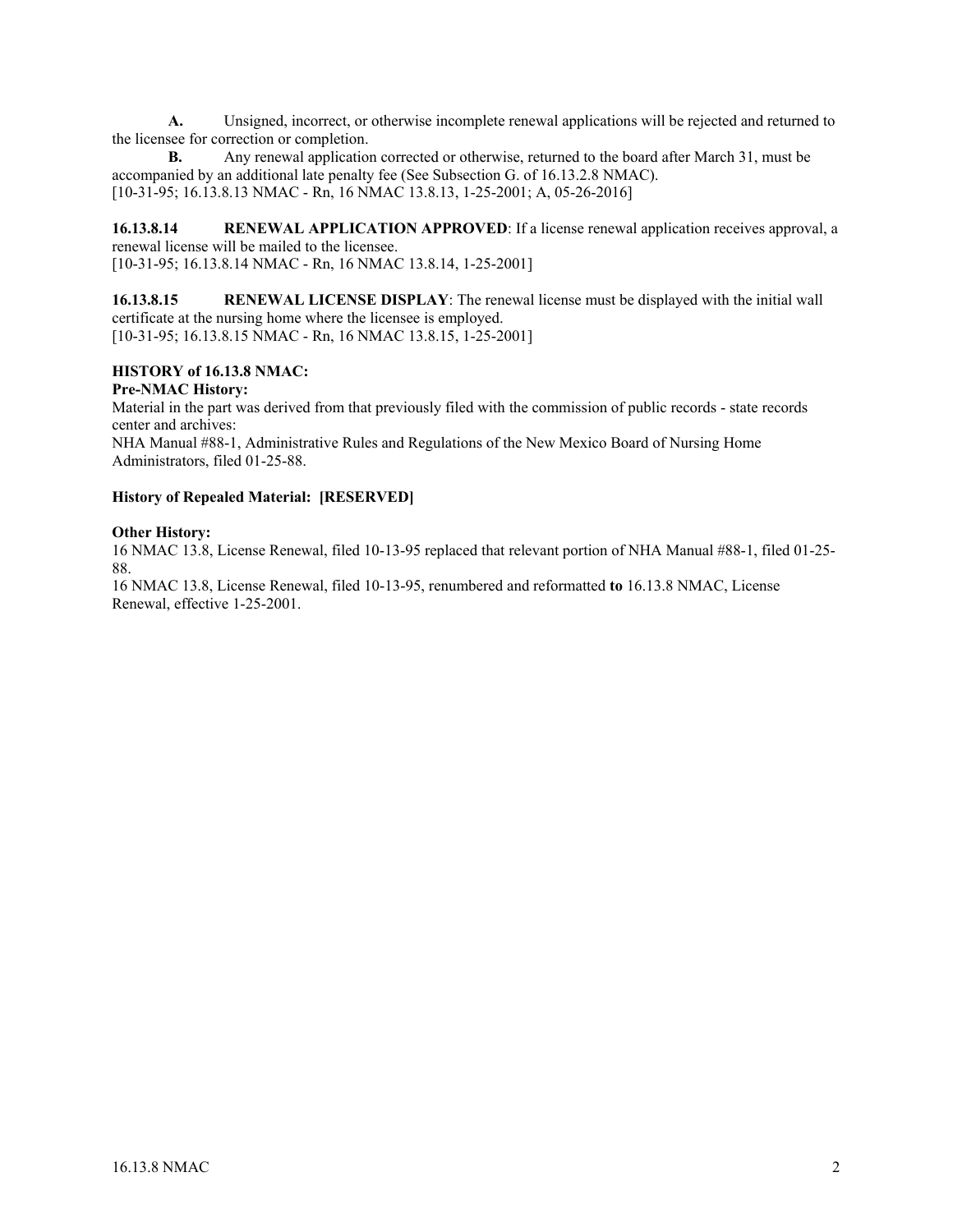**A.** Unsigned, incorrect, or otherwise incomplete renewal applications will be rejected and returned to the licensee for correction or completion.

**B.** Any renewal application corrected or otherwise, returned to the board after March 31, must be accompanied by an additional late penalty fee (See Subsection G. of 16.13.2.8 NMAC).

[10-31-95; 16.13.8.13 NMAC - Rn, 16 NMAC 13.8.13, 1-25-2001; A, 05-26-2016]

**16.13.8.14 RENEWAL APPLICATION APPROVED**: If a license renewal application receives approval, a renewal license will be mailed to the licensee.

[10-31-95; 16.13.8.14 NMAC - Rn, 16 NMAC 13.8.14, 1-25-2001]

**16.13.8.15 RENEWAL LICENSE DISPLAY**: The renewal license must be displayed with the initial wall certificate at the nursing home where the licensee is employed.

[10-31-95; 16.13.8.15 NMAC - Rn, 16 NMAC 13.8.15, 1-25-2001]

**HISTORY of 16.13.8 NMAC:**

**Pre-NMAC History:**

Material in the part was derived from that previously filed with the commission of public records - state records center and archives:

NHA Manual #88-1, Administrative Rules and Regulations of the New Mexico Board of Nursing Home Administrators, filed 01-25-88.

**History of Repealed Material: [RESERVED]**

**Other History:**

16 NMAC 13.8, License Renewal, filed 10-13-95 replaced that relevant portion of NHA Manual #88-1, filed 01-25-88.

16 NMAC 13.8, License Renewal, filed 10-13-95, renumbered and reformatted **to** 16.13.8 NMAC, License Renewal, effective 1-25-2001.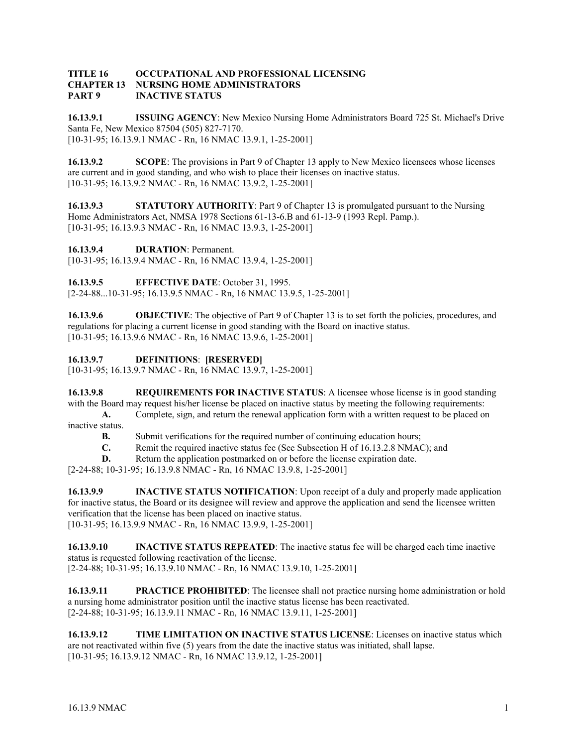**TITLE 16 OCCUPATIONAL AND PROFESSIONAL LICENSING**
**CHAPTER 13 NURSING HOME ADMINISTRATORS**
**PART 9 INACTIVE STATUS**

**16.13.9.1 ISSUING AGENCY**: New Mexico Nursing Home Administrators Board 725 St. Michael's Drive Santa Fe, New Mexico 87504 (505) 827-7170.
[10-31-95; 16.13.9.1 NMAC - Rn, 16 NMAC 13.9.1, 1-25-2001]

**16.13.9.2 SCOPE**: The provisions in Part 9 of Chapter 13 apply to New Mexico licensees whose licenses are current and in good standing, and who wish to place their licenses on inactive status.
[10-31-95; 16.13.9.2 NMAC - Rn, 16 NMAC 13.9.2, 1-25-2001]

**16.13.9.3 STATUTORY AUTHORITY**: Part 9 of Chapter 13 is promulgated pursuant to the Nursing Home Administrators Act, NMSA 1978 Sections 61-13-6.B and 61-13-9 (1993 Repl. Pamp.).
[10-31-95; 16.13.9.3 NMAC - Rn, 16 NMAC 13.9.3, 1-25-2001]

**16.13.9.4 DURATION**: Permanent.
[10-31-95; 16.13.9.4 NMAC - Rn, 16 NMAC 13.9.4, 1-25-2001]

**16.13.9.5 EFFECTIVE DATE**: October 31, 1995.
[2-24-88...10-31-95; 16.13.9.5 NMAC - Rn, 16 NMAC 13.9.5, 1-25-2001]

**16.13.9.6 OBJECTIVE**: The objective of Part 9 of Chapter 13 is to set forth the policies, procedures, and regulations for placing a current license in good standing with the Board on inactive status.
[10-31-95; 16.13.9.6 NMAC - Rn, 16 NMAC 13.9.6, 1-25-2001]

**16.13.9.7 DEFINITIONS**: **[RESERVED]**
[10-31-95; 16.13.9.7 NMAC - Rn, 16 NMAC 13.9.7, 1-25-2001]

**16.13.9.8 REQUIREMENTS FOR INACTIVE STATUS**: A licensee whose license is in good standing with the Board may request his/her license be placed on inactive status by meeting the following requirements:

**A.** Complete, sign, and return the renewal application form with a written request to be placed on inactive status.

**B.** Submit verifications for the required number of continuing education hours;

**C.** Remit the required inactive status fee (See Subsection H of 16.13.2.8 NMAC); and

**D.** Return the application postmarked on or before the license expiration date.

[2-24-88; 10-31-95; 16.13.9.8 NMAC - Rn, 16 NMAC 13.9.8, 1-25-2001]

**16.13.9.9 INACTIVE STATUS NOTIFICATION**: Upon receipt of a duly and properly made application for inactive status, the Board or its designee will review and approve the application and send the licensee written verification that the license has been placed on inactive status.
[10-31-95; 16.13.9.9 NMAC - Rn, 16 NMAC 13.9.9, 1-25-2001]

**16.13.9.10 INACTIVE STATUS REPEATED**: The inactive status fee will be charged each time inactive status is requested following reactivation of the license.
[2-24-88; 10-31-95; 16.13.9.10 NMAC - Rn, 16 NMAC 13.9.10, 1-25-2001]

**16.13.9.11 PRACTICE PROHIBITED**: The licensee shall not practice nursing home administration or hold a nursing home administrator position until the inactive status license has been reactivated.
[2-24-88; 10-31-95; 16.13.9.11 NMAC - Rn, 16 NMAC 13.9.11, 1-25-2001]

**16.13.9.12 TIME LIMITATION ON INACTIVE STATUS LICENSE**: Licenses on inactive status which are not reactivated within five (5) years from the date the inactive status was initiated, shall lapse.
[10-31-95; 16.13.9.12 NMAC - Rn, 16 NMAC 13.9.12, 1-25-2001]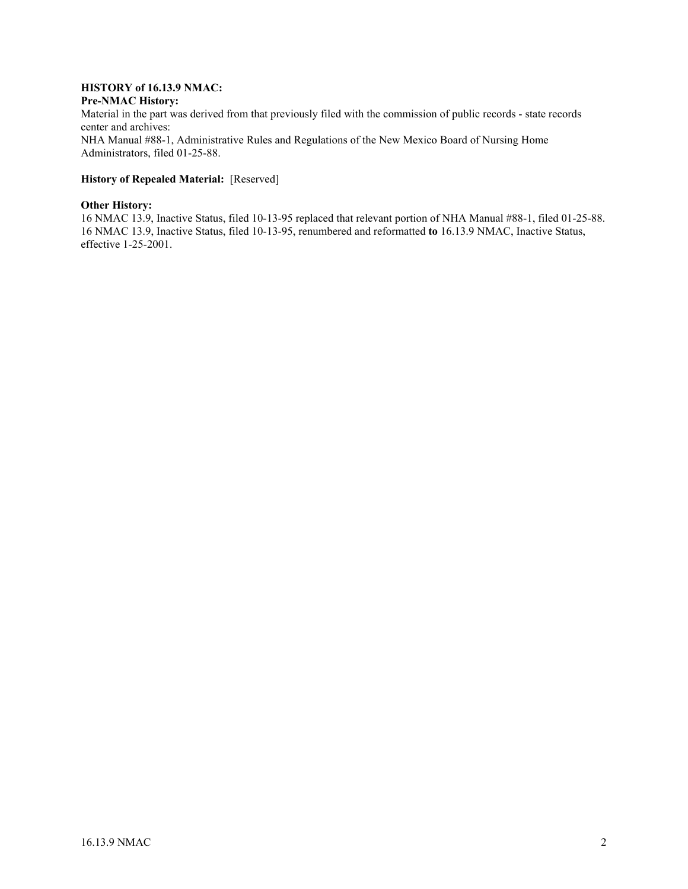**HISTORY of 16.13.9 NMAC:**

**Pre-NMAC History:**

Material in the part was derived from that previously filed with the commission of public records - state records center and archives:

NHA Manual #88-1, Administrative Rules and Regulations of the New Mexico Board of Nursing Home Administrators, filed 01-25-88.

**History of Repealed Material:** [Reserved]

**Other History:**

16 NMAC 13.9, Inactive Status, filed 10-13-95 replaced that relevant portion of NHA Manual #88-1, filed 01-25-88.
16 NMAC 13.9, Inactive Status, filed 10-13-95, renumbered and reformatted **to** 16.13.9 NMAC, Inactive Status, effective 1-25-2001.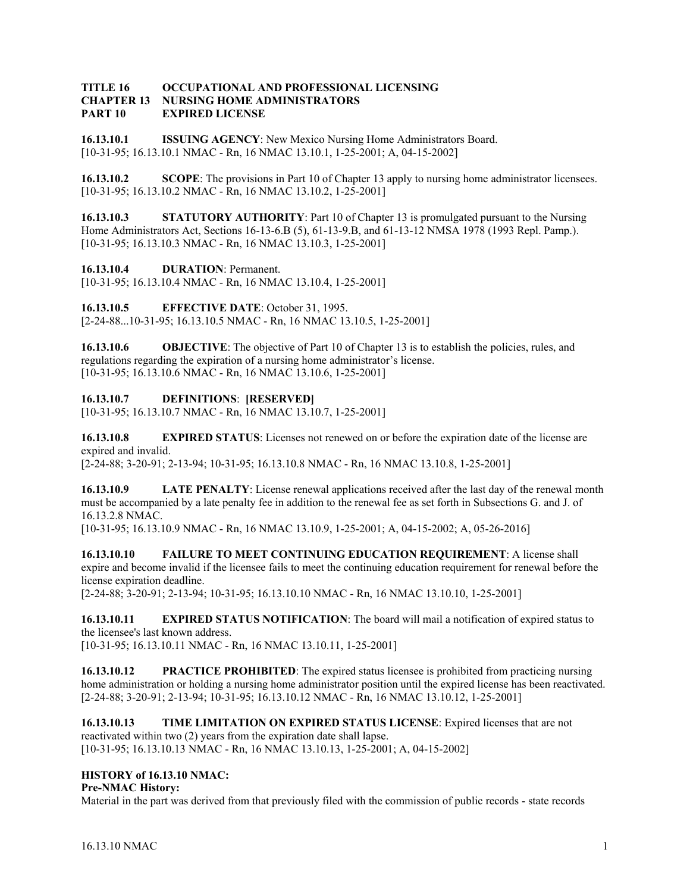**TITLE 16 OCCUPATIONAL AND PROFESSIONAL LICENSING**
**CHAPTER 13 NURSING HOME ADMINISTRATORS**
**PART 10 EXPIRED LICENSE**

**16.13.10.1 ISSUING AGENCY**: New Mexico Nursing Home Administrators Board.
[10-31-95; 16.13.10.1 NMAC - Rn, 16 NMAC 13.10.1, 1-25-2001; A, 04-15-2002]

**16.13.10.2 SCOPE**: The provisions in Part 10 of Chapter 13 apply to nursing home administrator licensees.
[10-31-95; 16.13.10.2 NMAC - Rn, 16 NMAC 13.10.2, 1-25-2001]

**16.13.10.3 STATUTORY AUTHORITY**: Part 10 of Chapter 13 is promulgated pursuant to the Nursing Home Administrators Act, Sections 16-13-6.B (5), 61-13-9.B, and 61-13-12 NMSA 1978 (1993 Repl. Pamp.).
[10-31-95; 16.13.10.3 NMAC - Rn, 16 NMAC 13.10.3, 1-25-2001]

**16.13.10.4 DURATION**: Permanent.
[10-31-95; 16.13.10.4 NMAC - Rn, 16 NMAC 13.10.4, 1-25-2001]

**16.13.10.5 EFFECTIVE DATE**: October 31, 1995.
[2-24-88...10-31-95; 16.13.10.5 NMAC - Rn, 16 NMAC 13.10.5, 1-25-2001]

**16.13.10.6 OBJECTIVE**: The objective of Part 10 of Chapter 13 is to establish the policies, rules, and regulations regarding the expiration of a nursing home administrator's license.
[10-31-95; 16.13.10.6 NMAC - Rn, 16 NMAC 13.10.6, 1-25-2001]

**16.13.10.7 DEFINITIONS**: **[RESERVED]**
[10-31-95; 16.13.10.7 NMAC - Rn, 16 NMAC 13.10.7, 1-25-2001]

**16.13.10.8 EXPIRED STATUS**: Licenses not renewed on or before the expiration date of the license are expired and invalid.
[2-24-88; 3-20-91; 2-13-94; 10-31-95; 16.13.10.8 NMAC - Rn, 16 NMAC 13.10.8, 1-25-2001]

**16.13.10.9 LATE PENALTY**: License renewal applications received after the last day of the renewal month must be accompanied by a late penalty fee in addition to the renewal fee as set forth in Subsections G. and J. of 16.13.2.8 NMAC.
[10-31-95; 16.13.10.9 NMAC - Rn, 16 NMAC 13.10.9, 1-25-2001; A, 04-15-2002; A, 05-26-2016]

**16.13.10.10 FAILURE TO MEET CONTINUING EDUCATION REQUIREMENT**: A license shall expire and become invalid if the licensee fails to meet the continuing education requirement for renewal before the license expiration deadline.
[2-24-88; 3-20-91; 2-13-94; 10-31-95; 16.13.10.10 NMAC - Rn, 16 NMAC 13.10.10, 1-25-2001]

**16.13.10.11 EXPIRED STATUS NOTIFICATION**: The board will mail a notification of expired status to the licensee's last known address.
[10-31-95; 16.13.10.11 NMAC - Rn, 16 NMAC 13.10.11, 1-25-2001]

**16.13.10.12 PRACTICE PROHIBITED**: The expired status licensee is prohibited from practicing nursing home administration or holding a nursing home administrator position until the expired license has been reactivated.
[2-24-88; 3-20-91; 2-13-94; 10-31-95; 16.13.10.12 NMAC - Rn, 16 NMAC 13.10.12, 1-25-2001]

**16.13.10.13 TIME LIMITATION ON EXPIRED STATUS LICENSE**: Expired licenses that are not reactivated within two (2) years from the expiration date shall lapse.
[10-31-95; 16.13.10.13 NMAC - Rn, 16 NMAC 13.10.13, 1-25-2001; A, 04-15-2002]

**HISTORY of 16.13.10 NMAC:**
**Pre-NMAC History:**
Material in the part was derived from that previously filed with the commission of public records - state records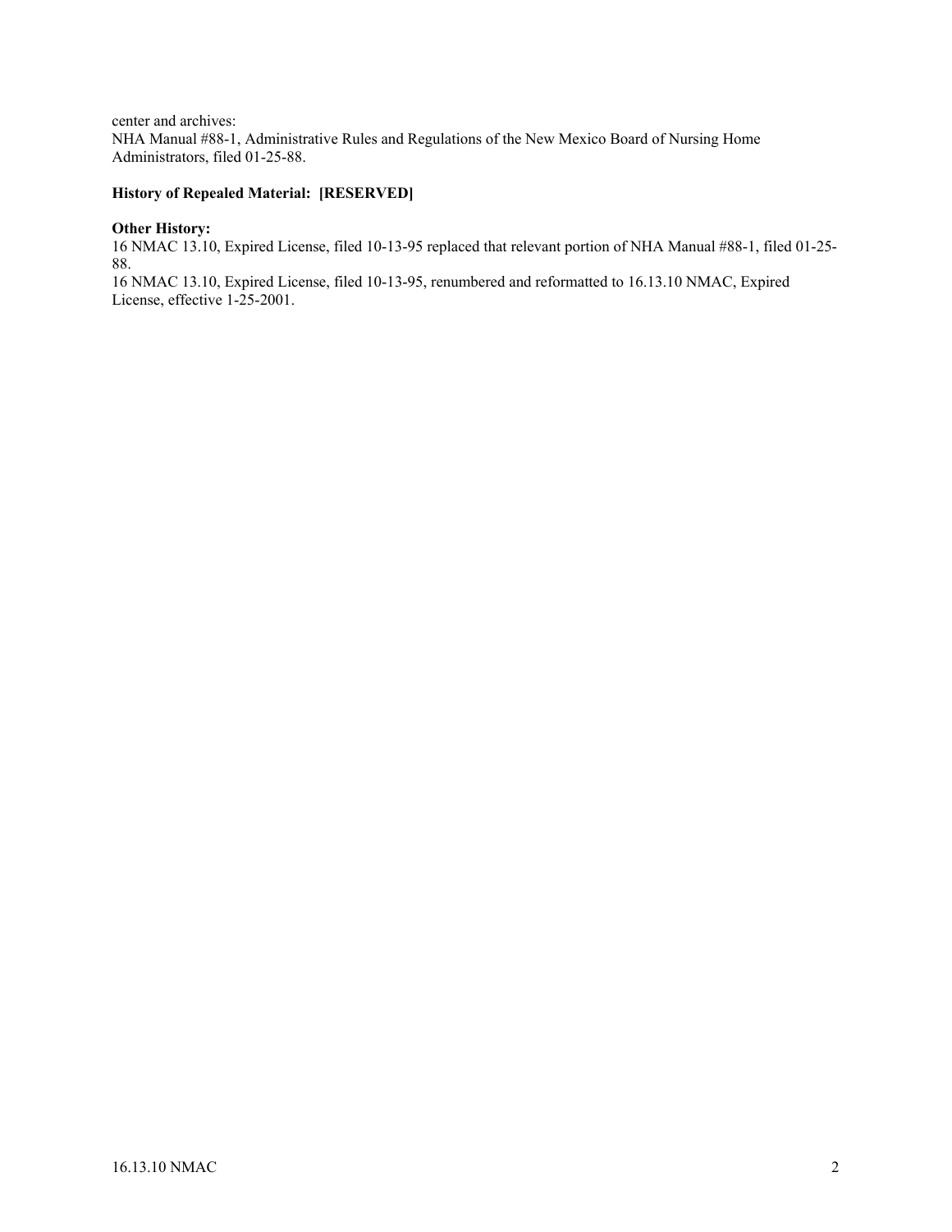center and archives:
NHA Manual #88-1, Administrative Rules and Regulations of the New Mexico Board of Nursing Home Administrators, filed 01-25-88.

**History of Repealed Material: [RESERVED]**

**Other History:**
16 NMAC 13.10, Expired License, filed 10-13-95 replaced that relevant portion of NHA Manual #88-1, filed 01-25-88.
16 NMAC 13.10, Expired License, filed 10-13-95, renumbered and reformatted to 16.13.10 NMAC, Expired License, effective 1-25-2001.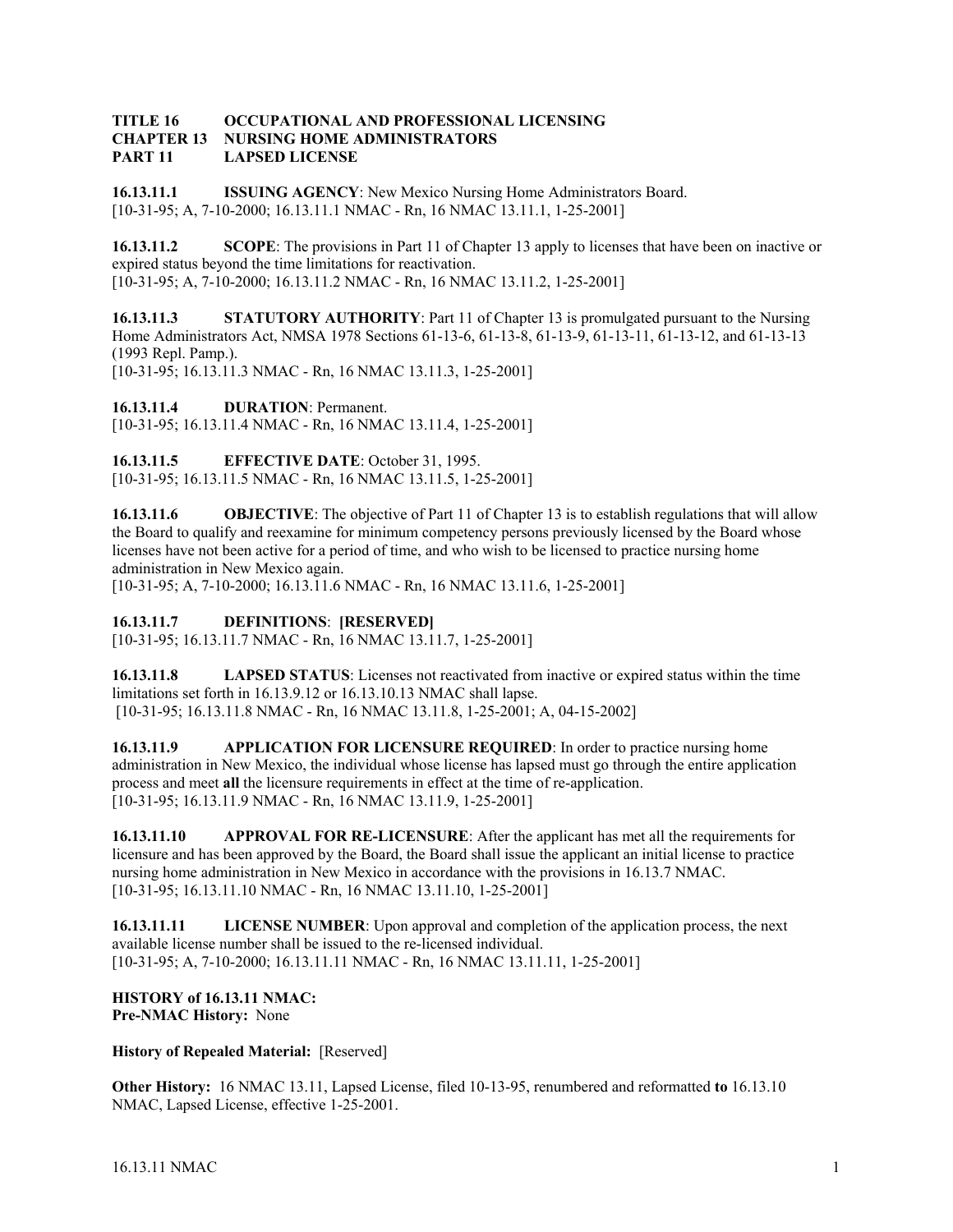**TITLE 16 OCCUPATIONAL AND PROFESSIONAL LICENSING**
**CHAPTER 13 NURSING HOME ADMINISTRATORS**
**PART 11 LAPSED LICENSE**

**16.13.11.1 ISSUING AGENCY**: New Mexico Nursing Home Administrators Board.
[10-31-95; A, 7-10-2000; 16.13.11.1 NMAC - Rn, 16 NMAC 13.11.1, 1-25-2001]

**16.13.11.2 SCOPE**: The provisions in Part 11 of Chapter 13 apply to licenses that have been on inactive or expired status beyond the time limitations for reactivation.
[10-31-95; A, 7-10-2000; 16.13.11.2 NMAC - Rn, 16 NMAC 13.11.2, 1-25-2001]

**16.13.11.3 STATUTORY AUTHORITY**: Part 11 of Chapter 13 is promulgated pursuant to the Nursing Home Administrators Act, NMSA 1978 Sections 61-13-6, 61-13-8, 61-13-9, 61-13-11, 61-13-12, and 61-13-13 (1993 Repl. Pamp.).
[10-31-95; 16.13.11.3 NMAC - Rn, 16 NMAC 13.11.3, 1-25-2001]

**16.13.11.4 DURATION**: Permanent.
[10-31-95; 16.13.11.4 NMAC - Rn, 16 NMAC 13.11.4, 1-25-2001]

**16.13.11.5 EFFECTIVE DATE**: October 31, 1995.
[10-31-95; 16.13.11.5 NMAC - Rn, 16 NMAC 13.11.5, 1-25-2001]

**16.13.11.6 OBJECTIVE**: The objective of Part 11 of Chapter 13 is to establish regulations that will allow the Board to qualify and reexamine for minimum competency persons previously licensed by the Board whose licenses have not been active for a period of time, and who wish to be licensed to practice nursing home administration in New Mexico again.
[10-31-95; A, 7-10-2000; 16.13.11.6 NMAC - Rn, 16 NMAC 13.11.6, 1-25-2001]

**16.13.11.7 DEFINITIONS**: **[RESERVED]**
[10-31-95; 16.13.11.7 NMAC - Rn, 16 NMAC 13.11.7, 1-25-2001]

**16.13.11.8 LAPSED STATUS**: Licenses not reactivated from inactive or expired status within the time limitations set forth in 16.13.9.12 or 16.13.10.13 NMAC shall lapse.
[10-31-95; 16.13.11.8 NMAC - Rn, 16 NMAC 13.11.8, 1-25-2001; A, 04-15-2002]

**16.13.11.9 APPLICATION FOR LICENSURE REQUIRED**: In order to practice nursing home administration in New Mexico, the individual whose license has lapsed must go through the entire application process and meet **all** the licensure requirements in effect at the time of re-application.
[10-31-95; 16.13.11.9 NMAC - Rn, 16 NMAC 13.11.9, 1-25-2001]

**16.13.11.10 APPROVAL FOR RE-LICENSURE**: After the applicant has met all the requirements for licensure and has been approved by the Board, the Board shall issue the applicant an initial license to practice nursing home administration in New Mexico in accordance with the provisions in 16.13.7 NMAC.
[10-31-95; 16.13.11.10 NMAC - Rn, 16 NMAC 13.11.10, 1-25-2001]

**16.13.11.11 LICENSE NUMBER**: Upon approval and completion of the application process, the next available license number shall be issued to the re-licensed individual.
[10-31-95; A, 7-10-2000; 16.13.11.11 NMAC - Rn, 16 NMAC 13.11.11, 1-25-2001]

**HISTORY of 16.13.11 NMAC:**
**Pre-NMAC History:** None

**History of Repealed Material:** [Reserved]

**Other History:** 16 NMAC 13.11, Lapsed License, filed 10-13-95, renumbered and reformatted **to** 16.13.10 NMAC, Lapsed License, effective 1-25-2001.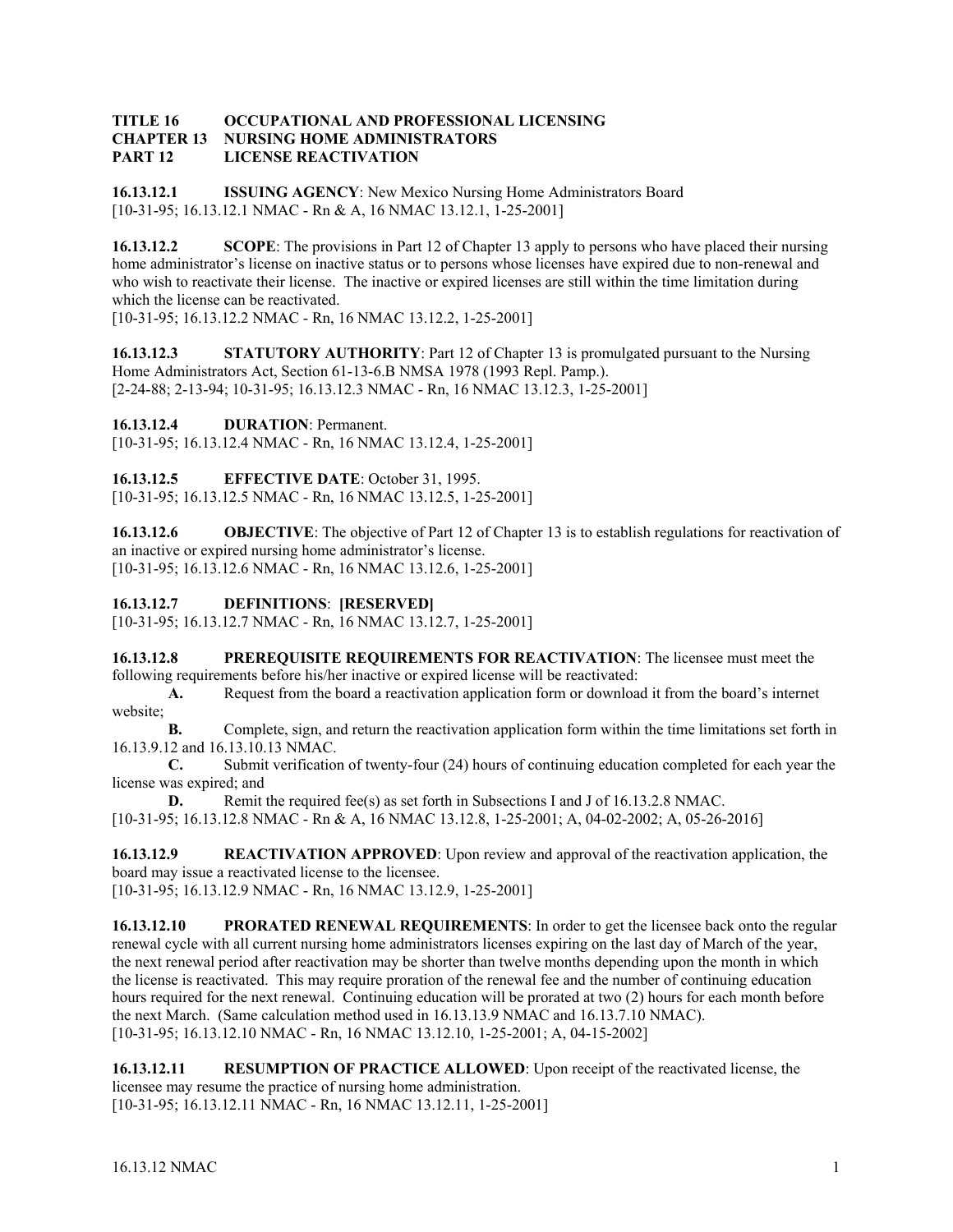**TITLE 16 OCCUPATIONAL AND PROFESSIONAL LICENSING**
**CHAPTER 13 NURSING HOME ADMINISTRATORS**
**PART 12 LICENSE REACTIVATION**

**16.13.12.1 ISSUING AGENCY**: New Mexico Nursing Home Administrators Board
[10-31-95; 16.13.12.1 NMAC - Rn & A, 16 NMAC 13.12.1, 1-25-2001]

**16.13.12.2 SCOPE**: The provisions in Part 12 of Chapter 13 apply to persons who have placed their nursing home administrator's license on inactive status or to persons whose licenses have expired due to non-renewal and who wish to reactivate their license. The inactive or expired licenses are still within the time limitation during which the license can be reactivated.
[10-31-95; 16.13.12.2 NMAC - Rn, 16 NMAC 13.12.2, 1-25-2001]

**16.13.12.3 STATUTORY AUTHORITY**: Part 12 of Chapter 13 is promulgated pursuant to the Nursing Home Administrators Act, Section 61-13-6.B NMSA 1978 (1993 Repl. Pamp.).
[2-24-88; 2-13-94; 10-31-95; 16.13.12.3 NMAC - Rn, 16 NMAC 13.12.3, 1-25-2001]

**16.13.12.4 DURATION**: Permanent.
[10-31-95; 16.13.12.4 NMAC - Rn, 16 NMAC 13.12.4, 1-25-2001]

**16.13.12.5 EFFECTIVE DATE**: October 31, 1995.
[10-31-95; 16.13.12.5 NMAC - Rn, 16 NMAC 13.12.5, 1-25-2001]

**16.13.12.6 OBJECTIVE**: The objective of Part 12 of Chapter 13 is to establish regulations for reactivation of an inactive or expired nursing home administrator's license.
[10-31-95; 16.13.12.6 NMAC - Rn, 16 NMAC 13.12.6, 1-25-2001]

**16.13.12.7 DEFINITIONS**: **[RESERVED]**
[10-31-95; 16.13.12.7 NMAC - Rn, 16 NMAC 13.12.7, 1-25-2001]

**16.13.12.8 PREREQUISITE REQUIREMENTS FOR REACTIVATION**: The licensee must meet the following requirements before his/her inactive or expired license will be reactivated:

**A.** Request from the board a reactivation application form or download it from the board's internet website;

**B.** Complete, sign, and return the reactivation application form within the time limitations set forth in 16.13.9.12 and 16.13.10.13 NMAC.

**C.** Submit verification of twenty-four (24) hours of continuing education completed for each year the license was expired; and

**D.** Remit the required fee(s) as set forth in Subsections I and J of 16.13.2.8 NMAC.

[10-31-95; 16.13.12.8 NMAC - Rn & A, 16 NMAC 13.12.8, 1-25-2001; A, 04-02-2002; A, 05-26-2016]

**16.13.12.9 REACTIVATION APPROVED**: Upon review and approval of the reactivation application, the board may issue a reactivated license to the licensee.
[10-31-95; 16.13.12.9 NMAC - Rn, 16 NMAC 13.12.9, 1-25-2001]

**16.13.12.10 PRORATED RENEWAL REQUIREMENTS**: In order to get the licensee back onto the regular renewal cycle with all current nursing home administrators licenses expiring on the last day of March of the year, the next renewal period after reactivation may be shorter than twelve months depending upon the month in which the license is reactivated. This may require proration of the renewal fee and the number of continuing education hours required for the next renewal. Continuing education will be prorated at two (2) hours for each month before the next March. (Same calculation method used in 16.13.13.9 NMAC and 16.13.7.10 NMAC).
[10-31-95; 16.13.12.10 NMAC - Rn, 16 NMAC 13.12.10, 1-25-2001; A, 04-15-2002]

**16.13.12.11 RESUMPTION OF PRACTICE ALLOWED**: Upon receipt of the reactivated license, the licensee may resume the practice of nursing home administration.
[10-31-95; 16.13.12.11 NMAC - Rn, 16 NMAC 13.12.11, 1-25-2001]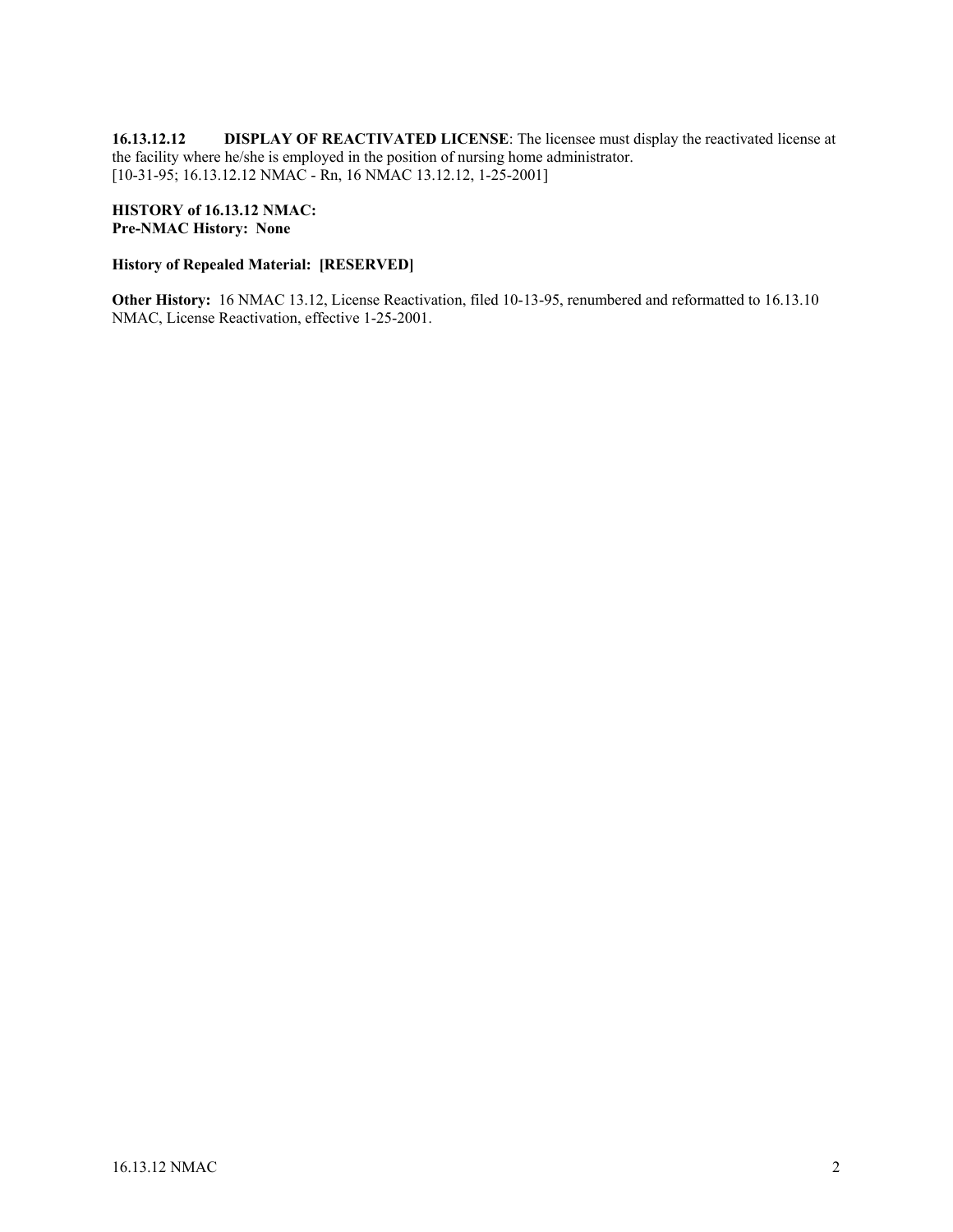**16.13.12.12 DISPLAY OF REACTIVATED LICENSE**: The licensee must display the reactivated license at the facility where he/she is employed in the position of nursing home administrator.
[10-31-95; 16.13.12.12 NMAC - Rn, 16 NMAC 13.12.12, 1-25-2001]

**HISTORY of 16.13.12 NMAC:**
**Pre-NMAC History: None**

**History of Repealed Material: [RESERVED]**

**Other History:** 16 NMAC 13.12, License Reactivation, filed 10-13-95, renumbered and reformatted to 16.13.10 NMAC, License Reactivation, effective 1-25-2001.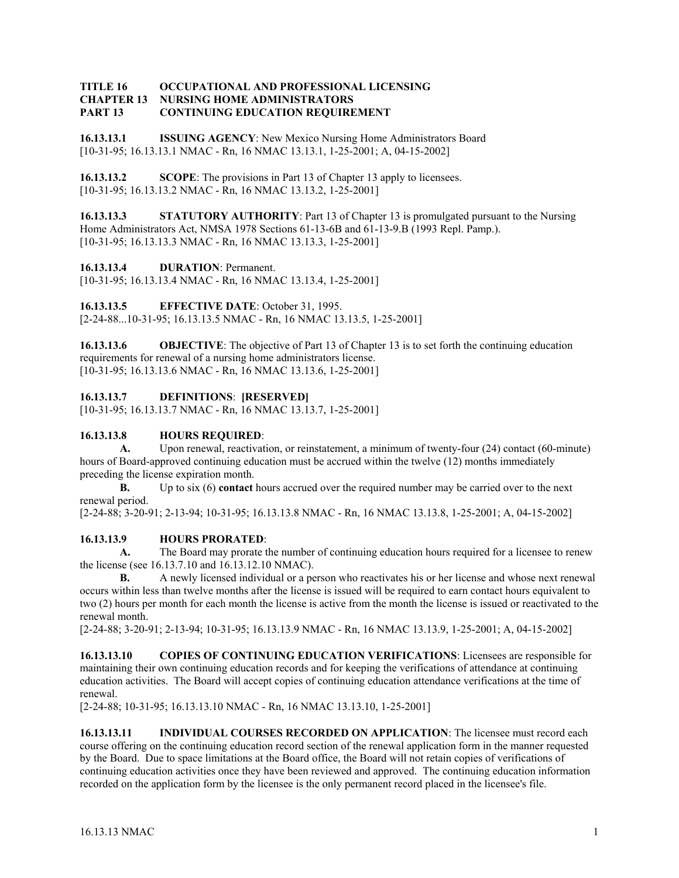**TITLE 16 OCCUPATIONAL AND PROFESSIONAL LICENSING**
**CHAPTER 13 NURSING HOME ADMINISTRATORS**
**PART 13 CONTINUING EDUCATION REQUIREMENT**

**16.13.13.1 ISSUING AGENCY**: New Mexico Nursing Home Administrators Board
[10-31-95; 16.13.13.1 NMAC - Rn, 16 NMAC 13.13.1, 1-25-2001; A, 04-15-2002]

**16.13.13.2 SCOPE**: The provisions in Part 13 of Chapter 13 apply to licensees.
[10-31-95; 16.13.13.2 NMAC - Rn, 16 NMAC 13.13.2, 1-25-2001]

**16.13.13.3 STATUTORY AUTHORITY**: Part 13 of Chapter 13 is promulgated pursuant to the Nursing Home Administrators Act, NMSA 1978 Sections 61-13-6B and 61-13-9.B (1993 Repl. Pamp.).
[10-31-95; 16.13.13.3 NMAC - Rn, 16 NMAC 13.13.3, 1-25-2001]

**16.13.13.4 DURATION**: Permanent.
[10-31-95; 16.13.13.4 NMAC - Rn, 16 NMAC 13.13.4, 1-25-2001]

**16.13.13.5 EFFECTIVE DATE**: October 31, 1995.
[2-24-88...10-31-95; 16.13.13.5 NMAC - Rn, 16 NMAC 13.13.5, 1-25-2001]

**16.13.13.6 OBJECTIVE**: The objective of Part 13 of Chapter 13 is to set forth the continuing education requirements for renewal of a nursing home administrators license.
[10-31-95; 16.13.13.6 NMAC - Rn, 16 NMAC 13.13.6, 1-25-2001]

**16.13.13.7 DEFINITIONS**: **[RESERVED]**
[10-31-95; 16.13.13.7 NMAC - Rn, 16 NMAC 13.13.7, 1-25-2001]

**16.13.13.8 HOURS REQUIRED**:

**A.** Upon renewal, reactivation, or reinstatement, a minimum of twenty-four (24) contact (60-minute) hours of Board-approved continuing education must be accrued within the twelve (12) months immediately preceding the license expiration month.

**B.** Up to six (6) **contact** hours accrued over the required number may be carried over to the next renewal period.

[2-24-88; 3-20-91; 2-13-94; 10-31-95; 16.13.13.8 NMAC - Rn, 16 NMAC 13.13.8, 1-25-2001; A, 04-15-2002]

**16.13.13.9 HOURS PRORATED**:

**A.** The Board may prorate the number of continuing education hours required for a licensee to renew the license (see 16.13.7.10 and 16.13.12.10 NMAC).

**B.** A newly licensed individual or a person who reactivates his or her license and whose next renewal occurs within less than twelve months after the license is issued will be required to earn contact hours equivalent to two (2) hours per month for each month the license is active from the month the license is issued or reactivated to the renewal month.

[2-24-88; 3-20-91; 2-13-94; 10-31-95; 16.13.13.9 NMAC - Rn, 16 NMAC 13.13.9, 1-25-2001; A, 04-15-2002]

**16.13.13.10 COPIES OF CONTINUING EDUCATION VERIFICATIONS**: Licensees are responsible for maintaining their own continuing education records and for keeping the verifications of attendance at continuing education activities. The Board will accept copies of continuing education attendance verifications at the time of renewal.
[2-24-88; 10-31-95; 16.13.13.10 NMAC - Rn, 16 NMAC 13.13.10, 1-25-2001]

**16.13.13.11 INDIVIDUAL COURSES RECORDED ON APPLICATION**: The licensee must record each course offering on the continuing education record section of the renewal application form in the manner requested by the Board. Due to space limitations at the Board office, the Board will not retain copies of verifications of continuing education activities once they have been reviewed and approved. The continuing education information recorded on the application form by the licensee is the only permanent record placed in the licensee's file.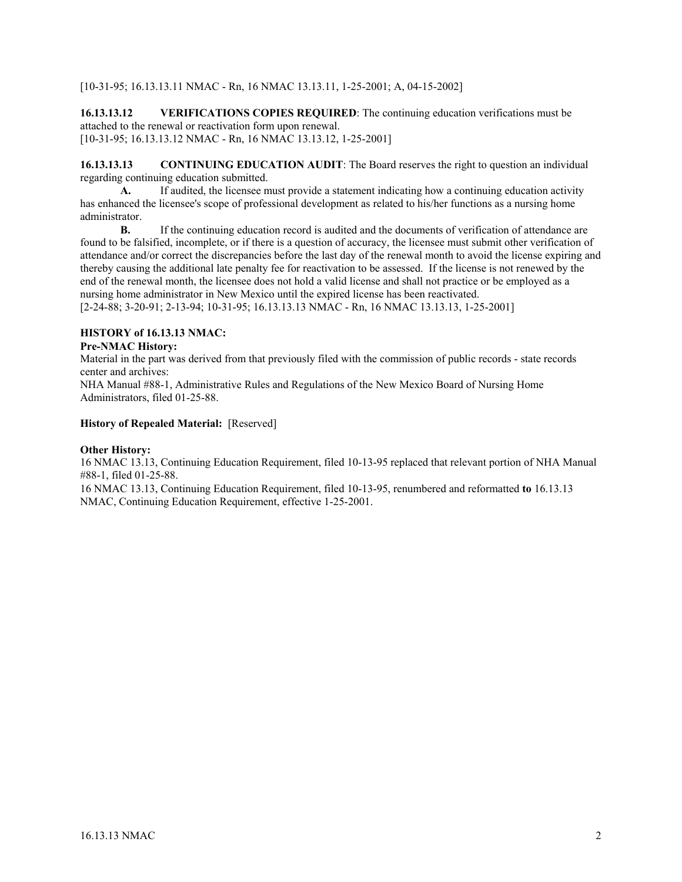[10-31-95; 16.13.13.11 NMAC - Rn, 16 NMAC 13.13.11, 1-25-2001; A, 04-15-2002]

**16.13.13.12 VERIFICATIONS COPIES REQUIRED**: The continuing education verifications must be attached to the renewal or reactivation form upon renewal.
[10-31-95; 16.13.13.12 NMAC - Rn, 16 NMAC 13.13.12, 1-25-2001]

**16.13.13.13 CONTINUING EDUCATION AUDIT**: The Board reserves the right to question an individual regarding continuing education submitted.

**A.** If audited, the licensee must provide a statement indicating how a continuing education activity has enhanced the licensee's scope of professional development as related to his/her functions as a nursing home administrator.

**B.** If the continuing education record is audited and the documents of verification of attendance are found to be falsified, incomplete, or if there is a question of accuracy, the licensee must submit other verification of attendance and/or correct the discrepancies before the last day of the renewal month to avoid the license expiring and thereby causing the additional late penalty fee for reactivation to be assessed. If the license is not renewed by the end of the renewal month, the licensee does not hold a valid license and shall not practice or be employed as a nursing home administrator in New Mexico until the expired license has been reactivated.
[2-24-88; 3-20-91; 2-13-94; 10-31-95; 16.13.13.13 NMAC - Rn, 16 NMAC 13.13.13, 1-25-2001]

**HISTORY of 16.13.13 NMAC:**

**Pre-NMAC History:**
Material in the part was derived from that previously filed with the commission of public records - state records center and archives:
NHA Manual #88-1, Administrative Rules and Regulations of the New Mexico Board of Nursing Home Administrators, filed 01-25-88.

**History of Repealed Material:** [Reserved]

**Other History:**
16 NMAC 13.13, Continuing Education Requirement, filed 10-13-95 replaced that relevant portion of NHA Manual #88-1, filed 01-25-88.
16 NMAC 13.13, Continuing Education Requirement, filed 10-13-95, renumbered and reformatted **to** 16.13.13 NMAC, Continuing Education Requirement, effective 1-25-2001.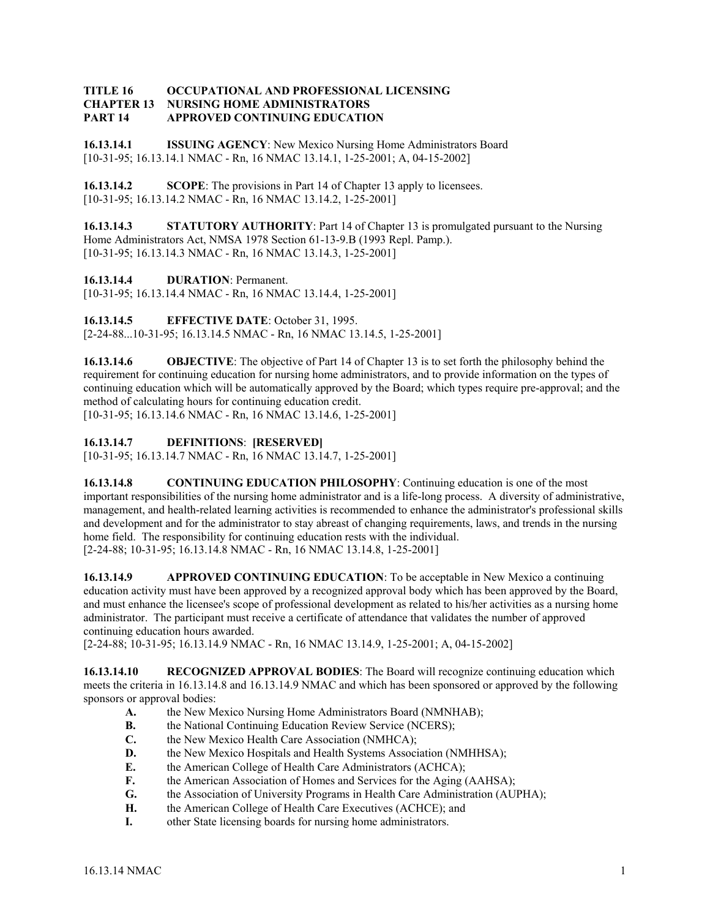**TITLE 16 OCCUPATIONAL AND PROFESSIONAL LICENSING**
**CHAPTER 13 NURSING HOME ADMINISTRATORS**
**PART 14 APPROVED CONTINUING EDUCATION**

**16.13.14.1 ISSUING AGENCY**: New Mexico Nursing Home Administrators Board
[10-31-95; 16.13.14.1 NMAC - Rn, 16 NMAC 13.14.1, 1-25-2001; A, 04-15-2002]

**16.13.14.2 SCOPE**: The provisions in Part 14 of Chapter 13 apply to licensees.
[10-31-95; 16.13.14.2 NMAC - Rn, 16 NMAC 13.14.2, 1-25-2001]

**16.13.14.3 STATUTORY AUTHORITY**: Part 14 of Chapter 13 is promulgated pursuant to the Nursing Home Administrators Act, NMSA 1978 Section 61-13-9.B (1993 Repl. Pamp.).
[10-31-95; 16.13.14.3 NMAC - Rn, 16 NMAC 13.14.3, 1-25-2001]

**16.13.14.4 DURATION**: Permanent.
[10-31-95; 16.13.14.4 NMAC - Rn, 16 NMAC 13.14.4, 1-25-2001]

**16.13.14.5 EFFECTIVE DATE**: October 31, 1995.
[2-24-88...10-31-95; 16.13.14.5 NMAC - Rn, 16 NMAC 13.14.5, 1-25-2001]

**16.13.14.6 OBJECTIVE**: The objective of Part 14 of Chapter 13 is to set forth the philosophy behind the requirement for continuing education for nursing home administrators, and to provide information on the types of continuing education which will be automatically approved by the Board; which types require pre-approval; and the method of calculating hours for continuing education credit.
[10-31-95; 16.13.14.6 NMAC - Rn, 16 NMAC 13.14.6, 1-25-2001]

**16.13.14.7 DEFINITIONS**: **[RESERVED]**
[10-31-95; 16.13.14.7 NMAC - Rn, 16 NMAC 13.14.7, 1-25-2001]

**16.13.14.8 CONTINUING EDUCATION PHILOSOPHY**: Continuing education is one of the most important responsibilities of the nursing home administrator and is a life-long process. A diversity of administrative, management, and health-related learning activities is recommended to enhance the administrator's professional skills and development and for the administrator to stay abreast of changing requirements, laws, and trends in the nursing home field. The responsibility for continuing education rests with the individual.
[2-24-88; 10-31-95; 16.13.14.8 NMAC - Rn, 16 NMAC 13.14.8, 1-25-2001]

**16.13.14.9 APPROVED CONTINUING EDUCATION**: To be acceptable in New Mexico a continuing education activity must have been approved by a recognized approval body which has been approved by the Board, and must enhance the licensee's scope of professional development as related to his/her activities as a nursing home administrator. The participant must receive a certificate of attendance that validates the number of approved continuing education hours awarded.
[2-24-88; 10-31-95; 16.13.14.9 NMAC - Rn, 16 NMAC 13.14.9, 1-25-2001; A, 04-15-2002]

**16.13.14.10 RECOGNIZED APPROVAL BODIES**: The Board will recognize continuing education which meets the criteria in 16.13.14.8 and 16.13.14.9 NMAC and which has been sponsored or approved by the following sponsors or approval bodies:

- **A.** the New Mexico Nursing Home Administrators Board (NMNHAB);
- **B.** the National Continuing Education Review Service (NCERS);
- **C.** the New Mexico Health Care Association (NMHCA);
- **D.** the New Mexico Hospitals and Health Systems Association (NMHHSA);
- **E.** the American College of Health Care Administrators (ACHCA);
- **F.** the American Association of Homes and Services for the Aging (AAHSA);
- **G.** the Association of University Programs in Health Care Administration (AUPHA);
- **H.** the American College of Health Care Executives (ACHCE); and
- **I.** other State licensing boards for nursing home administrators.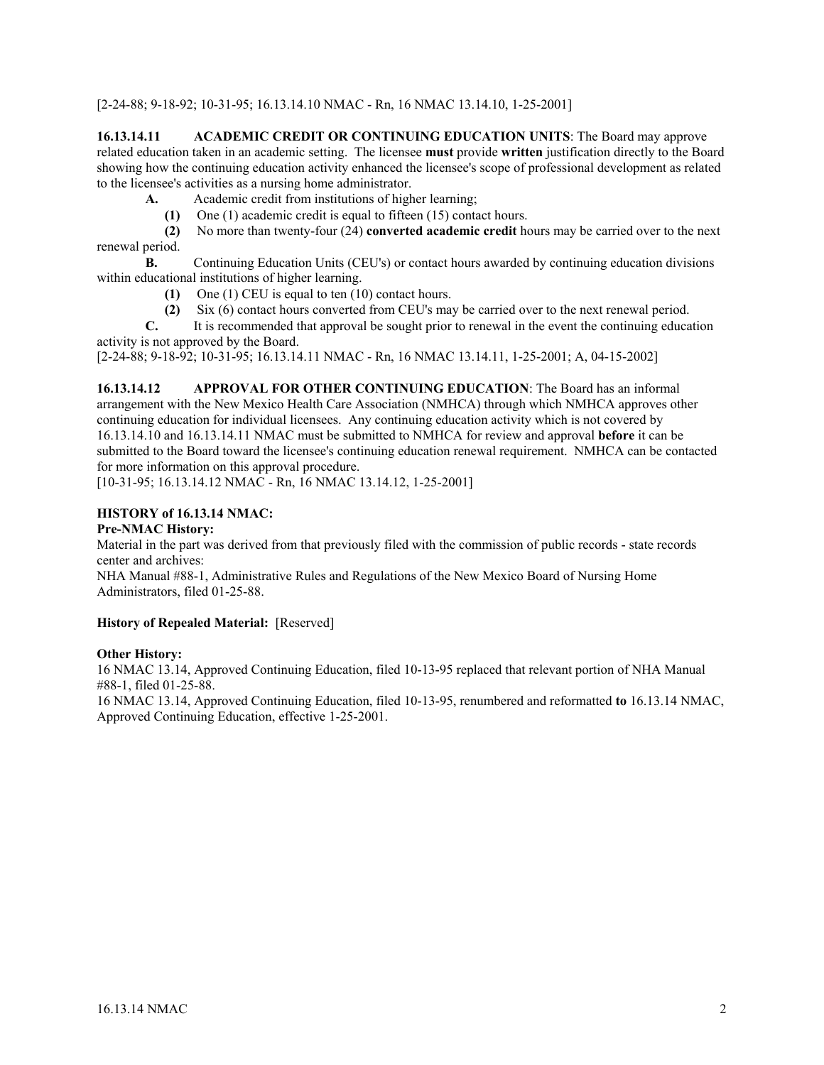[2-24-88; 9-18-92; 10-31-95; 16.13.14.10 NMAC - Rn, 16 NMAC 13.14.10, 1-25-2001]

**16.13.14.11 ACADEMIC CREDIT OR CONTINUING EDUCATION UNITS**: The Board may approve related education taken in an academic setting. The licensee **must** provide **written** justification directly to the Board showing how the continuing education activity enhanced the licensee's scope of professional development as related to the licensee's activities as a nursing home administrator.

**A.** Academic credit from institutions of higher learning;

**(1)** One (1) academic credit is equal to fifteen (15) contact hours.

**(2)** No more than twenty-four (24) **converted academic credit** hours may be carried over to the next renewal period.

**B.** Continuing Education Units (CEU's) or contact hours awarded by continuing education divisions within educational institutions of higher learning.

**(1)** One (1) CEU is equal to ten (10) contact hours.

**(2)** Six (6) contact hours converted from CEU's may be carried over to the next renewal period.

**C.** It is recommended that approval be sought prior to renewal in the event the continuing education activity is not approved by the Board.

[2-24-88; 9-18-92; 10-31-95; 16.13.14.11 NMAC - Rn, 16 NMAC 13.14.11, 1-25-2001; A, 04-15-2002]

**16.13.14.12 APPROVAL FOR OTHER CONTINUING EDUCATION**: The Board has an informal arrangement with the New Mexico Health Care Association (NMHCA) through which NMHCA approves other continuing education for individual licensees. Any continuing education activity which is not covered by 16.13.14.10 and 16.13.14.11 NMAC must be submitted to NMHCA for review and approval **before** it can be submitted to the Board toward the licensee's continuing education renewal requirement. NMHCA can be contacted for more information on this approval procedure.

[10-31-95; 16.13.14.12 NMAC - Rn, 16 NMAC 13.14.12, 1-25-2001]

**HISTORY of 16.13.14 NMAC:**

**Pre-NMAC History:**

Material in the part was derived from that previously filed with the commission of public records - state records center and archives:

NHA Manual #88-1, Administrative Rules and Regulations of the New Mexico Board of Nursing Home Administrators, filed 01-25-88.

**History of Repealed Material:** [Reserved]

**Other History:**

16 NMAC 13.14, Approved Continuing Education, filed 10-13-95 replaced that relevant portion of NHA Manual #88-1, filed 01-25-88.

16 NMAC 13.14, Approved Continuing Education, filed 10-13-95, renumbered and reformatted **to** 16.13.14 NMAC, Approved Continuing Education, effective 1-25-2001.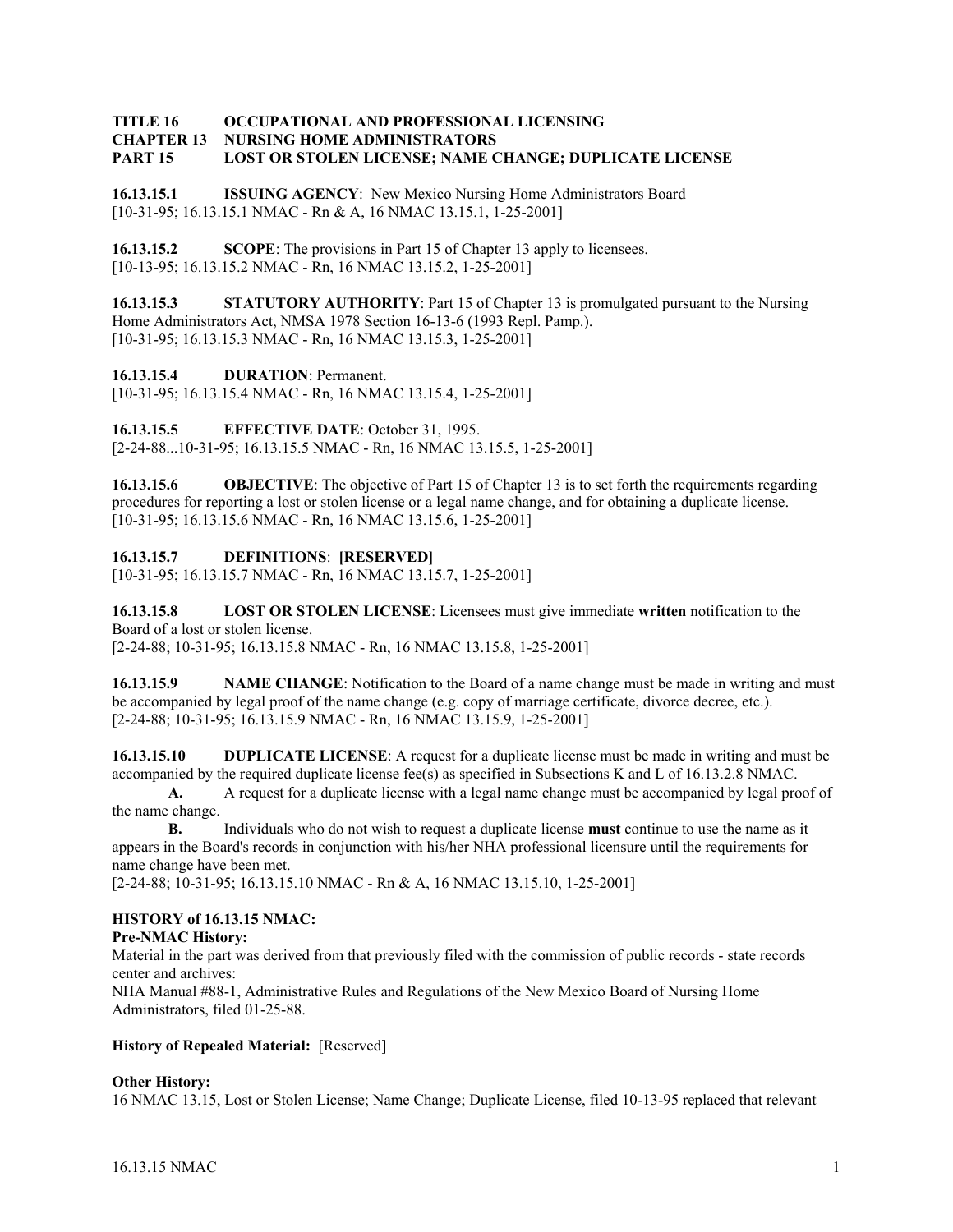**TITLE 16 OCCUPATIONAL AND PROFESSIONAL LICENSING**
**CHAPTER 13 NURSING HOME ADMINISTRATORS**
**PART 15 LOST OR STOLEN LICENSE; NAME CHANGE; DUPLICATE LICENSE**

**16.13.15.1 ISSUING AGENCY**: New Mexico Nursing Home Administrators Board
[10-31-95; 16.13.15.1 NMAC - Rn & A, 16 NMAC 13.15.1, 1-25-2001]

**16.13.15.2 SCOPE**: The provisions in Part 15 of Chapter 13 apply to licensees.
[10-13-95; 16.13.15.2 NMAC - Rn, 16 NMAC 13.15.2, 1-25-2001]

**16.13.15.3 STATUTORY AUTHORITY**: Part 15 of Chapter 13 is promulgated pursuant to the Nursing Home Administrators Act, NMSA 1978 Section 16-13-6 (1993 Repl. Pamp.).
[10-31-95; 16.13.15.3 NMAC - Rn, 16 NMAC 13.15.3, 1-25-2001]

**16.13.15.4 DURATION**: Permanent.
[10-31-95; 16.13.15.4 NMAC - Rn, 16 NMAC 13.15.4, 1-25-2001]

**16.13.15.5 EFFECTIVE DATE**: October 31, 1995.
[2-24-88...10-31-95; 16.13.15.5 NMAC - Rn, 16 NMAC 13.15.5, 1-25-2001]

**16.13.15.6 OBJECTIVE**: The objective of Part 15 of Chapter 13 is to set forth the requirements regarding procedures for reporting a lost or stolen license or a legal name change, and for obtaining a duplicate license.
[10-31-95; 16.13.15.6 NMAC - Rn, 16 NMAC 13.15.6, 1-25-2001]

**16.13.15.7 DEFINITIONS**: **[RESERVED]**
[10-31-95; 16.13.15.7 NMAC - Rn, 16 NMAC 13.15.7, 1-25-2001]

**16.13.15.8 LOST OR STOLEN LICENSE**: Licensees must give immediate **written** notification to the Board of a lost or stolen license.
[2-24-88; 10-31-95; 16.13.15.8 NMAC - Rn, 16 NMAC 13.15.8, 1-25-2001]

**16.13.15.9 NAME CHANGE**: Notification to the Board of a name change must be made in writing and must be accompanied by legal proof of the name change (e.g. copy of marriage certificate, divorce decree, etc.).
[2-24-88; 10-31-95; 16.13.15.9 NMAC - Rn, 16 NMAC 13.15.9, 1-25-2001]

**16.13.15.10 DUPLICATE LICENSE**: A request for a duplicate license must be made in writing and must be accompanied by the required duplicate license fee(s) as specified in Subsections K and L of 16.13.2.8 NMAC.

**A.** A request for a duplicate license with a legal name change must be accompanied by legal proof of the name change.

**B.** Individuals who do not wish to request a duplicate license **must** continue to use the name as it appears in the Board's records in conjunction with his/her NHA professional licensure until the requirements for name change have been met.

[2-24-88; 10-31-95; 16.13.15.10 NMAC - Rn & A, 16 NMAC 13.15.10, 1-25-2001]

**HISTORY of 16.13.15 NMAC:**

**Pre-NMAC History:**
Material in the part was derived from that previously filed with the commission of public records - state records center and archives:
NHA Manual #88-1, Administrative Rules and Regulations of the New Mexico Board of Nursing Home Administrators, filed 01-25-88.

**History of Repealed Material:** [Reserved]

**Other History:**
16 NMAC 13.15, Lost or Stolen License; Name Change; Duplicate License, filed 10-13-95 replaced that relevant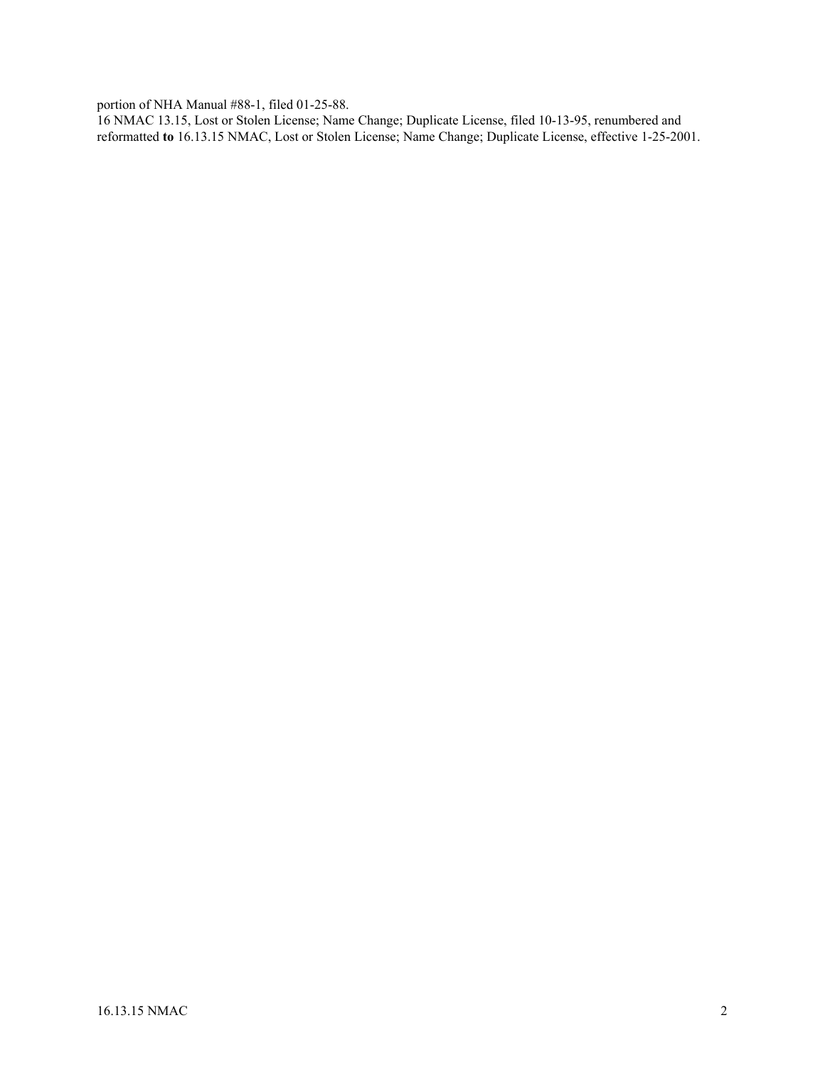portion of NHA Manual #88-1, filed 01-25-88.
16 NMAC 13.15, Lost or Stolen License; Name Change; Duplicate License, filed 10-13-95, renumbered and reformatted **to** 16.13.15 NMAC, Lost or Stolen License; Name Change; Duplicate License, effective 1-25-2001.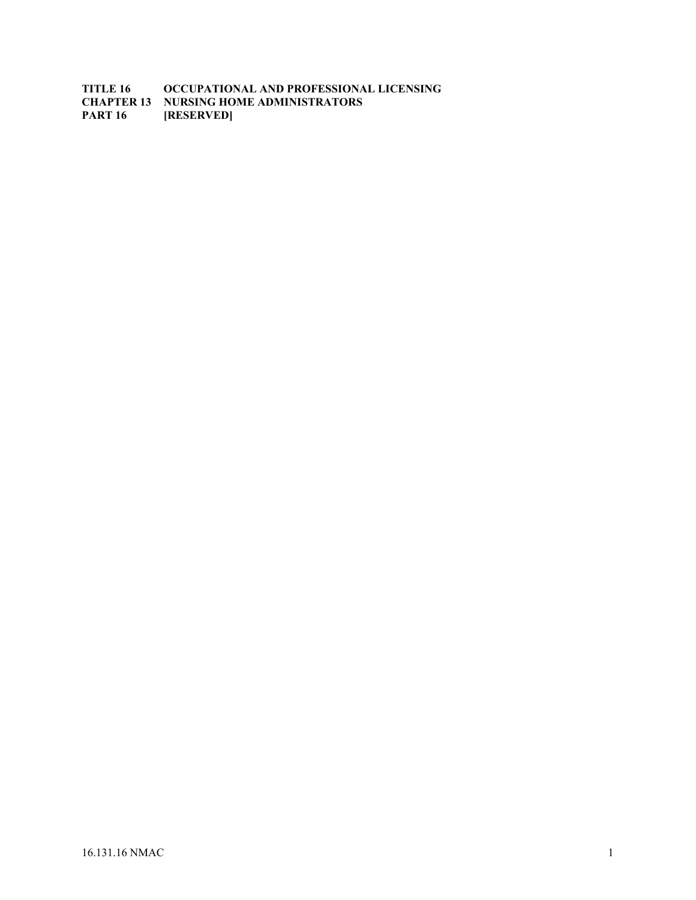**TITLE 16 OCCUPATIONAL AND PROFESSIONAL LICENSING**
**CHAPTER 13 NURSING HOME ADMINISTRATORS**
**PART 16 [RESERVED]**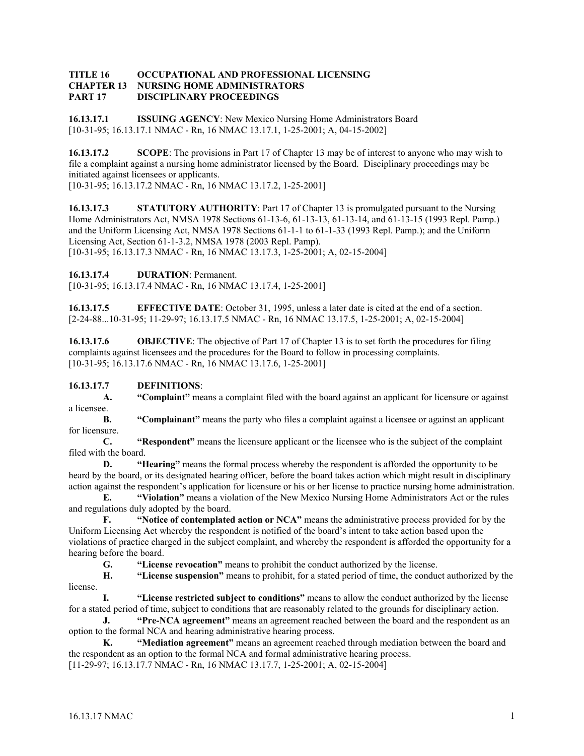**TITLE 16 OCCUPATIONAL AND PROFESSIONAL LICENSING**
**CHAPTER 13 NURSING HOME ADMINISTRATORS**
**PART 17 DISCIPLINARY PROCEEDINGS**

**16.13.17.1 ISSUING AGENCY**: New Mexico Nursing Home Administrators Board
[10-31-95; 16.13.17.1 NMAC - Rn, 16 NMAC 13.17.1, 1-25-2001; A, 04-15-2002]

**16.13.17.2 SCOPE**: The provisions in Part 17 of Chapter 13 may be of interest to anyone who may wish to file a complaint against a nursing home administrator licensed by the Board. Disciplinary proceedings may be initiated against licensees or applicants.
[10-31-95; 16.13.17.2 NMAC - Rn, 16 NMAC 13.17.2, 1-25-2001]

**16.13.17.3 STATUTORY AUTHORITY**: Part 17 of Chapter 13 is promulgated pursuant to the Nursing Home Administrators Act, NMSA 1978 Sections 61-13-6, 61-13-13, 61-13-14, and 61-13-15 (1993 Repl. Pamp.) and the Uniform Licensing Act, NMSA 1978 Sections 61-1-1 to 61-1-33 (1993 Repl. Pamp.); and the Uniform Licensing Act, Section 61-1-3.2, NMSA 1978 (2003 Repl. Pamp).
[10-31-95; 16.13.17.3 NMAC - Rn, 16 NMAC 13.17.3, 1-25-2001; A, 02-15-2004]

**16.13.17.4 DURATION**: Permanent.
[10-31-95; 16.13.17.4 NMAC - Rn, 16 NMAC 13.17.4, 1-25-2001]

**16.13.17.5 EFFECTIVE DATE**: October 31, 1995, unless a later date is cited at the end of a section.
[2-24-88...10-31-95; 11-29-97; 16.13.17.5 NMAC - Rn, 16 NMAC 13.17.5, 1-25-2001; A, 02-15-2004]

**16.13.17.6 OBJECTIVE**: The objective of Part 17 of Chapter 13 is to set forth the procedures for filing complaints against licensees and the procedures for the Board to follow in processing complaints.
[10-31-95; 16.13.17.6 NMAC - Rn, 16 NMAC 13.17.6, 1-25-2001]

**16.13.17.7 DEFINITIONS**:

**A. "Complaint"** means a complaint filed with the board against an applicant for licensure or against a licensee.

**B. "Complainant"** means the party who files a complaint against a licensee or against an applicant for licensure.

**C. "Respondent"** means the licensure applicant or the licensee who is the subject of the complaint filed with the board.

**D. "Hearing"** means the formal process whereby the respondent is afforded the opportunity to be heard by the board, or its designated hearing officer, before the board takes action which might result in disciplinary action against the respondent's application for licensure or his or her license to practice nursing home administration.

**E. "Violation"** means a violation of the New Mexico Nursing Home Administrators Act or the rules and regulations duly adopted by the board.

**F. "Notice of contemplated action or NCA"** means the administrative process provided for by the Uniform Licensing Act whereby the respondent is notified of the board's intent to take action based upon the violations of practice charged in the subject complaint, and whereby the respondent is afforded the opportunity for a hearing before the board.

**G. "License revocation"** means to prohibit the conduct authorized by the license.

**H. "License suspension"** means to prohibit, for a stated period of time, the conduct authorized by the license.

**I. "License restricted subject to conditions"** means to allow the conduct authorized by the license for a stated period of time, subject to conditions that are reasonably related to the grounds for disciplinary action.

**J. "Pre-NCA agreement"** means an agreement reached between the board and the respondent as an option to the formal NCA and hearing administrative hearing process.

**K. "Mediation agreement"** means an agreement reached through mediation between the board and the respondent as an option to the formal NCA and formal administrative hearing process.
[11-29-97; 16.13.17.7 NMAC - Rn, 16 NMAC 13.17.7, 1-25-2001; A, 02-15-2004]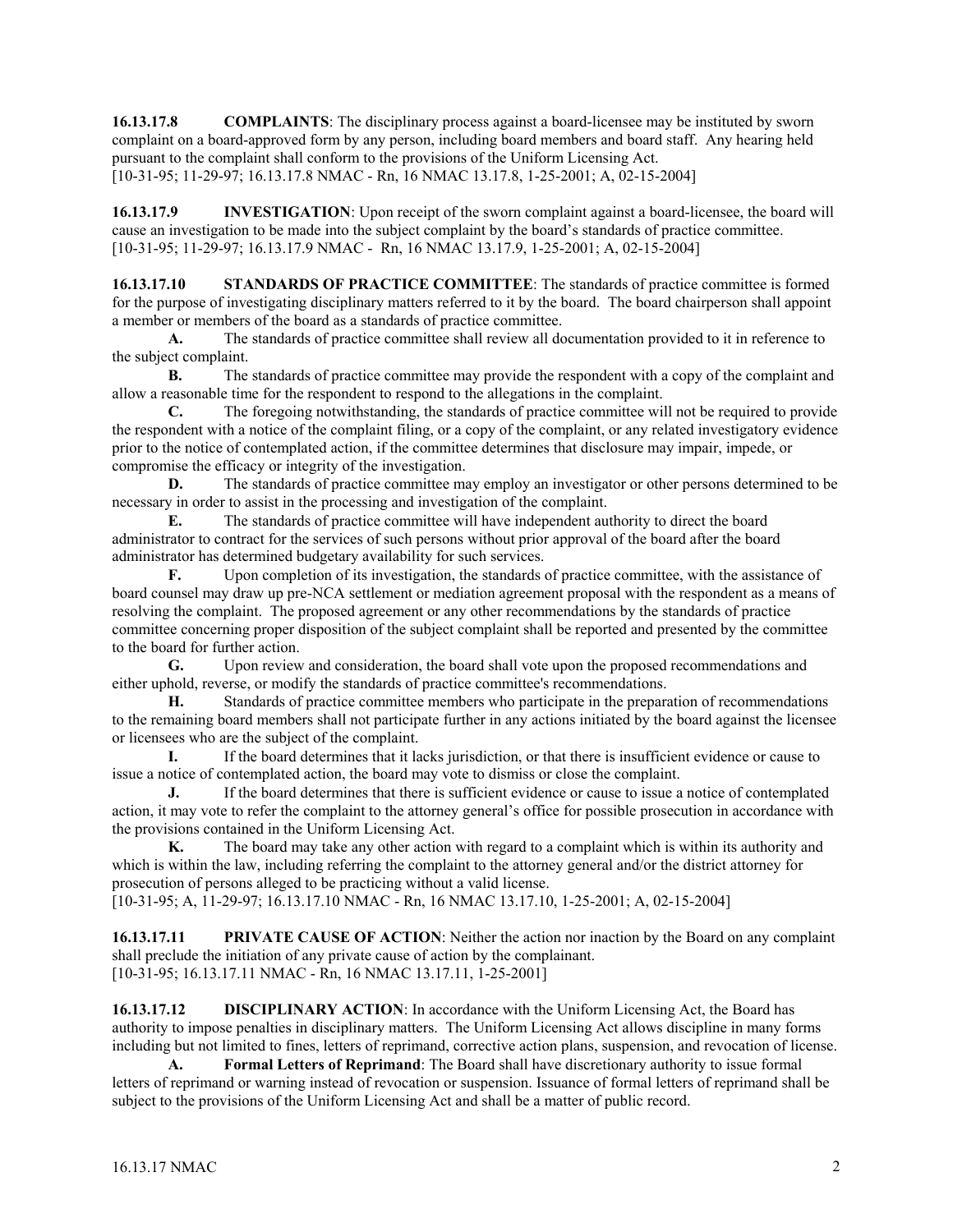**16.13.17.8 COMPLAINTS**: The disciplinary process against a board-licensee may be instituted by sworn complaint on a board-approved form by any person, including board members and board staff. Any hearing held pursuant to the complaint shall conform to the provisions of the Uniform Licensing Act.
[10-31-95; 11-29-97; 16.13.17.8 NMAC - Rn, 16 NMAC 13.17.8, 1-25-2001; A, 02-15-2004]

**16.13.17.9 INVESTIGATION**: Upon receipt of the sworn complaint against a board-licensee, the board will cause an investigation to be made into the subject complaint by the board's standards of practice committee.
[10-31-95; 11-29-97; 16.13.17.9 NMAC - Rn, 16 NMAC 13.17.9, 1-25-2001; A, 02-15-2004]

**16.13.17.10 STANDARDS OF PRACTICE COMMITTEE**: The standards of practice committee is formed for the purpose of investigating disciplinary matters referred to it by the board. The board chairperson shall appoint a member or members of the board as a standards of practice committee.

**A.** The standards of practice committee shall review all documentation provided to it in reference to the subject complaint.

**B.** The standards of practice committee may provide the respondent with a copy of the complaint and allow a reasonable time for the respondent to respond to the allegations in the complaint.

**C.** The foregoing notwithstanding, the standards of practice committee will not be required to provide the respondent with a notice of the complaint filing, or a copy of the complaint, or any related investigatory evidence prior to the notice of contemplated action, if the committee determines that disclosure may impair, impede, or compromise the efficacy or integrity of the investigation.

**D.** The standards of practice committee may employ an investigator or other persons determined to be necessary in order to assist in the processing and investigation of the complaint.

**E.** The standards of practice committee will have independent authority to direct the board administrator to contract for the services of such persons without prior approval of the board after the board administrator has determined budgetary availability for such services.

**F.** Upon completion of its investigation, the standards of practice committee, with the assistance of board counsel may draw up pre-NCA settlement or mediation agreement proposal with the respondent as a means of resolving the complaint. The proposed agreement or any other recommendations by the standards of practice committee concerning proper disposition of the subject complaint shall be reported and presented by the committee to the board for further action.

**G.** Upon review and consideration, the board shall vote upon the proposed recommendations and either uphold, reverse, or modify the standards of practice committee's recommendations.

**H.** Standards of practice committee members who participate in the preparation of recommendations to the remaining board members shall not participate further in any actions initiated by the board against the licensee or licensees who are the subject of the complaint.

**I.** If the board determines that it lacks jurisdiction, or that there is insufficient evidence or cause to issue a notice of contemplated action, the board may vote to dismiss or close the complaint.

**J.** If the board determines that there is sufficient evidence or cause to issue a notice of contemplated action, it may vote to refer the complaint to the attorney general's office for possible prosecution in accordance with the provisions contained in the Uniform Licensing Act.

**K.** The board may take any other action with regard to a complaint which is within its authority and which is within the law, including referring the complaint to the attorney general and/or the district attorney for prosecution of persons alleged to be practicing without a valid license.
[10-31-95; A, 11-29-97; 16.13.17.10 NMAC - Rn, 16 NMAC 13.17.10, 1-25-2001; A, 02-15-2004]

**16.13.17.11 PRIVATE CAUSE OF ACTION**: Neither the action nor inaction by the Board on any complaint shall preclude the initiation of any private cause of action by the complainant.
[10-31-95; 16.13.17.11 NMAC - Rn, 16 NMAC 13.17.11, 1-25-2001]

**16.13.17.12 DISCIPLINARY ACTION**: In accordance with the Uniform Licensing Act, the Board has authority to impose penalties in disciplinary matters. The Uniform Licensing Act allows discipline in many forms including but not limited to fines, letters of reprimand, corrective action plans, suspension, and revocation of license.

**A. Formal Letters of Reprimand**: The Board shall have discretionary authority to issue formal letters of reprimand or warning instead of revocation or suspension. Issuance of formal letters of reprimand shall be subject to the provisions of the Uniform Licensing Act and shall be a matter of public record.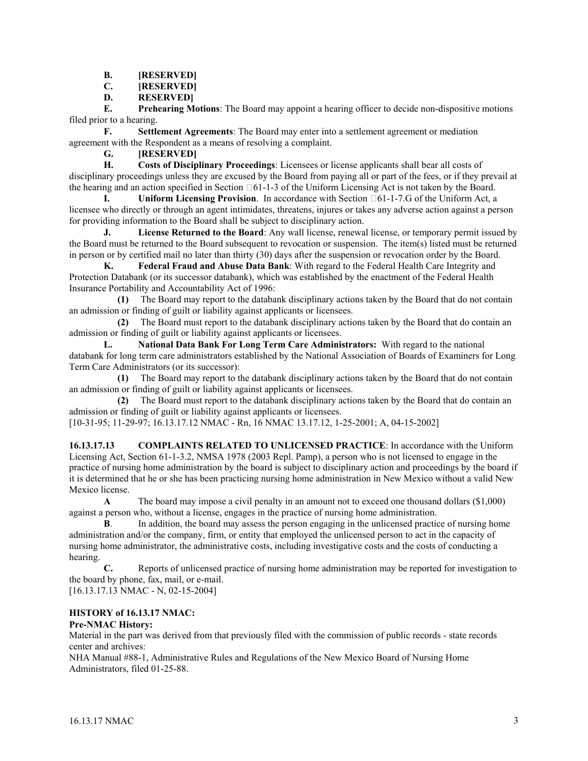**B. [RESERVED]**

**C. [RESERVED]**

**D. RESERVED]**

**E. Prehearing Motions**: The Board may appoint a hearing officer to decide non-dispositive motions filed prior to a hearing.

**F. Settlement Agreements**: The Board may enter into a settlement agreement or mediation agreement with the Respondent as a means of resolving a complaint.

**G. [RESERVED]**

**H. Costs of Disciplinary Proceedings**: Licensees or license applicants shall bear all costs of disciplinary proceedings unless they are excused by the Board from paying all or part of the fees, or if they prevail at the hearing and an action specified in Section 61-1-3 of the Uniform Licensing Act is not taken by the Board.

**I. Uniform Licensing Provision**. In accordance with Section 61-1-7.G of the Uniform Act, a licensee who directly or through an agent intimidates, threatens, injures or takes any adverse action against a person for providing information to the Board shall be subject to disciplinary action.

**J. License Returned to the Board**: Any wall license, renewal license, or temporary permit issued by the Board must be returned to the Board subsequent to revocation or suspension. The item(s) listed must be returned in person or by certified mail no later than thirty (30) days after the suspension or revocation order by the Board.

**K. Federal Fraud and Abuse Data Bank**: With regard to the Federal Health Care Integrity and Protection Databank (or its successor databank), which was established by the enactment of the Federal Health Insurance Portability and Accountability Act of 1996:

**(1)** The Board may report to the databank disciplinary actions taken by the Board that do not contain an admission or finding of guilt or liability against applicants or licensees.

**(2)** The Board must report to the databank disciplinary actions taken by the Board that do contain an admission or finding of guilt or liability against applicants or licensees.

**L. National Data Bank For Long Term Care Administrators:** With regard to the national databank for long term care administrators established by the National Association of Boards of Examiners for Long Term Care Administrators (or its successor):

**(1)** The Board may report to the databank disciplinary actions taken by the Board that do not contain an admission or finding of guilt or liability against applicants or licensees.

**(2)** The Board must report to the databank disciplinary actions taken by the Board that do contain an admission or finding of guilt or liability against applicants or licensees.

[10-31-95; 11-29-97; 16.13.17.12 NMAC - Rn, 16 NMAC 13.17.12, 1-25-2001; A, 04-15-2002]

**16.13.17.13 COMPLAINTS RELATED TO UNLICENSED PRACTICE**: In accordance with the Uniform Licensing Act, Section 61-1-3.2, NMSA 1978 (2003 Repl. Pamp), a person who is not licensed to engage in the practice of nursing home administration by the board is subject to disciplinary action and proceedings by the board if it is determined that he or she has been practicing nursing home administration in New Mexico without a valid New Mexico license.

**A** The board may impose a civil penalty in an amount not to exceed one thousand dollars ($1,000) against a person who, without a license, engages in the practice of nursing home administration.

**B**. In addition, the board may assess the person engaging in the unlicensed practice of nursing home administration and/or the company, firm, or entity that employed the unlicensed person to act in the capacity of nursing home administrator, the administrative costs, including investigative costs and the costs of conducting a hearing.

**C.** Reports of unlicensed practice of nursing home administration may be reported for investigation to the board by phone, fax, mail, or e-mail.

[16.13.17.13 NMAC - N, 02-15-2004]

**HISTORY of 16.13.17 NMAC:**

**Pre-NMAC History:**

Material in the part was derived from that previously filed with the commission of public records - state records center and archives:

NHA Manual #88-1, Administrative Rules and Regulations of the New Mexico Board of Nursing Home Administrators, filed 01-25-88.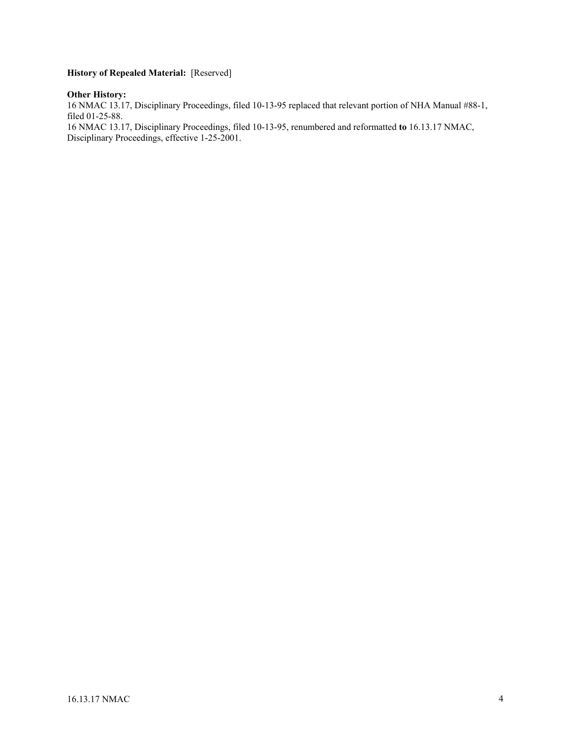**History of Repealed Material:** [Reserved]

**Other History:**
16 NMAC 13.17, Disciplinary Proceedings, filed 10-13-95 replaced that relevant portion of NHA Manual #88-1, filed 01-25-88.
16 NMAC 13.17, Disciplinary Proceedings, filed 10-13-95, renumbered and reformatted **to** 16.13.17 NMAC, Disciplinary Proceedings, effective 1-25-2001.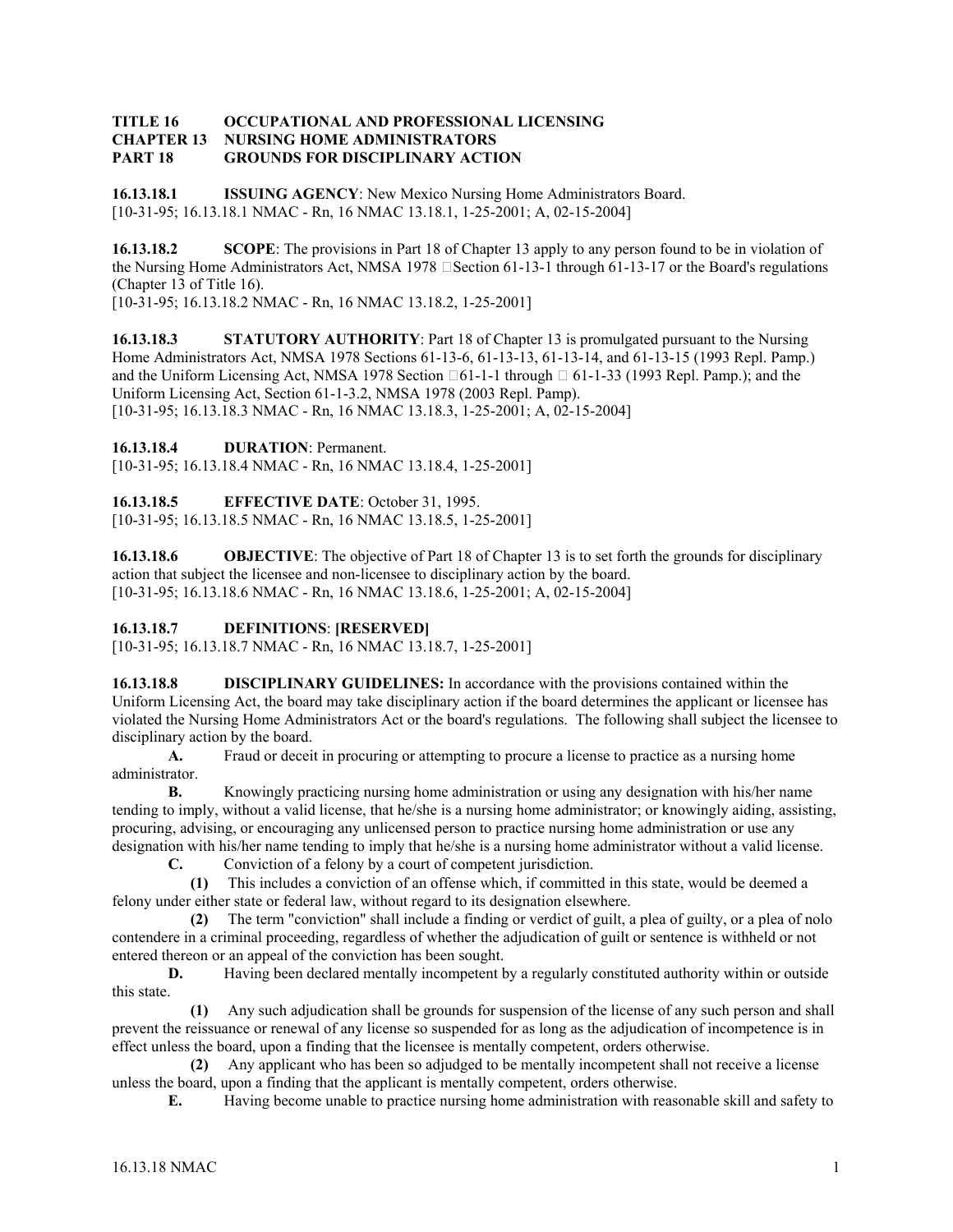**TITLE 16 OCCUPATIONAL AND PROFESSIONAL LICENSING**
**CHAPTER 13 NURSING HOME ADMINISTRATORS**
**PART 18 GROUNDS FOR DISCIPLINARY ACTION**

**16.13.18.1 ISSUING AGENCY**: New Mexico Nursing Home Administrators Board.
[10-31-95; 16.13.18.1 NMAC - Rn, 16 NMAC 13.18.1, 1-25-2001; A, 02-15-2004]

**16.13.18.2 SCOPE**: The provisions in Part 18 of Chapter 13 apply to any person found to be in violation of the Nursing Home Administrators Act, NMSA 1978 Section 61-13-1 through 61-13-17 or the Board's regulations (Chapter 13 of Title 16).
[10-31-95; 16.13.18.2 NMAC - Rn, 16 NMAC 13.18.2, 1-25-2001]

**16.13.18.3 STATUTORY AUTHORITY**: Part 18 of Chapter 13 is promulgated pursuant to the Nursing Home Administrators Act, NMSA 1978 Sections 61-13-6, 61-13-13, 61-13-14, and 61-13-15 (1993 Repl. Pamp.) and the Uniform Licensing Act, NMSA 1978 Section 61-1-1 through 61-1-33 (1993 Repl. Pamp.); and the Uniform Licensing Act, Section 61-1-3.2, NMSA 1978 (2003 Repl. Pamp).
[10-31-95; 16.13.18.3 NMAC - Rn, 16 NMAC 13.18.3, 1-25-2001; A, 02-15-2004]

**16.13.18.4 DURATION**: Permanent.
[10-31-95; 16.13.18.4 NMAC - Rn, 16 NMAC 13.18.4, 1-25-2001]

**16.13.18.5 EFFECTIVE DATE**: October 31, 1995.
[10-31-95; 16.13.18.5 NMAC - Rn, 16 NMAC 13.18.5, 1-25-2001]

**16.13.18.6 OBJECTIVE**: The objective of Part 18 of Chapter 13 is to set forth the grounds for disciplinary action that subject the licensee and non-licensee to disciplinary action by the board.
[10-31-95; 16.13.18.6 NMAC - Rn, 16 NMAC 13.18.6, 1-25-2001; A, 02-15-2004]

**16.13.18.7 DEFINITIONS**: **[RESERVED]**
[10-31-95; 16.13.18.7 NMAC - Rn, 16 NMAC 13.18.7, 1-25-2001]

**16.13.18.8 DISCIPLINARY GUIDELINES:** In accordance with the provisions contained within the Uniform Licensing Act, the board may take disciplinary action if the board determines the applicant or licensee has violated the Nursing Home Administrators Act or the board's regulations. The following shall subject the licensee to disciplinary action by the board.

**A.** Fraud or deceit in procuring or attempting to procure a license to practice as a nursing home administrator.

**B.** Knowingly practicing nursing home administration or using any designation with his/her name tending to imply, without a valid license, that he/she is a nursing home administrator; or knowingly aiding, assisting, procuring, advising, or encouraging any unlicensed person to practice nursing home administration or use any designation with his/her name tending to imply that he/she is a nursing home administrator without a valid license.

**C.** Conviction of a felony by a court of competent jurisdiction.

**(1)** This includes a conviction of an offense which, if committed in this state, would be deemed a felony under either state or federal law, without regard to its designation elsewhere.

**(2)** The term "conviction" shall include a finding or verdict of guilt, a plea of guilty, or a plea of nolo contendere in a criminal proceeding, regardless of whether the adjudication of guilt or sentence is withheld or not entered thereon or an appeal of the conviction has been sought.

**D.** Having been declared mentally incompetent by a regularly constituted authority within or outside this state.

**(1)** Any such adjudication shall be grounds for suspension of the license of any such person and shall prevent the reissuance or renewal of any license so suspended for as long as the adjudication of incompetence is in effect unless the board, upon a finding that the licensee is mentally competent, orders otherwise.

**(2)** Any applicant who has been so adjudged to be mentally incompetent shall not receive a license unless the board, upon a finding that the applicant is mentally competent, orders otherwise.

**E.** Having become unable to practice nursing home administration with reasonable skill and safety to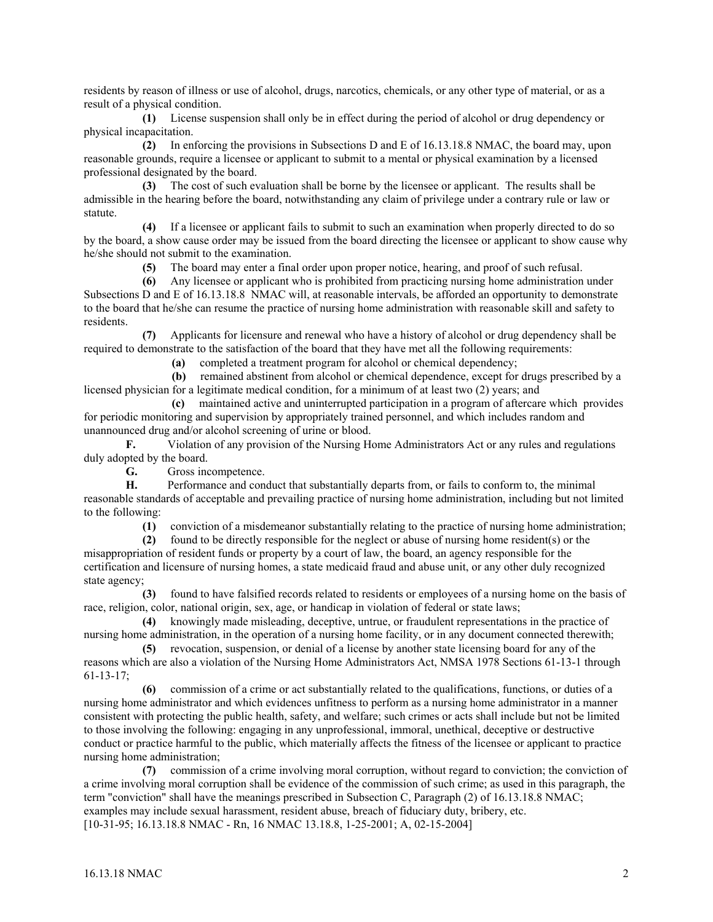residents by reason of illness or use of alcohol, drugs, narcotics, chemicals, or any other type of material, or as a result of a physical condition.

**(1)** License suspension shall only be in effect during the period of alcohol or drug dependency or physical incapacitation.

**(2)** In enforcing the provisions in Subsections D and E of 16.13.18.8 NMAC, the board may, upon reasonable grounds, require a licensee or applicant to submit to a mental or physical examination by a licensed professional designated by the board.

**(3)** The cost of such evaluation shall be borne by the licensee or applicant. The results shall be admissible in the hearing before the board, notwithstanding any claim of privilege under a contrary rule or law or statute.

**(4)** If a licensee or applicant fails to submit to such an examination when properly directed to do so by the board, a show cause order may be issued from the board directing the licensee or applicant to show cause why he/she should not submit to the examination.

**(5)** The board may enter a final order upon proper notice, hearing, and proof of such refusal.

**(6)** Any licensee or applicant who is prohibited from practicing nursing home administration under Subsections D and E of 16.13.18.8 NMAC will, at reasonable intervals, be afforded an opportunity to demonstrate to the board that he/she can resume the practice of nursing home administration with reasonable skill and safety to residents.

**(7)** Applicants for licensure and renewal who have a history of alcohol or drug dependency shall be required to demonstrate to the satisfaction of the board that they have met all the following requirements:

**(a)** completed a treatment program for alcohol or chemical dependency;

**(b)** remained abstinent from alcohol or chemical dependence, except for drugs prescribed by a licensed physician for a legitimate medical condition, for a minimum of at least two (2) years; and

**(c)** maintained active and uninterrupted participation in a program of aftercare which provides for periodic monitoring and supervision by appropriately trained personnel, and which includes random and unannounced drug and/or alcohol screening of urine or blood.

**F.** Violation of any provision of the Nursing Home Administrators Act or any rules and regulations duly adopted by the board.

**G.** Gross incompetence.

**H.** Performance and conduct that substantially departs from, or fails to conform to, the minimal reasonable standards of acceptable and prevailing practice of nursing home administration, including but not limited to the following:

**(1)** conviction of a misdemeanor substantially relating to the practice of nursing home administration;

**(2)** found to be directly responsible for the neglect or abuse of nursing home resident(s) or the misappropriation of resident funds or property by a court of law, the board, an agency responsible for the certification and licensure of nursing homes, a state medicaid fraud and abuse unit, or any other duly recognized state agency;

**(3)** found to have falsified records related to residents or employees of a nursing home on the basis of race, religion, color, national origin, sex, age, or handicap in violation of federal or state laws;

**(4)** knowingly made misleading, deceptive, untrue, or fraudulent representations in the practice of nursing home administration, in the operation of a nursing home facility, or in any document connected therewith;

**(5)** revocation, suspension, or denial of a license by another state licensing board for any of the reasons which are also a violation of the Nursing Home Administrators Act, NMSA 1978 Sections 61-13-1 through 61-13-17;

**(6)** commission of a crime or act substantially related to the qualifications, functions, or duties of a nursing home administrator and which evidences unfitness to perform as a nursing home administrator in a manner consistent with protecting the public health, safety, and welfare; such crimes or acts shall include but not be limited to those involving the following: engaging in any unprofessional, immoral, unethical, deceptive or destructive conduct or practice harmful to the public, which materially affects the fitness of the licensee or applicant to practice nursing home administration;

**(7)** commission of a crime involving moral corruption, without regard to conviction; the conviction of a crime involving moral corruption shall be evidence of the commission of such crime; as used in this paragraph, the term "conviction" shall have the meanings prescribed in Subsection C, Paragraph (2) of 16.13.18.8 NMAC; examples may include sexual harassment, resident abuse, breach of fiduciary duty, bribery, etc.

[10-31-95; 16.13.18.8 NMAC - Rn, 16 NMAC 13.18.8, 1-25-2001; A, 02-15-2004]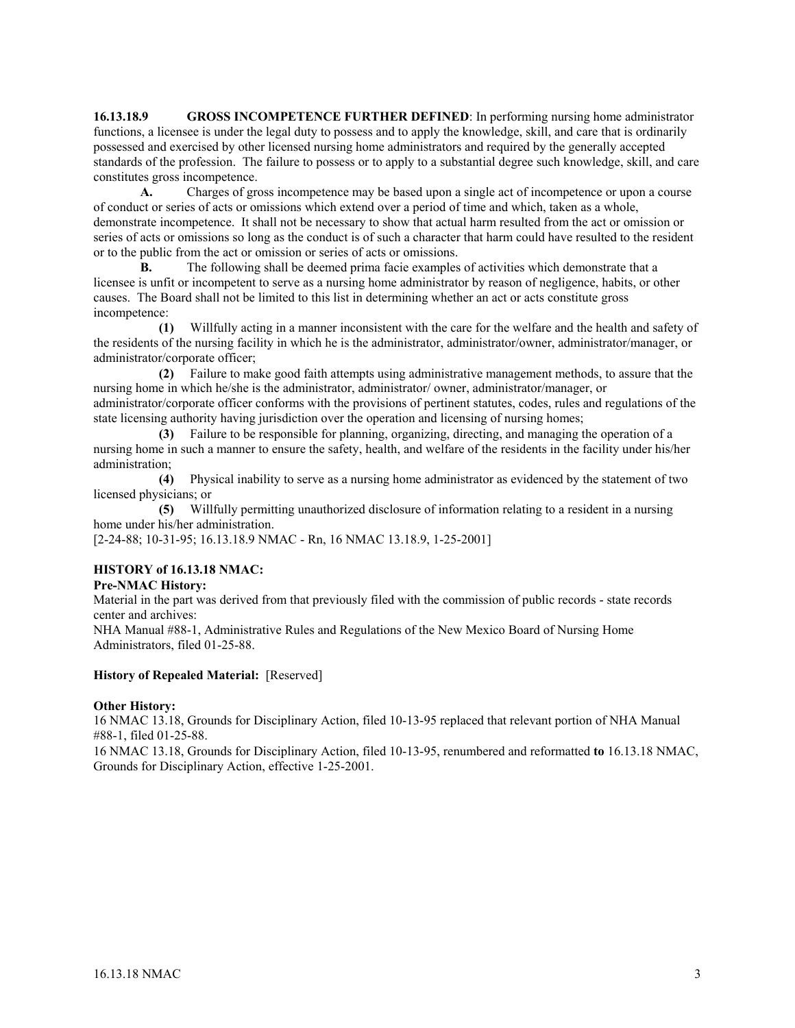**16.13.18.9 GROSS INCOMPETENCE FURTHER DEFINED**: In performing nursing home administrator functions, a licensee is under the legal duty to possess and to apply the knowledge, skill, and care that is ordinarily possessed and exercised by other licensed nursing home administrators and required by the generally accepted standards of the profession. The failure to possess or to apply to a substantial degree such knowledge, skill, and care constitutes gross incompetence.

**A.** Charges of gross incompetence may be based upon a single act of incompetence or upon a course of conduct or series of acts or omissions which extend over a period of time and which, taken as a whole, demonstrate incompetence. It shall not be necessary to show that actual harm resulted from the act or omission or series of acts or omissions so long as the conduct is of such a character that harm could have resulted to the resident or to the public from the act or omission or series of acts or omissions.

**B.** The following shall be deemed prima facie examples of activities which demonstrate that a licensee is unfit or incompetent to serve as a nursing home administrator by reason of negligence, habits, or other causes. The Board shall not be limited to this list in determining whether an act or acts constitute gross incompetence:

**(1)** Willfully acting in a manner inconsistent with the care for the welfare and the health and safety of the residents of the nursing facility in which he is the administrator, administrator/owner, administrator/manager, or administrator/corporate officer;

**(2)** Failure to make good faith attempts using administrative management methods, to assure that the nursing home in which he/she is the administrator, administrator/ owner, administrator/manager, or administrator/corporate officer conforms with the provisions of pertinent statutes, codes, rules and regulations of the state licensing authority having jurisdiction over the operation and licensing of nursing homes;

**(3)** Failure to be responsible for planning, organizing, directing, and managing the operation of a nursing home in such a manner to ensure the safety, health, and welfare of the residents in the facility under his/her administration;

**(4)** Physical inability to serve as a nursing home administrator as evidenced by the statement of two licensed physicians; or

**(5)** Willfully permitting unauthorized disclosure of information relating to a resident in a nursing home under his/her administration.

[2-24-88; 10-31-95; 16.13.18.9 NMAC - Rn, 16 NMAC 13.18.9, 1-25-2001]

**HISTORY of 16.13.18 NMAC:**

**Pre-NMAC History:**

Material in the part was derived from that previously filed with the commission of public records - state records center and archives:

NHA Manual #88-1, Administrative Rules and Regulations of the New Mexico Board of Nursing Home Administrators, filed 01-25-88.

**History of Repealed Material:** [Reserved]

**Other History:**

16 NMAC 13.18, Grounds for Disciplinary Action, filed 10-13-95 replaced that relevant portion of NHA Manual #88-1, filed 01-25-88.

16 NMAC 13.18, Grounds for Disciplinary Action, filed 10-13-95, renumbered and reformatted **to** 16.13.18 NMAC, Grounds for Disciplinary Action, effective 1-25-2001.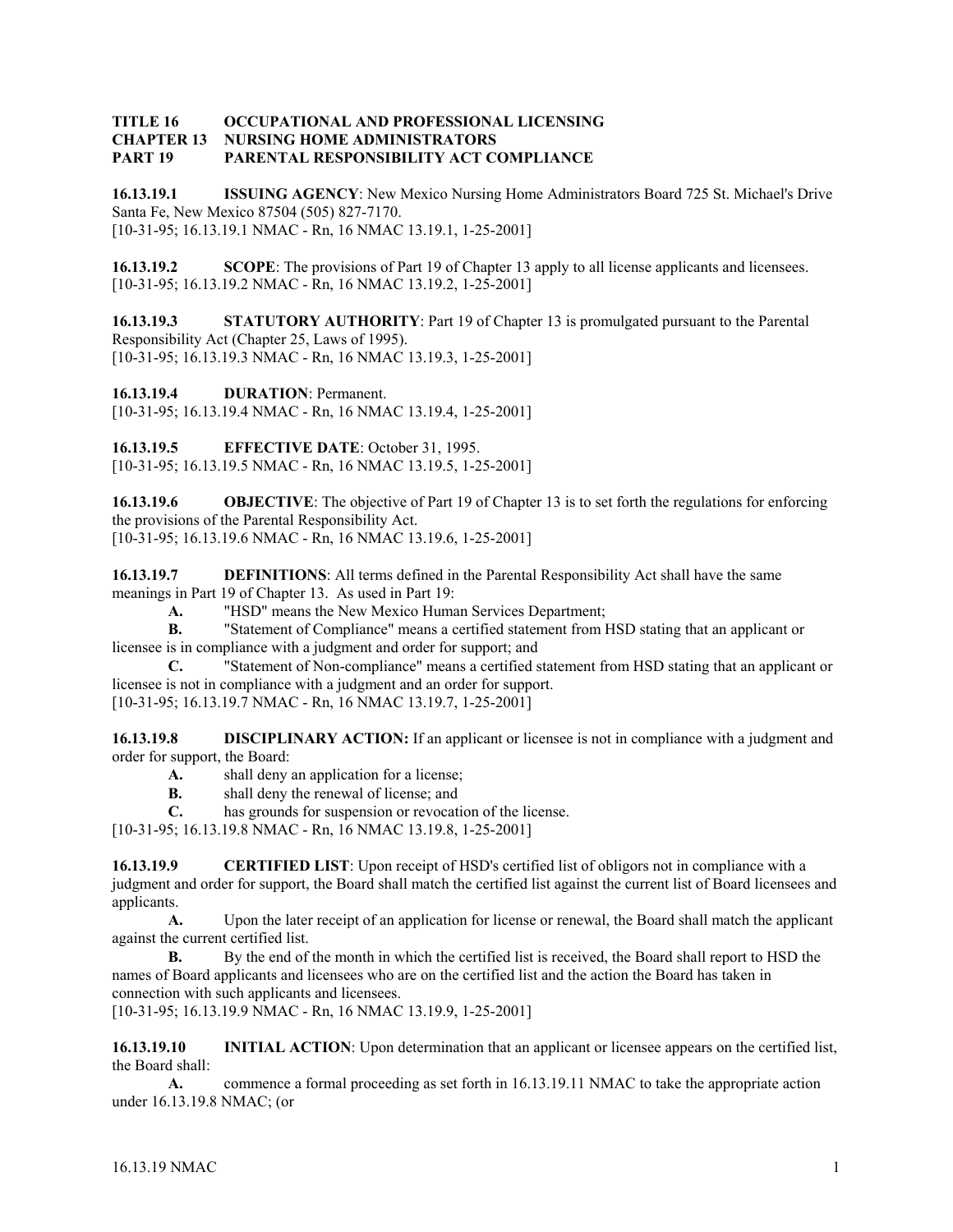**TITLE 16 OCCUPATIONAL AND PROFESSIONAL LICENSING**
**CHAPTER 13 NURSING HOME ADMINISTRATORS**
**PART 19 PARENTAL RESPONSIBILITY ACT COMPLIANCE**

**16.13.19.1 ISSUING AGENCY**: New Mexico Nursing Home Administrators Board 725 St. Michael's Drive Santa Fe, New Mexico 87504 (505) 827-7170.
[10-31-95; 16.13.19.1 NMAC - Rn, 16 NMAC 13.19.1, 1-25-2001]

**16.13.19.2 SCOPE**: The provisions of Part 19 of Chapter 13 apply to all license applicants and licensees.
[10-31-95; 16.13.19.2 NMAC - Rn, 16 NMAC 13.19.2, 1-25-2001]

**16.13.19.3 STATUTORY AUTHORITY**: Part 19 of Chapter 13 is promulgated pursuant to the Parental Responsibility Act (Chapter 25, Laws of 1995).
[10-31-95; 16.13.19.3 NMAC - Rn, 16 NMAC 13.19.3, 1-25-2001]

**16.13.19.4 DURATION**: Permanent.
[10-31-95; 16.13.19.4 NMAC - Rn, 16 NMAC 13.19.4, 1-25-2001]

**16.13.19.5 EFFECTIVE DATE**: October 31, 1995.
[10-31-95; 16.13.19.5 NMAC - Rn, 16 NMAC 13.19.5, 1-25-2001]

**16.13.19.6 OBJECTIVE**: The objective of Part 19 of Chapter 13 is to set forth the regulations for enforcing the provisions of the Parental Responsibility Act.
[10-31-95; 16.13.19.6 NMAC - Rn, 16 NMAC 13.19.6, 1-25-2001]

**16.13.19.7 DEFINITIONS**: All terms defined in the Parental Responsibility Act shall have the same meanings in Part 19 of Chapter 13. As used in Part 19:

**A.** "HSD" means the New Mexico Human Services Department;

**B.** "Statement of Compliance" means a certified statement from HSD stating that an applicant or licensee is in compliance with a judgment and order for support; and

**C.** "Statement of Non-compliance" means a certified statement from HSD stating that an applicant or licensee is not in compliance with a judgment and an order for support.

[10-31-95; 16.13.19.7 NMAC - Rn, 16 NMAC 13.19.7, 1-25-2001]

**16.13.19.8 DISCIPLINARY ACTION:** If an applicant or licensee is not in compliance with a judgment and order for support, the Board:

**A.** shall deny an application for a license;

**B.** shall deny the renewal of license; and

**C.** has grounds for suspension or revocation of the license.

[10-31-95; 16.13.19.8 NMAC - Rn, 16 NMAC 13.19.8, 1-25-2001]

**16.13.19.9 CERTIFIED LIST**: Upon receipt of HSD's certified list of obligors not in compliance with a judgment and order for support, the Board shall match the certified list against the current list of Board licensees and applicants.

**A.** Upon the later receipt of an application for license or renewal, the Board shall match the applicant against the current certified list.

**B.** By the end of the month in which the certified list is received, the Board shall report to HSD the names of Board applicants and licensees who are on the certified list and the action the Board has taken in connection with such applicants and licensees.

[10-31-95; 16.13.19.9 NMAC - Rn, 16 NMAC 13.19.9, 1-25-2001]

**16.13.19.10 INITIAL ACTION**: Upon determination that an applicant or licensee appears on the certified list, the Board shall:

**A.** commence a formal proceeding as set forth in 16.13.19.11 NMAC to take the appropriate action under 16.13.19.8 NMAC; (or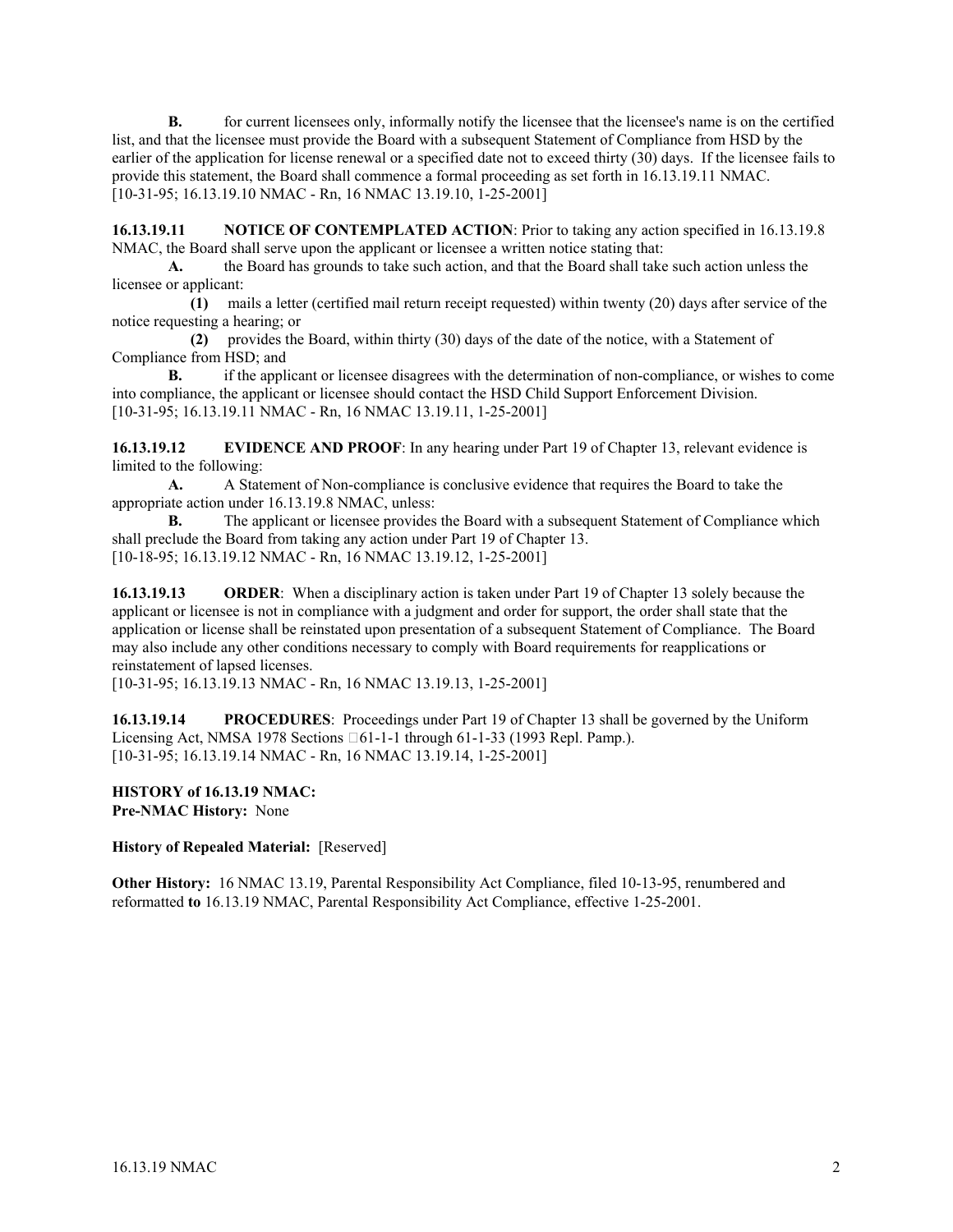**B.** for current licensees only, informally notify the licensee that the licensee's name is on the certified list, and that the licensee must provide the Board with a subsequent Statement of Compliance from HSD by the earlier of the application for license renewal or a specified date not to exceed thirty (30) days. If the licensee fails to provide this statement, the Board shall commence a formal proceeding as set forth in 16.13.19.11 NMAC.
[10-31-95; 16.13.19.10 NMAC - Rn, 16 NMAC 13.19.10, 1-25-2001]

**16.13.19.11 NOTICE OF CONTEMPLATED ACTION**: Prior to taking any action specified in 16.13.19.8 NMAC, the Board shall serve upon the applicant or licensee a written notice stating that:

**A.** the Board has grounds to take such action, and that the Board shall take such action unless the licensee or applicant:

**(1)** mails a letter (certified mail return receipt requested) within twenty (20) days after service of the notice requesting a hearing; or

**(2)** provides the Board, within thirty (30) days of the date of the notice, with a Statement of Compliance from HSD; and

**B.** if the applicant or licensee disagrees with the determination of non-compliance, or wishes to come into compliance, the applicant or licensee should contact the HSD Child Support Enforcement Division.
[10-31-95; 16.13.19.11 NMAC - Rn, 16 NMAC 13.19.11, 1-25-2001]

**16.13.19.12 EVIDENCE AND PROOF**: In any hearing under Part 19 of Chapter 13, relevant evidence is limited to the following:

**A.** A Statement of Non-compliance is conclusive evidence that requires the Board to take the appropriate action under 16.13.19.8 NMAC, unless:

**B.** The applicant or licensee provides the Board with a subsequent Statement of Compliance which shall preclude the Board from taking any action under Part 19 of Chapter 13.
[10-18-95; 16.13.19.12 NMAC - Rn, 16 NMAC 13.19.12, 1-25-2001]

**16.13.19.13 ORDER**: When a disciplinary action is taken under Part 19 of Chapter 13 solely because the applicant or licensee is not in compliance with a judgment and order for support, the order shall state that the application or license shall be reinstated upon presentation of a subsequent Statement of Compliance. The Board may also include any other conditions necessary to comply with Board requirements for reapplications or reinstatement of lapsed licenses.
[10-31-95; 16.13.19.13 NMAC - Rn, 16 NMAC 13.19.13, 1-25-2001]

**16.13.19.14 PROCEDURES**: Proceedings under Part 19 of Chapter 13 shall be governed by the Uniform Licensing Act, NMSA 1978 Sections §61-1-1 through 61-1-33 (1993 Repl. Pamp.).
[10-31-95; 16.13.19.14 NMAC - Rn, 16 NMAC 13.19.14, 1-25-2001]

**HISTORY of 16.13.19 NMAC:**
**Pre-NMAC History:** None

**History of Repealed Material:** [Reserved]

**Other History:** 16 NMAC 13.19, Parental Responsibility Act Compliance, filed 10-13-95, renumbered and reformatted **to** 16.13.19 NMAC, Parental Responsibility Act Compliance, effective 1-25-2001.